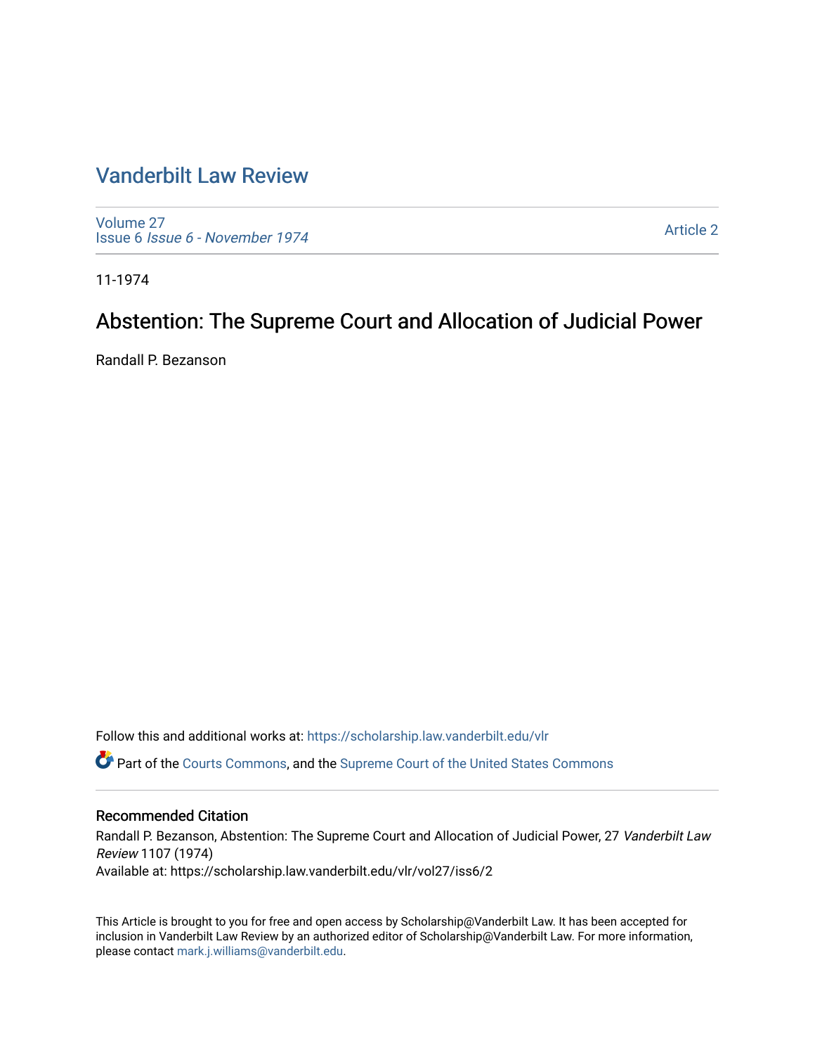# Vanderbilt Law Review

Volume 27
Issue 6 *Issue 6 - November 1974*

Article 2

11-1974

## Abstention: The Supreme Court and Allocation of Judicial Power

Randall P. Bezanson

Follow this and additional works at: https://scholarship.law.vanderbilt.edu/vlr

Part of the Courts Commons, and the Supreme Court of the United States Commons

### Recommended Citation

Randall P. Bezanson, Abstention: The Supreme Court and Allocation of Judicial Power, 27 *Vanderbilt Law Review* 1107 (1974)
Available at: https://scholarship.law.vanderbilt.edu/vlr/vol27/iss6/2

This Article is brought to you for free and open access by Scholarship@Vanderbilt Law. It has been accepted for inclusion in Vanderbilt Law Review by an authorized editor of Scholarship@Vanderbilt Law. For more information, please contact mark.j.williams@vanderbilt.edu.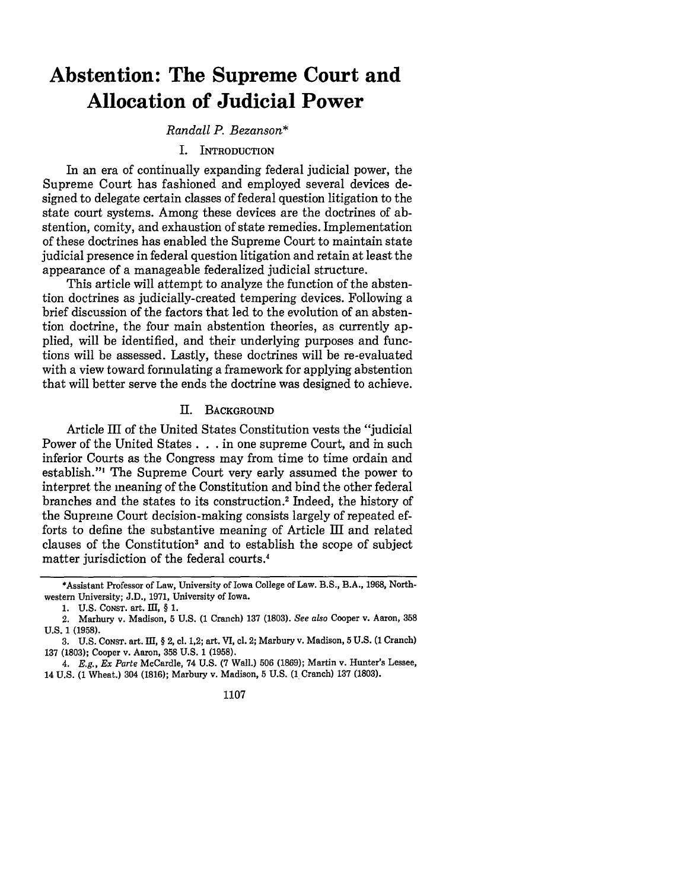# Abstention: The Supreme Court and Allocation of Judicial Power

*Randall P. Bezanson**

## I. Introduction

In an era of continually expanding federal judicial power, the Supreme Court has fashioned and employed several devices designed to delegate certain classes of federal question litigation to the state court systems. Among these devices are the doctrines of abstention, comity, and exhaustion of state remedies. Implementation of these doctrines has enabled the Supreme Court to maintain state judicial presence in federal question litigation and retain at least the appearance of a manageable federalized judicial structure.

This article will attempt to analyze the function of the abstention doctrines as judicially-created tempering devices. Following a brief discussion of the factors that led to the evolution of an abstention doctrine, the four main abstention theories, as currently applied, will be identified, and their underlying purposes and functions will be assessed. Lastly, these doctrines will be re-evaluated with a view toward formulating a framework for applying abstention that will better serve the ends the doctrine was designed to achieve.

## II. Background

Article III of the United States Constitution vests the "judicial Power of the United States . . . in one supreme Court, and in such inferior Courts as the Congress may from time to time ordain and establish."[1] The Supreme Court very early assumed the power to interpret the meaning of the Constitution and bind the other federal branches and the states to its construction.[2] Indeed, the history of the Supreme Court decision-making consists largely of repeated efforts to define the substantive meaning of Article III and related clauses of the Constitution[3] and to establish the scope of subject matter jurisdiction of the federal courts.[4]

---

*Assistant Professor of Law, University of Iowa College of Law. B.S., B.A., 1968, Northwestern University; J.D., 1971, University of Iowa.

1. U.S. Const. art. III, § 1.

2. Marbury v. Madison, 5 U.S. (1 Cranch) 137 (1803). *See also* Cooper v. Aaron, 358 U.S. 1 (1958).

3. U.S. Const. art. III, § 2, cl. 1,2; art. VI, cl. 2; Marbury v. Madison, 5 U.S. (1 Cranch) 137 (1803); Cooper v. Aaron, 358 U.S. 1 (1958).

4. *E.g., Ex Parte* McCardle, 74 U.S. (7 Wall.) 506 (1869); Martin v. Hunter's Lessee, 14 U.S. (1 Wheat.) 304 (1816); Marbury v. Madison, 5 U.S. (1 Cranch) 137 (1803).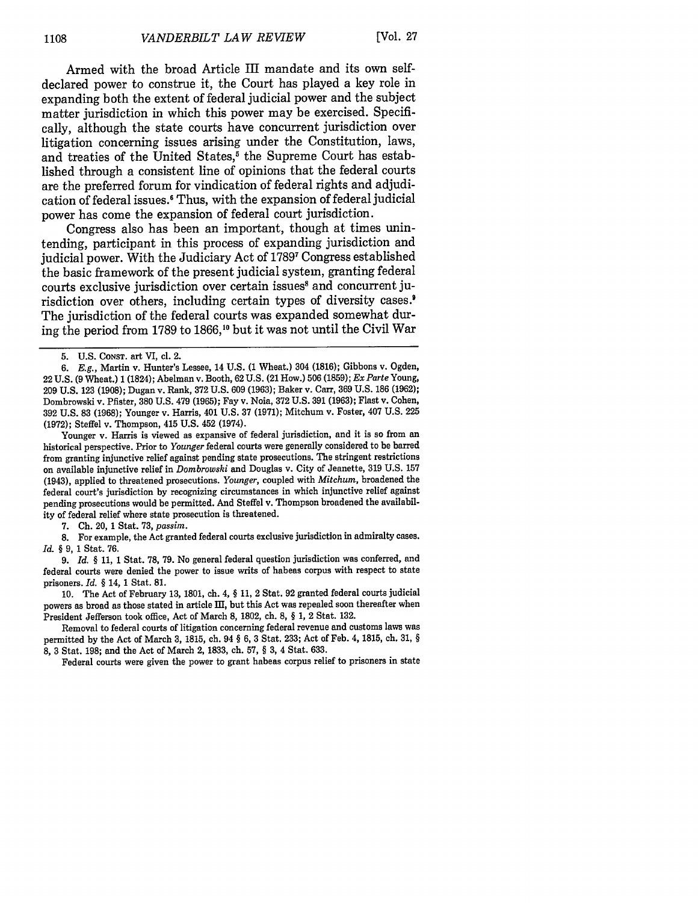Armed with the broad Article III mandate and its own self-declared power to construe it, the Court has played a key role in expanding both the extent of federal judicial power and the subject matter jurisdiction in which this power may be exercised. Specifically, although the state courts have concurrent jurisdiction over litigation concerning issues arising under the Constitution, laws, and treaties of the United States,[5] the Supreme Court has established through a consistent line of opinions that the federal courts are the preferred forum for vindication of federal rights and adjudication of federal issues.[6] Thus, with the expansion of federal judicial power has come the expansion of federal court jurisdiction.

Congress also has been an important, though at times unintending, participant in this process of expanding jurisdiction and judicial power. With the Judiciary Act of 1789[7] Congress established the basic framework of the present judicial system, granting federal courts exclusive jurisdiction over certain issues[8] and concurrent jurisdiction over others, including certain types of diversity cases.[9] The jurisdiction of the federal courts was expanded somewhat during the period from 1789 to 1866,[10] but it was not until the Civil War

---

5. U.S. CONST. art VI, cl. 2.

6. *E.g.*, Martin v. Hunter's Lessee, 14 U.S. (1 Wheat.) 304 (1816); Gibbons v. Ogden, 22 U.S. (9 Wheat.) 1 (1824); Abelman v. Booth, 62 U.S. (21 How.) 506 (1859); *Ex Parte* Young, 209 U.S. 123 (1908); Dugan v. Rank, 372 U.S. 609 (1963); Baker v. Carr, 369 U.S. 186 (1962); Dombrowski v. Pfister, 380 U.S. 479 (1965); Fay v. Noia, 372 U.S. 391 (1963); Flast v. Cohen, 392 U.S. 83 (1968); Younger v. Harris, 401 U.S. 37 (1971); Mitchum v. Foster, 407 U.S. 225 (1972); Steffel v. Thompson, 415 U.S. 452 (1974).

Younger v. Harris is viewed as expansive of federal jurisdiction, and it is so from an historical perspective. Prior to *Younger* federal courts were generally considered to be barred from granting injunctive relief against pending state prosecutions. The stringent restrictions on available injunctive relief in *Dombrowski* and Douglas v. City of Jeanette, 319 U.S. 157 (1943), applied to threatened prosecutions. *Younger*, coupled with *Mitchum*, broadened the federal court's jurisdiction by recognizing circumstances in which injunctive relief against pending prosecutions would be permitted. And Steffel v. Thompson broadened the availability of federal relief where state prosecution is threatened.

7. Ch. 20, 1 Stat. 73, *passim*.

8. For example, the Act granted federal courts exclusive jurisdiction in admiralty cases. *Id.* § 9, 1 Stat. 76.

9. *Id.* § 11, 1 Stat. 78, 79. No general federal question jurisdiction was conferred, and federal courts were denied the power to issue writs of habeas corpus with respect to state prisoners. *Id.* § 14, 1 Stat. 81.

10. The Act of February 13, 1801, ch. 4, § 11, 2 Stat. 92 granted federal courts judicial powers as broad as those stated in article III, but this Act was repealed soon thereafter when President Jefferson took office, Act of March 8, 1802, ch. 8, § 1, 2 Stat. 132.

Removal to federal courts of litigation concerning federal revenue and customs laws was permitted by the Act of March 3, 1815, ch. 94 § 6, 3 Stat. 233; Act of Feb. 4, 1815, ch. 31, § 8, 3 Stat. 198; and the Act of March 2, 1833, ch. 57, § 3, 4 Stat. 633.

Federal courts were given the power to grant habeas corpus relief to prisoners in state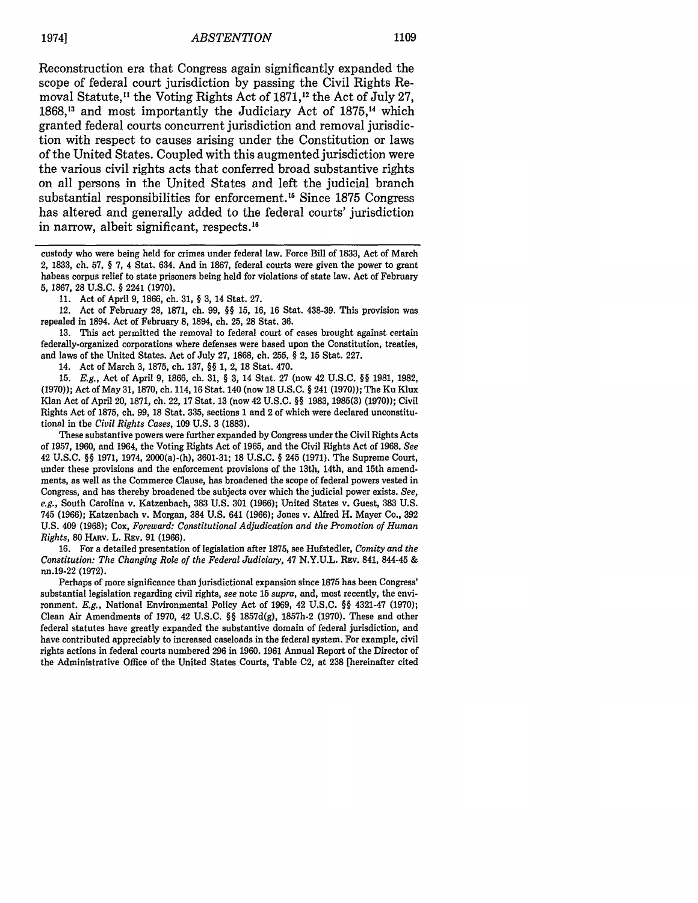Reconstruction era that Congress again significantly expanded the scope of federal court jurisdiction by passing the Civil Rights Removal Statute,[11] the Voting Rights Act of 1871,[12] the Act of July 27, 1868,[13] and most importantly the Judiciary Act of 1875,[14] which granted federal courts concurrent jurisdiction and removal jurisdiction with respect to causes arising under the Constitution or laws of the United States. Coupled with this augmented jurisdiction were the various civil rights acts that conferred broad substantive rights on all persons in the United States and left the judicial branch substantial responsibilities for enforcement.[15] Since 1875 Congress has altered and generally added to the federal courts' jurisdiction in narrow, albeit significant, respects.[16]

---

custody who were being held for crimes under federal law. Force Bill of 1833, Act of March 2, 1833, ch. 57, § 7, 4 Stat. 634. And in 1867, federal courts were given the power to grant habeas corpus relief to state prisoners being held for violations of state law. Act of February 5, 1867, 28 U.S.C. § 2241 (1970).

11. Act of April 9, 1866, ch. 31, § 3, 14 Stat. 27.

12. Act of February 28, 1871, ch. 99, §§ 15, 16, 16 Stat. 438-39. This provision was repealed in 1894. Act of February 8, 1894, ch. 25, 28 Stat. 36.

13. This act permitted the removal to federal court of cases brought against certain federally-organized corporations where defenses were based upon the Constitution, treaties, and laws of the United States. Act of July 27, 1868, ch. 255, § 2, 15 Stat. 227.

14. Act of March 3, 1875, ch. 137, §§ 1, 2, 18 Stat. 470.

15. *E.g.*, Act of April 9, 1866, ch. 31, § 3, 14 Stat. 27 (now 42 U.S.C. §§ 1981, 1982, (1970)); Act of May 31, 1870, ch. 114, 16 Stat. 140 (now 18 U.S.C. § 241 (1970)); The Ku Klux Klan Act of April 20, 1871, ch. 22, 17 Stat. 13 (now 42 U.S.C. §§ 1983, 1985(3) (1970)); Civil Rights Act of 1875, ch. 99, 18 Stat. 335, sections 1 and 2 of which were declared unconstitutional in the *Civil Rights Cases*, 109 U.S. 3 (1883).

These substantive powers were further expanded by Congress under the Civil Rights Acts of 1957, 1960, and 1964, the Voting Rights Act of 1965, and the Civil Rights Act of 1968. *See* 42 U.S.C. §§ 1971, 1974, 2000(a)-(h), 3601-31; 18 U.S.C. § 245 (1971). The Supreme Court, under these provisions and the enforcement provisions of the 13th, 14th, and 15th amendments, as well as the Commerce Clause, has broadened the scope of federal powers vested in Congress, and has thereby broadened the subjects over which the judicial power exists. *See, e.g.*, South Carolina v. Katzenbach, 383 U.S. 301 (1966); United States v. Guest, 383 U.S. 745 (1966); Katzenbach v. Morgan, 384 U.S. 641 (1966); Jones v. Alfred H. Mayer Co., 392 U.S. 409 (1968); Cox, *Foreward: Constitutional Adjudication and the Promotion of Human Rights*, 80 HARV. L. REV. 91 (1966).

16. For a detailed presentation of legislation after 1875, see Hufstedler, *Comity and the Constitution: The Changing Role of the Federal Judiciary*, 47 N.Y.U.L. REV. 841, 844-45 & nn.19-22 (1972).

Perhaps of more significance than jurisdictional expansion since 1875 has been Congress' substantial legislation regarding civil rights, *see* note 15 *supra*, and, most recently, the environment. *E.g.*, National Environmental Policy Act of 1969, 42 U.S.C. §§ 4321-47 (1970); Clean Air Amendments of 1970, 42 U.S.C. §§ 1857d(g), 1857h-2 (1970). These and other federal statutes have greatly expanded the substantive domain of federal jurisdiction, and have contributed appreciably to increased caseloads in the federal system. For example, civil rights actions in federal courts numbered 296 in 1960. 1961 Annual Report of the Director of the Administrative Office of the United States Courts, Table C2, at 238 [hereinafter cited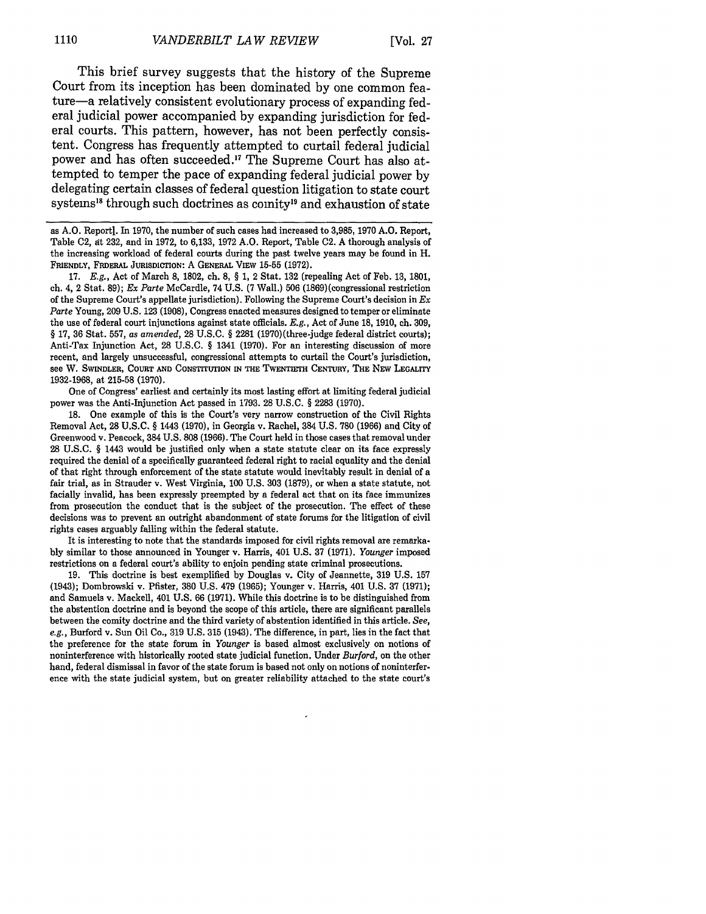This brief survey suggests that the history of the Supreme Court from its inception has been dominated by one common feature—a relatively consistent evolutionary process of expanding federal judicial power accompanied by expanding jurisdiction for federal courts. This pattern, however, has not been perfectly consistent. Congress has frequently attempted to curtail federal judicial power and has often succeeded.[17] The Supreme Court has also attempted to temper the pace of expanding federal judicial power by delegating certain classes of federal question litigation to state court systems[18] through such doctrines as comity[19] and exhaustion of state

---

as A.O. Report]. In 1970, the number of such cases had increased to 3,985, 1970 A.O. Report, Table C2, at 232, and in 1972, to 6,133, 1972 A.O. Report, Table C2. A thorough analysis of the increasing workload of federal courts during the past twelve years may be found in H. FRIENDLY, FEDERAL JURISDICTION: A GENERAL VIEW 15-55 (1972).

17. *E.g.*, Act of March 8, 1802, ch. 8, § 1, 2 Stat. 132 (repealing Act of Feb. 13, 1801, ch. 4, 2 Stat. 89); *Ex Parte* McCardle, 74 U.S. (7 Wall.) 506 (1869)(congressional restriction of the Supreme Court's appellate jurisdiction). Following the Supreme Court's decision in *Ex Parte* Young, 209 U.S. 123 (1908), Congress enacted measures designed to temper or eliminate the use of federal court injunctions against state officials. *E.g.*, Act of June 18, 1910, ch. 309, § 17, 36 Stat. 557, *as amended*, 28 U.S.C. § 2281 (1970)(three-judge federal district courts); Anti-Tax Injunction Act, 28 U.S.C. § 1341 (1970). For an interesting discussion of more recent, and largely unsuccessful, congressional attempts to curtail the Court's jurisdiction, see W. SWINDLER, COURT AND CONSTITUTION IN THE TWENTIETH CENTURY, THE NEW LEGALITY 1932-1968, at 215-58 (1970).

One of Congress' earliest and certainly its most lasting effort at limiting federal judicial power was the Anti-Injunction Act passed in 1793. 28 U.S.C. § 2283 (1970).

18. One example of this is the Court's very narrow construction of the Civil Rights Removal Act, 28 U.S.C. § 1443 (1970), in Georgia v. Rachel, 384 U.S. 780 (1966) and City of Greenwood v. Peacock, 384 U.S. 808 (1966). The Court held in those cases that removal under 28 U.S.C. § 1443 would be justified only when a state statute clear on its face expressly required the denial of a specifically guaranteed federal right to racial equality and the denial of that right through enforcement of the state statute would inevitably result in denial of a fair trial, as in Strauder v. West Virginia, 100 U.S. 303 (1879), or when a state statute, not facially invalid, has been expressly preempted by a federal act that on its face immunizes from prosecution the conduct that is the subject of the prosecution. The effect of these decisions was to prevent an outright abandonment of state forums for the litigation of civil rights cases arguably falling within the federal statute.

It is interesting to note that the standards imposed for civil rights removal are remarkably similar to those announced in Younger v. Harris, 401 U.S. 37 (1971). *Younger* imposed restrictions on a federal court's ability to enjoin pending state criminal prosecutions.

19. This doctrine is best exemplified by Douglas v. City of Jeannette, 319 U.S. 157 (1943); Dombrowski v. Pfister, 380 U.S. 479 (1965); Younger v. Harris, 401 U.S. 37 (1971); and Samuels v. Mackell, 401 U.S. 66 (1971). While this doctrine is to be distinguished from the abstention doctrine and is beyond the scope of this article, there are significant parallels between the comity doctrine and the third variety of abstention identified in this article. *See, e.g.*, Burford v. Sun Oil Co., 319 U.S. 315 (1943). The difference, in part, lies in the fact that the preference for the state forum in *Younger* is based almost exclusively on notions of noninterference with historically rooted state judicial function. Under *Burford*, on the other hand, federal dismissal in favor of the state forum is based not only on notions of noninterference with the state judicial system, but on greater reliability attached to the state court's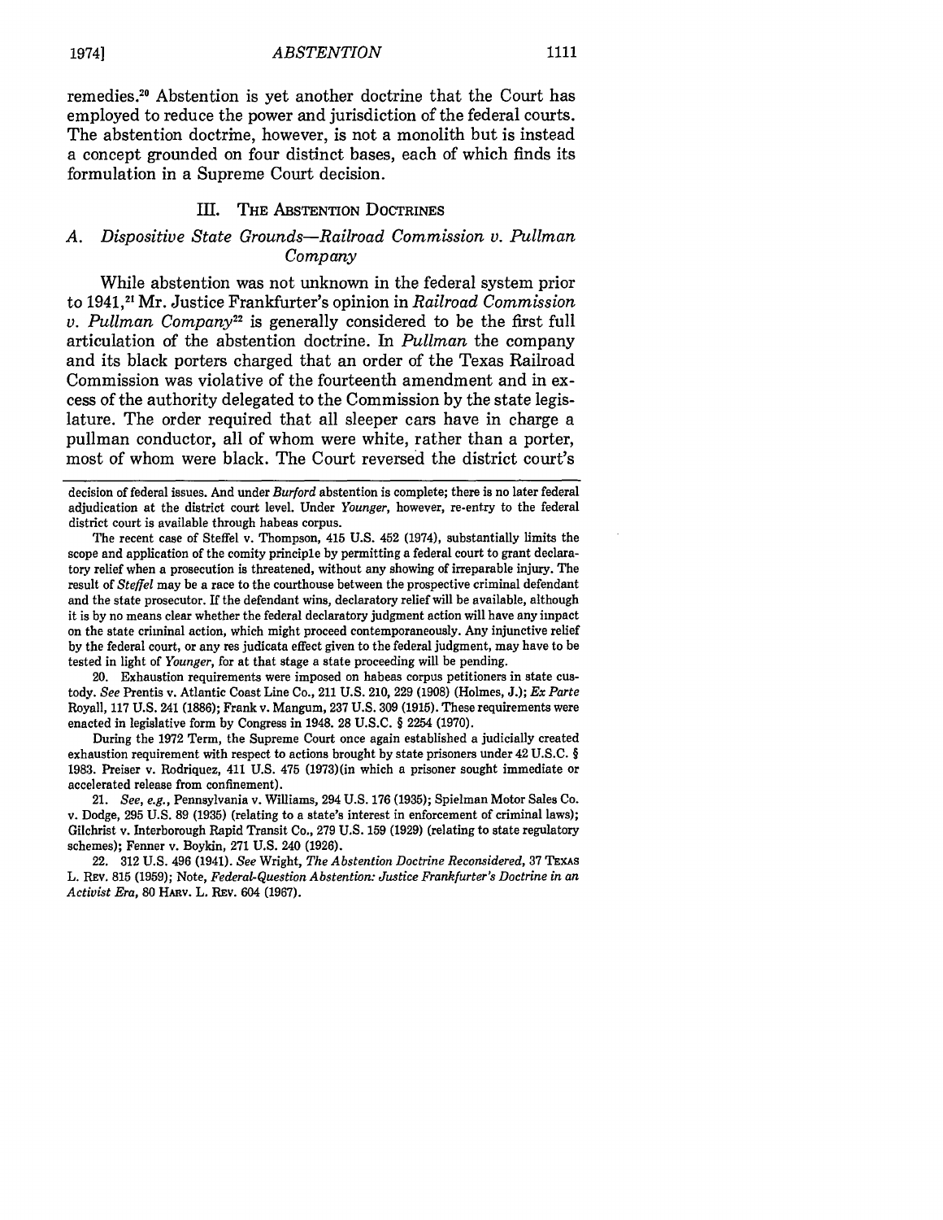remedies.[20] Abstention is yet another doctrine that the Court has employed to reduce the power and jurisdiction of the federal courts. The abstention doctrine, however, is not a monolith but is instead a concept grounded on four distinct bases, each of which finds its formulation in a Supreme Court decision.

## III. THE ABSTENTION DOCTRINES

### A. *Dispositive State Grounds—Railroad Commission v. Pullman Company*

While abstention was not unknown in the federal system prior to 1941,[21] Mr. Justice Frankfurter's opinion in *Railroad Commission v. Pullman Company*[22] is generally considered to be the first full articulation of the abstention doctrine. In *Pullman* the company and its black porters charged that an order of the Texas Railroad Commission was violative of the fourteenth amendment and in excess of the authority delegated to the Commission by the state legislature. The order required that all sleeper cars have in charge a pullman conductor, all of whom were white, rather than a porter, most of whom were black. The Court reversed the district court's

---

decision of federal issues. And under *Burford* abstention is complete; there is no later federal adjudication at the district court level. Under *Younger*, however, re-entry to the federal district court is available through habeas corpus.

The recent case of Steffel v. Thompson, 415 U.S. 452 (1974), substantially limits the scope and application of the comity principle by permitting a federal court to grant declaratory relief when a prosecution is threatened, without any showing of irreparable injury. The result of *Steffel* may be a race to the courthouse between the prospective criminal defendant and the state prosecutor. If the defendant wins, declaratory relief will be available, although it is by no means clear whether the federal declaratory judgment action will have any impact on the state criminal action, which might proceed contemporaneously. Any injunctive relief by the federal court, or any res judicata effect given to the federal judgment, may have to be tested in light of *Younger*, for at that stage a state proceeding will be pending.

20. Exhaustion requirements were imposed on habeas corpus petitioners in state custody. *See* Prentis v. Atlantic Coast Line Co., 211 U.S. 210, 229 (1908) (Holmes, J.); *Ex Parte* Royall, 117 U.S. 241 (1886); Frank v. Mangum, 237 U.S. 309 (1915). These requirements were enacted in legislative form by Congress in 1948. 28 U.S.C. § 2254 (1970).

During the 1972 Term, the Supreme Court once again established a judicially created exhaustion requirement with respect to actions brought by state prisoners under 42 U.S.C. § 1983. Preiser v. Rodriquez, 411 U.S. 475 (1973)(in which a prisoner sought immediate or accelerated release from confinement).

21. *See, e.g.*, Pennsylvania v. Williams, 294 U.S. 176 (1935); Spielman Motor Sales Co. v. Dodge, 295 U.S. 89 (1935) (relating to a state's interest in enforcement of criminal laws); Gilchrist v. Interborough Rapid Transit Co., 279 U.S. 159 (1929) (relating to state regulatory schemes); Fenner v. Boykin, 271 U.S. 240 (1926).

22. 312 U.S. 496 (1941). *See* Wright, *The Abstention Doctrine Reconsidered*, 37 TEXAS L. REV. 815 (1959); Note, *Federal-Question Abstention: Justice Frankfurter's Doctrine in an Activist Era*, 80 HARV. L. REV. 604 (1967).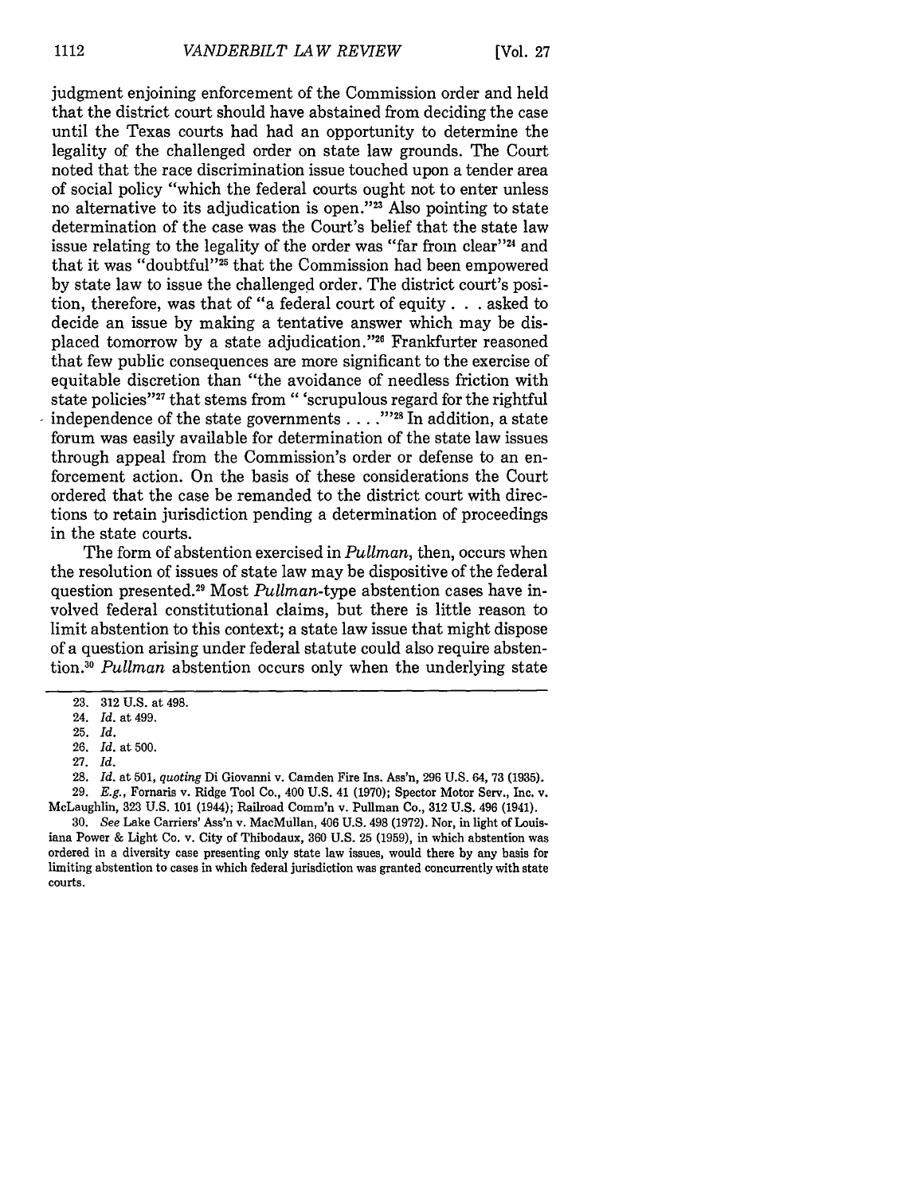judgment enjoining enforcement of the Commission order and held that the district court should have abstained from deciding the case until the Texas courts had had an opportunity to determine the legality of the challenged order on state law grounds. The Court noted that the race discrimination issue touched upon a tender area of social policy "which the federal courts ought not to enter unless no alternative to its adjudication is open."[23] Also pointing to state determination of the case was the Court's belief that the state law issue relating to the legality of the order was "far from clear"[24] and that it was "doubtful"[25] that the Commission had been empowered by state law to issue the challenged order. The district court's position, therefore, was that of "a federal court of equity . . . asked to decide an issue by making a tentative answer which may be displaced tomorrow by a state adjudication."[26] Frankfurter reasoned that few public consequences are more significant to the exercise of equitable discretion than "the avoidance of needless friction with state policies"[27] that stems from " 'scrupulous regard for the rightful independence of the state governments . . . .' "[28] In addition, a state forum was easily available for determination of the state law issues through appeal from the Commission's order or defense to an enforcement action. On the basis of these considerations the Court ordered that the case be remanded to the district court with directions to retain jurisdiction pending a determination of proceedings in the state courts.

The form of abstention exercised in *Pullman*, then, occurs when the resolution of issues of state law may be dispositive of the federal question presented.[29] Most *Pullman*-type abstention cases have involved federal constitutional claims, but there is little reason to limit abstention to this context; a state law issue that might dispose of a question arising under federal statute could also require abstention.[30] *Pullman* abstention occurs only when the underlying state

---

23. 312 U.S. at 498.

24. *Id.* at 499.

25. *Id.*

26. *Id.* at 500.

27. *Id.*

28. *Id.* at 501, *quoting* Di Giovanni v. Camden Fire Ins. Ass'n, 296 U.S. 64, 73 (1935).

29. *E.g.*, Fornaris v. Ridge Tool Co., 400 U.S. 41 (1970); Spector Motor Serv., Inc. v. McLaughlin, 323 U.S. 101 (1944); Railroad Comm'n v. Pullman Co., 312 U.S. 496 (1941).

30. *See* Lake Carriers' Ass'n v. MacMullan, 406 U.S. 498 (1972). Nor, in light of Louisiana Power & Light Co. v. City of Thibodaux, 360 U.S. 25 (1959), in which abstention was ordered in a diversity case presenting only state law issues, would there by any basis for limiting abstention to cases in which federal jurisdiction was granted concurrently with state courts.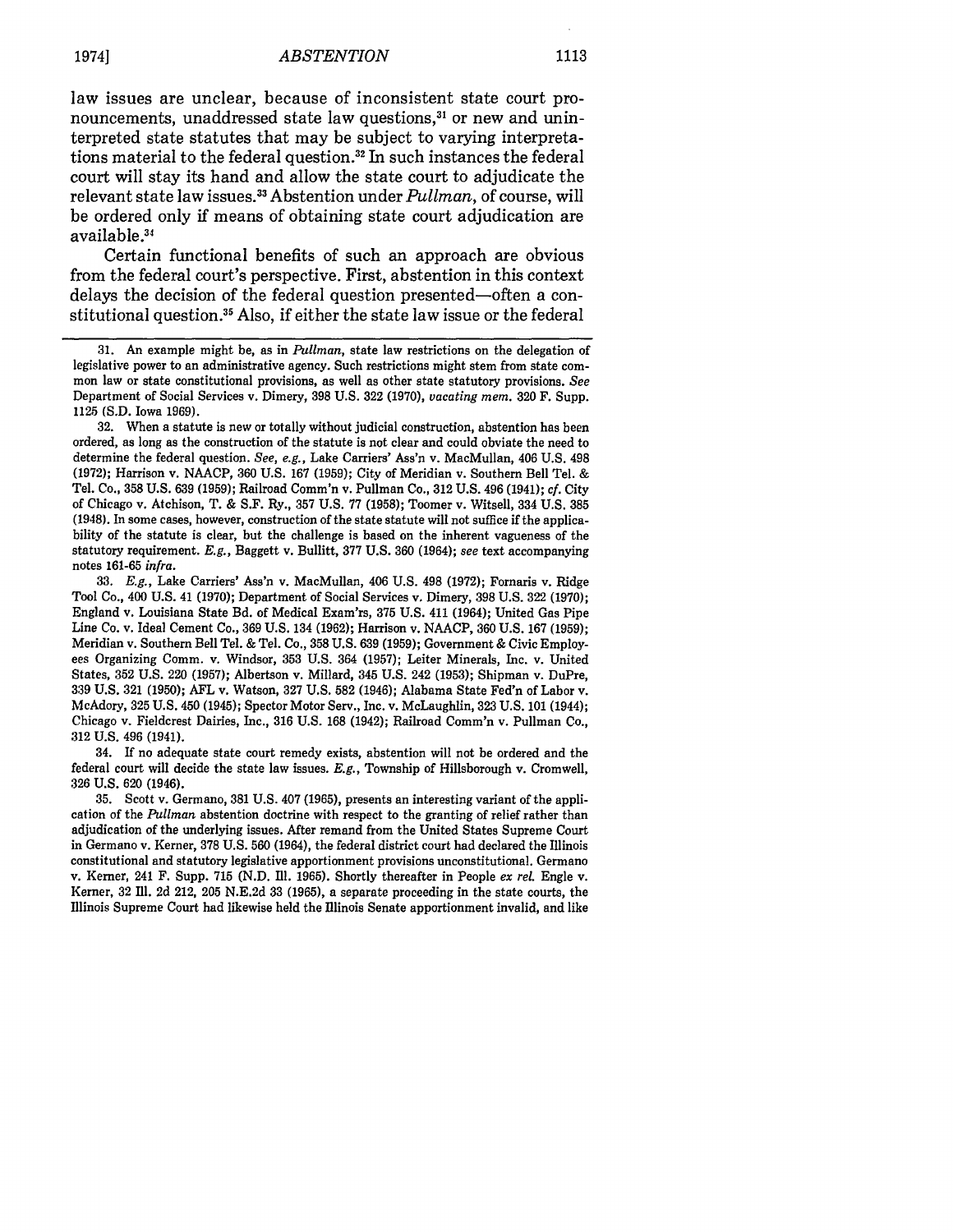law issues are unclear, because of inconsistent state court pronouncements, unaddressed state law questions,[31] or new and uninterpreted state statutes that may be subject to varying interpretations material to the federal question.[32] In such instances the federal court will stay its hand and allow the state court to adjudicate the relevant state law issues.[33] Abstention under *Pullman*, of course, will be ordered only if means of obtaining state court adjudication are available.[34]

Certain functional benefits of such an approach are obvious from the federal court's perspective. First, abstention in this context delays the decision of the federal question presented—often a constitutional question.[35] Also, if either the state law issue or the federal

---

31. An example might be, as in *Pullman*, state law restrictions on the delegation of legislative power to an administrative agency. Such restrictions might stem from state common law or state constitutional provisions, as well as other state statutory provisions. *See* Department of Social Services v. Dimery, 398 U.S. 322 (1970), *vacating mem.* 320 F. Supp. 1125 (S.D. Iowa 1969).

32. When a statute is new or totally without judicial construction, abstention has been ordered, as long as the construction of the statute is not clear and could obviate the need to determine the federal question. *See, e.g.*, Lake Carriers' Ass'n v. MacMullan, 406 U.S. 498 (1972); Harrison v. NAACP, 360 U.S. 167 (1959); City of Meridian v. Southern Bell Tel. & Tel. Co., 358 U.S. 639 (1959); Railroad Comm'n v. Pullman Co., 312 U.S. 496 (1941); *cf.* City of Chicago v. Atchison, T. & S.F. Ry., 357 U.S. 77 (1958); Toomer v. Witsell, 334 U.S. 385 (1948). In some cases, however, construction of the state statute will not suffice if the applicability of the statute is clear, but the challenge is based on the inherent vagueness of the statutory requirement. *E.g.*, Baggett v. Bullitt, 377 U.S. 360 (1964); *see* text accompanying notes 161-65 *infra*.

33. *E.g.*, Lake Carriers' Ass'n v. MacMullan, 406 U.S. 498 (1972); Fornaris v. Ridge Tool Co., 400 U.S. 41 (1970); Department of Social Services v. Dimery, 398 U.S. 322 (1970); England v. Louisiana State Bd. of Medical Exam'rs, 375 U.S. 411 (1964); United Gas Pipe Line Co. v. Ideal Cement Co., 369 U.S. 134 (1962); Harrison v. NAACP, 360 U.S. 167 (1959); Meridian v. Southern Bell Tel. & Tel. Co., 358 U.S. 639 (1959); Government & Civic Employees Organizing Comm. v. Windsor, 353 U.S. 364 (1957); Leiter Minerals, Inc. v. United States, 352 U.S. 220 (1957); Albertson v. Millard, 345 U.S. 242 (1953); Shipman v. DuPre, 339 U.S. 321 (1950); AFL v. Watson, 327 U.S. 582 (1946); Alabama State Fed'n of Labor v. McAdory, 325 U.S. 450 (1945); Spector Motor Serv., Inc. v. McLaughlin, 323 U.S. 101 (1944); Chicago v. Fieldcrest Dairies, Inc., 316 U.S. 168 (1942); Railroad Comm'n v. Pullman Co., 312 U.S. 496 (1941).

34. If no adequate state court remedy exists, abstention will not be ordered and the federal court will decide the state law issues. *E.g.*, Township of Hillsborough v. Cromwell, 326 U.S. 620 (1946).

35. Scott v. Germano, 381 U.S. 407 (1965), presents an interesting variant of the application of the *Pullman* abstention doctrine with respect to the granting of relief rather than adjudication of the underlying issues. After remand from the United States Supreme Court in Germano v. Kerner, 378 U.S. 560 (1964), the federal district court had declared the Illinois constitutional and statutory legislative apportionment provisions unconstitutional. Germano v. Kerner, 241 F. Supp. 715 (N.D. Ill. 1965). Shortly thereafter in People *ex rel.* Engle v. Kerner, 32 Ill. 2d 212, 205 N.E.2d 33 (1965), a separate proceeding in the state courts, the Illinois Supreme Court had likewise held the Illinois Senate apportionment invalid, and like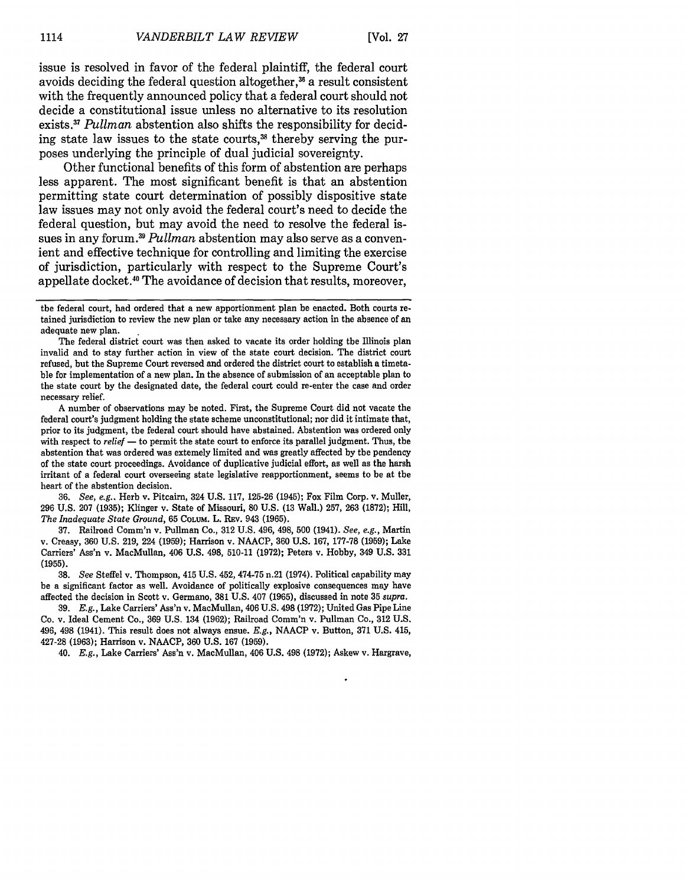issue is resolved in favor of the federal plaintiff, the federal court avoids deciding the federal question altogether,[36] a result consistent with the frequently announced policy that a federal court should not decide a constitutional issue unless no alternative to its resolution exists.[37] *Pullman* abstention also shifts the responsibility for deciding state law issues to the state courts,[38] thereby serving the purposes underlying the principle of dual judicial sovereignty.

Other functional benefits of this form of abstention are perhaps less apparent. The most significant benefit is that an abstention permitting state court determination of possibly dispositive state law issues may not only avoid the federal court's need to decide the federal question, but may avoid the need to resolve the federal issues in any forum.[39] *Pullman* abstention may also serve as a convenient and effective technique for controlling and limiting the exercise of jurisdiction, particularly with respect to the Supreme Court's appellate docket.[40] The avoidance of decision that results, moreover,

---

the federal court, had ordered that a new apportionment plan be enacted. Both courts retained jurisdiction to review the new plan or take any necessary action in the absence of an adequate new plan.

The federal district court was then asked to vacate its order holding the Illinois plan invalid and to stay further action in view of the state court decision. The district court refused, but the Supreme Court reversed and ordered the district court to establish a timetable for implementation of a new plan. In the absence of submission of an acceptable plan to the state court by the designated date, the federal court could re-enter the case and order necessary relief.

A number of observations may be noted. First, the Supreme Court did not vacate the federal court's judgment holding the state scheme unconstitutional; nor did it intimate that, prior to its judgment, the federal court should have abstained. Abstention was ordered only with respect to *relief* — to permit the state court to enforce its parallel judgment. Thus, the abstention that was ordered was extemely limited and was greatly affected by the pendency of the state court proceedings. Avoidance of duplicative judicial effort, as well as the harsh irritant of a federal court overseeing state legislative reapportionment, seems to be at the heart of the abstention decision.

36. *See, e.g.*, Herb v. Pitcairn, 324 U.S. 117, 125-26 (1945); Fox Film Corp. v. Muller, 296 U.S. 207 (1935); Klinger v. State of Missouri, 80 U.S. (13 Wall.) 257, 263 (1872); Hill, *The Inadequate State Ground*, 65 COLUM. L. REV. 943 (1965).

37. Railroad Comm'n v. Pullman Co., 312 U.S. 496, 498, 500 (1941). *See, e.g.*, Martin v. Creasy, 360 U.S. 219, 224 (1959); Harrison v. NAACP, 360 U.S. 167, 177-78 (1959); Lake Carriers' Ass'n v. MacMullan, 406 U.S. 498, 510-11 (1972); Peters v. Hobby, 349 U.S. 331 (1955).

38. *See* Steffel v. Thompson, 415 U.S. 452, 474-75 n.21 (1974). Political capability may be a significant factor as well. Avoidance of politically explosive consequences may have affected the decision in Scott v. Germano, 381 U.S. 407 (1965), discussed in note 35 *supra*.

39. *E.g.*, Lake Carriers' Ass'n v. MacMullan, 406 U.S. 498 (1972); United Gas Pipe Line Co. v. Ideal Cement Co., 369 U.S. 134 (1962); Railroad Comm'n v. Pullman Co., 312 U.S. 496, 498 (1941). This result does not always ensue. *E.g.*, NAACP v. Button, 371 U.S. 415, 427-28 (1963); Harrison v. NAACP, 360 U.S. 167 (1959).

40. *E.g.*, Lake Carriers' Ass'n v. MacMullan, 406 U.S. 498 (1972); Askew v. Hargrave,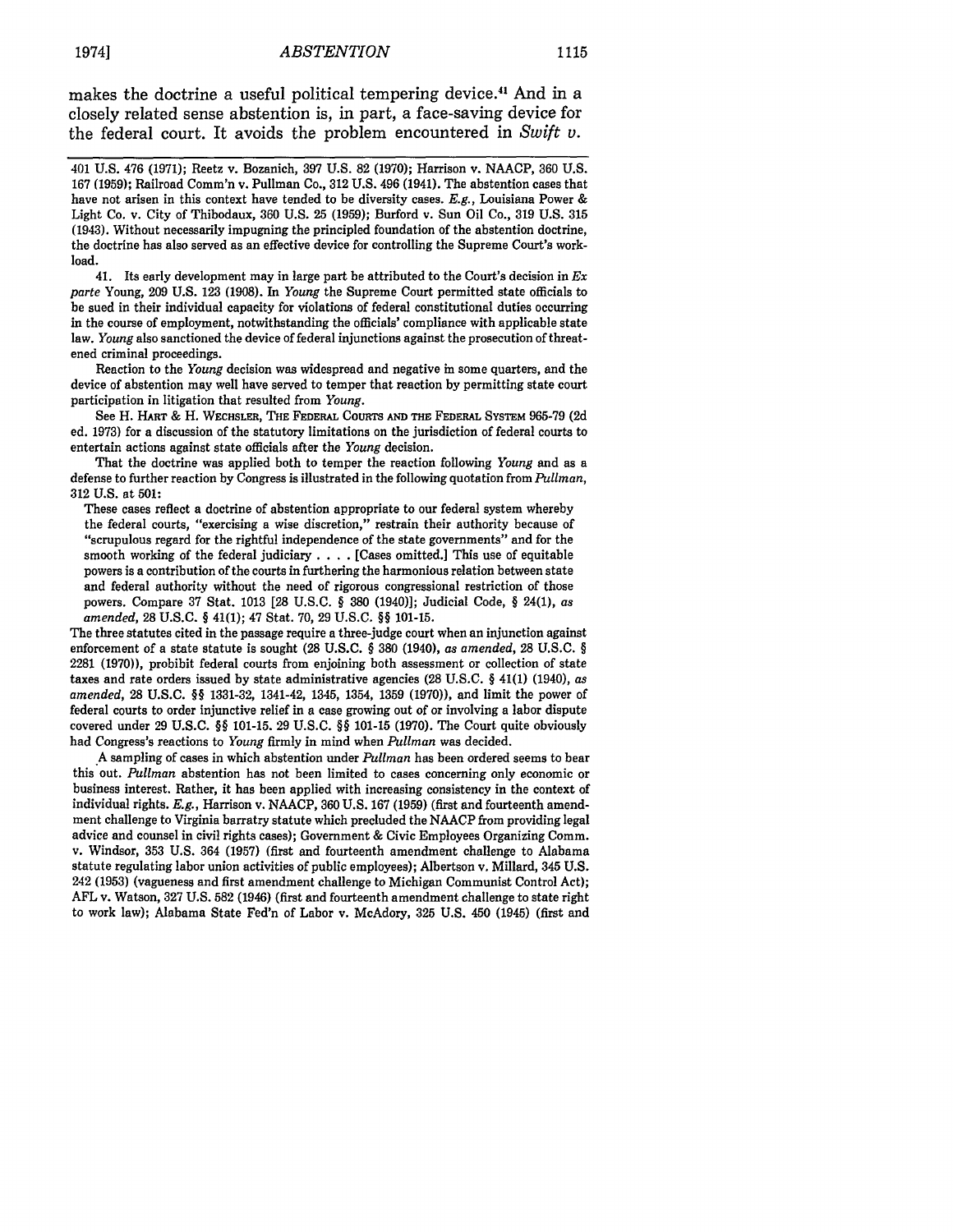makes the doctrine a useful political tempering device.[41] And in a closely related sense abstention is, in part, a face-saving device for the federal court. It avoids the problem encountered in *Swift v.*

---

401 U.S. 476 (1971); Reetz v. Bozanich, 397 U.S. 82 (1970); Harrison v. NAACP, 360 U.S. 167 (1959); Railroad Comm'n v. Pullman Co., 312 U.S. 496 (1941). The abstention cases that have not arisen in this context have tended to be diversity cases. *E.g.*, Louisiana Power & Light Co. v. City of Thibodaux, 360 U.S. 25 (1959); Burford v. Sun Oil Co., 319 U.S. 315 (1943). Without necessarily impugning the principled foundation of the abstention doctrine, the doctrine has also served as an effective device for controlling the Supreme Court's workload.

41. Its early development may in large part be attributed to the Court's decision in *Ex parte* Young, 209 U.S. 123 (1908). In *Young* the Supreme Court permitted state officials to be sued in their individual capacity for violations of federal constitutional duties occurring in the course of employment, notwithstanding the officials' compliance with applicable state law. *Young* also sanctioned the device of federal injunctions against the prosecution of threatened criminal proceedings.

Reaction to the *Young* decision was widespread and negative in some quarters, and the device of abstention may well have served to temper that reaction by permitting state court participation in litigation that resulted from *Young*.

See H. HART & H. WECHSLER, THE FEDERAL COURTS AND THE FEDERAL SYSTEM 965-79 (2d ed. 1973) for a discussion of the statutory limitations on the jurisdiction of federal courts to entertain actions against state officials after the *Young* decision.

That the doctrine was applied both to temper the reaction following *Young* and as a defense to further reaction by Congress is illustrated in the following quotation from *Pullman*, 312 U.S. at 501:

> These cases reflect a doctrine of abstention appropriate to our federal system whereby the federal courts, "exercising a wise discretion," restrain their authority because of "scrupulous regard for the rightful independence of the state governments" and for the smooth working of the federal judiciary . . . . [Cases omitted.] This use of equitable powers is a contribution of the courts in furthering the harmonious relation between state and federal authority without the need of rigorous congressional restriction of those powers. Compare 37 Stat. 1013 [28 U.S.C. § 380 (1940)]; Judicial Code, § 24(1), *as amended*, 28 U.S.C. § 41(1); 47 Stat. 70, 29 U.S.C. §§ 101-15.

The three statutes cited in the passage require a three-judge court when an injunction against enforcement of a state statute is sought (28 U.S.C. § 380 (1940), *as amended*, 28 U.S.C. § 2281 (1970)), prohibit federal courts from enjoining both assessment or collection of state taxes and rate orders issued by state administrative agencies (28 U.S.C. § 41(1) (1940), *as amended*, 28 U.S.C. §§ 1331-32, 1341-42, 1345, 1354, 1359 (1970)), and limit the power of federal courts to order injunctive relief in a case growing out of or involving a labor dispute covered under 29 U.S.C. §§ 101-15. 29 U.S.C. §§ 101-15 (1970). The Court quite obviously had Congress's reactions to *Young* firmly in mind when *Pullman* was decided.

A sampling of cases in which abstention under *Pullman* has been ordered seems to bear this out. *Pullman* abstention has not been limited to cases concerning only economic or business interest. Rather, it has been applied with increasing consistency in the context of individual rights. *E.g.*, Harrison v. NAACP, 360 U.S. 167 (1959) (first and fourteenth amendment challenge to Virginia barratry statute which precluded the NAACP from providing legal advice and counsel in civil rights cases); Government & Civic Employees Organizing Comm. v. Windsor, 353 U.S. 364 (1957) (first and fourteenth amendment challenge to Alabama statute regulating labor union activities of public employees); Albertson v. Millard, 345 U.S. 242 (1953) (vagueness and first amendment challenge to Michigan Communist Control Act); AFL v. Watson, 327 U.S. 582 (1946) (first and fourteenth amendment challenge to state right to work law); Alabama State Fed'n of Labor v. McAdory, 325 U.S. 450 (1945) (first and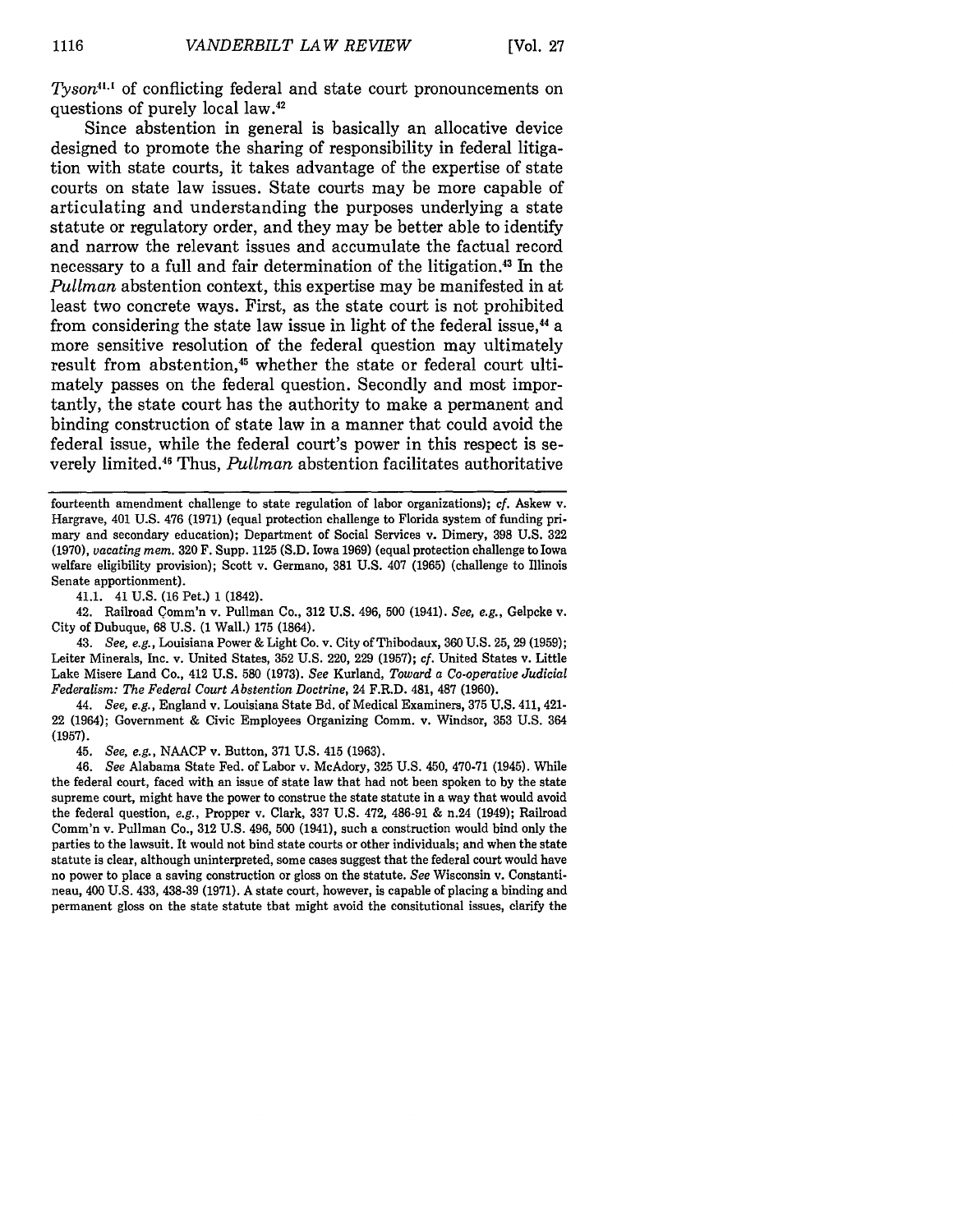*Tyson*[41.1] of conflicting federal and state court pronouncements on questions of purely local law.[42]

Since abstention in general is basically an allocative device designed to promote the sharing of responsibility in federal litigation with state courts, it takes advantage of the expertise of state courts on state law issues. State courts may be more capable of articulating and understanding the purposes underlying a state statute or regulatory order, and they may be better able to identify and narrow the relevant issues and accumulate the factual record necessary to a full and fair determination of the litigation.[43] In the *Pullman* abstention context, this expertise may be manifested in at least two concrete ways. First, as the state court is not prohibited from considering the state law issue in light of the federal issue,[44] a more sensitive resolution of the federal question may ultimately result from abstention,[45] whether the state or federal court ultimately passes on the federal question. Secondly and most importantly, the state court has the authority to make a permanent and binding construction of state law in a manner that could avoid the federal issue, while the federal court's power in this respect is severely limited.[46] Thus, *Pullman* abstention facilitates authoritative

---

fourteenth amendment challenge to state regulation of labor organizations); *cf.* Askew v. Hargrave, 401 U.S. 476 (1971) (equal protection challenge to Florida system of funding primary and secondary education); Department of Social Services v. Dimery, 398 U.S. 322 (1970), *vacating mem.* 320 F. Supp. 1125 (S.D. Iowa 1969) (equal protection challenge to Iowa welfare eligibility provision); Scott v. Germano, 381 U.S. 407 (1965) (challenge to Illinois Senate apportionment).

41.1. 41 U.S. (16 Pet.) 1 (1842).

42. Railroad Comm'n v. Pullman Co., 312 U.S. 496, 500 (1941). *See, e.g.*, Gelpcke v. City of Dubuque, 68 U.S. (1 Wall.) 175 (1864).

43. *See, e.g.*, Louisiana Power & Light Co. v. City of Thibodaux, 360 U.S. 25, 29 (1959); Leiter Minerals, Inc. v. United States, 352 U.S. 220, 229 (1957); *cf.* United States v. Little Lake Misere Land Co., 412 U.S. 580 (1973). *See* Kurland, *Toward a Co-operative Judicial Federalism: The Federal Court Abstention Doctrine*, 24 F.R.D. 481, 487 (1960).

44. *See, e.g.*, England v. Louisiana State Bd. of Medical Examiners, 375 U.S. 411, 421-22 (1964); Government & Civic Employees Organizing Comm. v. Windsor, 353 U.S. 364 (1957).

45. *See, e.g.*, NAACP v. Button, 371 U.S. 415 (1963).

46. *See* Alabama State Fed. of Labor v. McAdory, 325 U.S. 450, 470-71 (1945). While the federal court, faced with an issue of state law that had not been spoken to by the state supreme court, might have the power to construe the state statute in a way that would avoid the federal question, *e.g.*, Propper v. Clark, 337 U.S. 472, 486-91 & n.24 (1949); Railroad Comm'n v. Pullman Co., 312 U.S. 496, 500 (1941), such a construction would bind only the parties to the lawsuit. It would not bind state courts or other individuals; and when the state statute is clear, although uninterpreted, some cases suggest that the federal court would have no power to place a saving construction or gloss on the statute. *See* Wisconsin v. Constantineau, 400 U.S. 433, 438-39 (1971). A state court, however, is capable of placing a binding and permanent gloss on the state statute that might avoid the consitutional issues, clarify the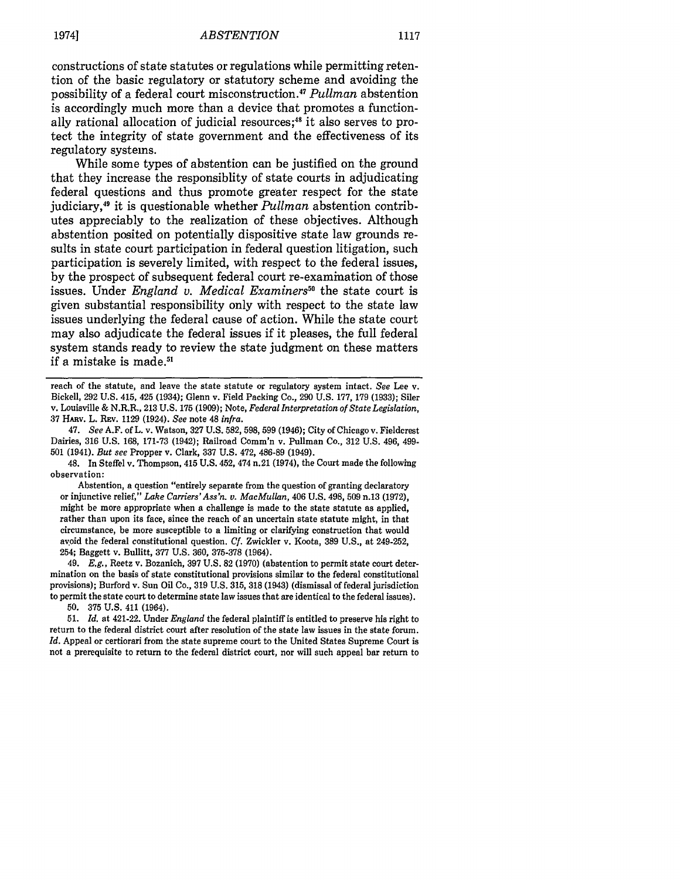constructions of state statutes or regulations while permitting retention of the basic regulatory or statutory scheme and avoiding the possibility of a federal court misconstruction.[47] *Pullman* abstention is accordingly much more than a device that promotes a functionally rational allocation of judicial resources;[48] it also serves to protect the integrity of state government and the effectiveness of its regulatory systems.

While some types of abstention can be justified on the ground that they increase the responsiblity of state courts in adjudicating federal questions and thus promote greater respect for the state judiciary,[49] it is questionable whether *Pullman* abstention contributes appreciably to the realization of these objectives. Although abstention posited on potentially dispositive state law grounds results in state court participation in federal question litigation, such participation is severely limited, with respect to the federal issues, by the prospect of subsequent federal court re-examination of those issues. Under *England v. Medical Examiners*[50] the state court is given substantial responsibility only with respect to the state law issues underlying the federal cause of action. While the state court may also adjudicate the federal issues if it pleases, the full federal system stands ready to review the state judgment on these matters if a mistake is made.[51]

---

reach of the statute, and leave the state statute or regulatory system intact. *See* Lee v. Bickell, 292 U.S. 415, 425 (1934); Glenn v. Field Packing Co., 290 U.S. 177, 179 (1933); Siler v. Louisville & N.R.R., 213 U.S. 175 (1909); Note, *Federal Interpretation of State Legislation*, 37 HARV. L. REV. 1129 (1924). *See* note 48 *infra*.

47. *See* A.F. of L. v. Watson, 327 U.S. 582, 598, 599 (1946); City of Chicago v. Fieldcrest Dairies, 316 U.S. 168, 171-73 (1942); Railroad Comm'n v. Pullman Co., 312 U.S. 496, 499-501 (1941). *But see* Propper v. Clark, 337 U.S. 472, 486-89 (1949).

48. In Steffel v. Thompson, 415 U.S. 452, 474 n.21 (1974), the Court made the following observation:

> Abstention, a question "entirely separate from the question of granting declaratory or injunctive relief," *Lake Carriers' Ass'n. v. MacMullan*, 406 U.S. 498, 509 n.13 (1972), might be more appropriate when a challenge is made to the state statute as applied, rather than upon its face, since the reach of an uncertain state statute might, in that circumstance, be more susceptible to a limiting or clarifying construction that would avoid the federal constitutional question. *Cf.* Zwickler v. Koota, 389 U.S., at 249-252, 254; Baggett v. Bullitt, 377 U.S. 360, 375-378 (1964).

49. *E.g.*, Reetz v. Bozanich, 397 U.S. 82 (1970) (abstention to permit state court determination on the basis of state constitutional provisions similar to the federal constitutional provisions); Burford v. Sun Oil Co., 319 U.S. 315, 318 (1943) (dismissal of federal jurisdiction to permit the state court to determine state law issues that are identical to the federal issues).

50. 375 U.S. 411 (1964).

51. *Id.* at 421-22. Under *England* the federal plaintiff is entitled to preserve his right to return to the federal district court after resolution of the state law issues in the state forum. *Id.* Appeal or certiorari from the state supreme court to the United States Supreme Court is not a prerequisite to return to the federal district court, nor will such appeal bar return to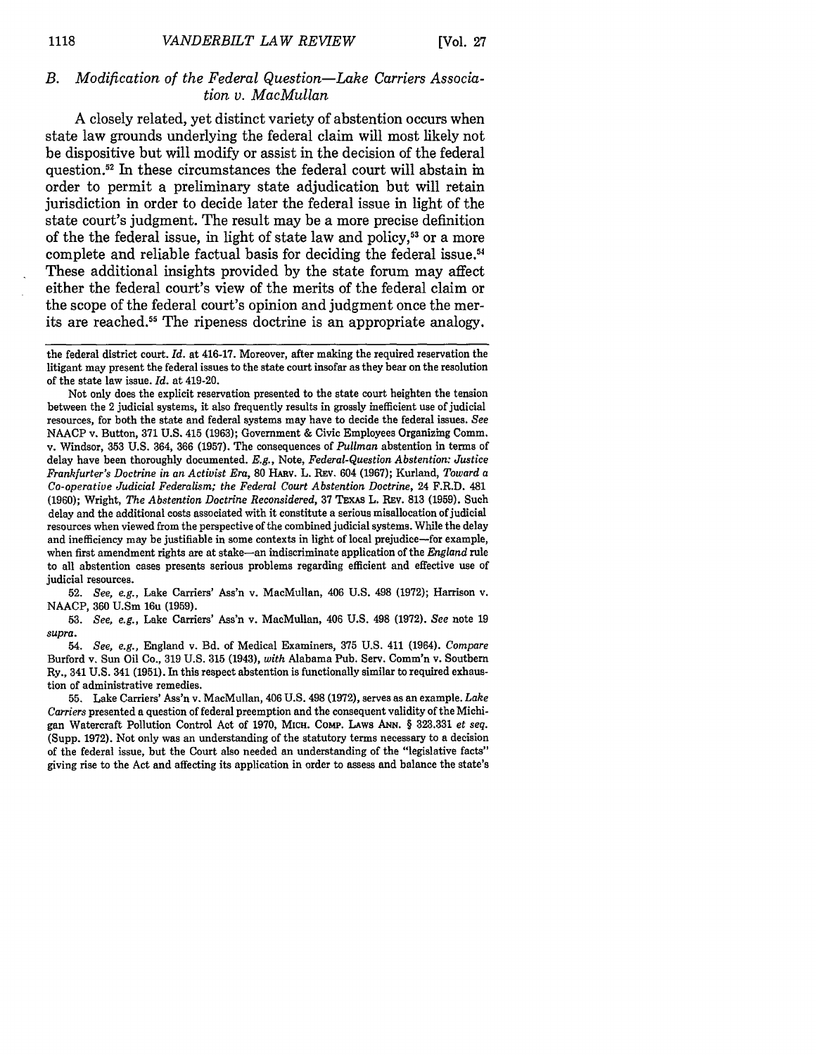### *B. Modification of the Federal Question—Lake Carriers Association v. MacMullan*

A closely related, yet distinct variety of abstention occurs when state law grounds underlying the federal claim will most likely not be dispositive but will modify or assist in the decision of the federal question.[52] In these circumstances the federal court will abstain in order to permit a preliminary state adjudication but will retain jurisdiction in order to decide later the federal issue in light of the state court's judgment. The result may be a more precise definition of the the federal issue, in light of state law and policy,[53] or a more complete and reliable factual basis for deciding the federal issue.[54] These additional insights provided by the state forum may affect either the federal court's view of the merits of the federal claim or the scope of the federal court's opinion and judgment once the merits are reached.[55] The ripeness doctrine is an appropriate analogy.

---

the federal district court. *Id.* at 416-17. Moreover, after making the required reservation the litigant may present the federal issues to the state court insofar as they bear on the resolution of the state law issue. *Id.* at 419-20.

Not only does the explicit reservation presented to the state court heighten the tension between the 2 judicial systems, it also frequently results in grossly inefficient use of judicial resources, for both the state and federal systems may have to decide the federal issues. *See* NAACP v. Button, 371 U.S. 415 (1963); Government & Civic Employees Organizing Comm. v. Windsor, 353 U.S. 364, 366 (1957). The consequences of *Pullman* abstention in terms of delay have been thoroughly documented. *E.g.*, Note, *Federal-Question Abstention: Justice Frankfurter's Doctrine in an Activist Era*, 80 HARV. L. REV. 604 (1967); Kurland, *Toward a Co-operative Judicial Federalism; the Federal Court Abstention Doctrine*, 24 F.R.D. 481 (1960); Wright, *The Abstention Doctrine Reconsidered*, 37 TEXAS L. REV. 813 (1959). Such delay and the additional costs associated with it constitute a serious misallocation of judicial resources when viewed from the perspective of the combined judicial systems. While the delay and inefficiency may be justifiable in some contexts in light of local prejudice—for example, when first amendment rights are at stake—an indiscriminate application of the *England* rule to all abstention cases presents serious problems regarding efficient and effective use of judicial resources.

52. *See, e.g.*, Lake Carriers' Ass'n v. MacMullan, 406 U.S. 498 (1972); Harrison v. NAACP, 360 U.Sm 16u (1959).

53. *See, e.g.*, Lake Carriers' Ass'n v. MacMullan, 406 U.S. 498 (1972). *See* note 19 *supra*.

54. *See, e.g.*, England v. Bd. of Medical Examiners, 375 U.S. 411 (1964). *Compare* Burford v. Sun Oil Co., 319 U.S. 315 (1943), *with* Alabama Pub. Serv. Comm'n v. Southern Ry., 341 U.S. 341 (1951). In this respect abstention is functionally similar to required exhaustion of administrative remedies.

55. Lake Carriers' Ass'n v. MacMullan, 406 U.S. 498 (1972), serves as an example. *Lake Carriers* presented a question of federal preemption and the consequent validity of the Michigan Watercraft Pollution Control Act of 1970, MICH. COMP. LAWS ANN. § 323.331 *et seq.* (Supp. 1972). Not only was an understanding of the statutory terms necessary to a decision of the federal issue, but the Court also needed an understanding of the "legislative facts" giving rise to the Act and affecting its application in order to assess and balance the state's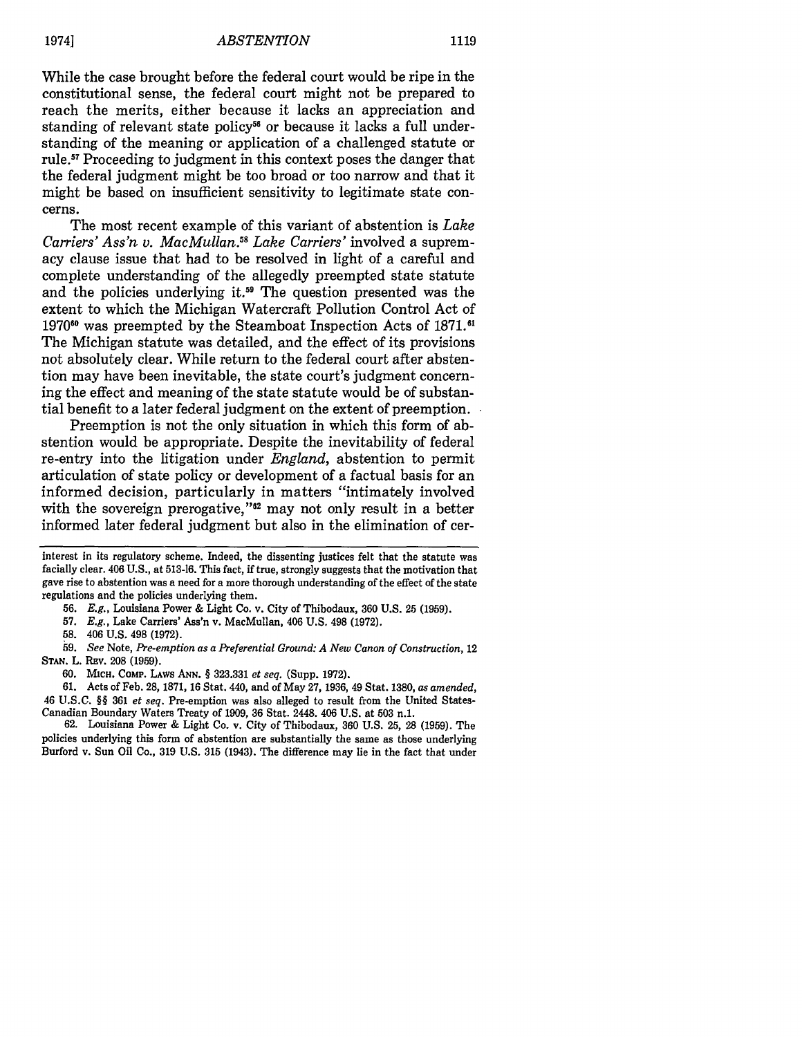While the case brought before the federal court would be ripe in the constitutional sense, the federal court might not be prepared to reach the merits, either because it lacks an appreciation and standing of relevant state policy[56] or because it lacks a full understanding of the meaning or application of a challenged statute or rule.[57] Proceeding to judgment in this context poses the danger that the federal judgment might be too broad or too narrow and that it might be based on insufficient sensitivity to legitimate state concerns.

The most recent example of this variant of abstention is *Lake Carriers' Ass'n v. MacMullan*.[58] *Lake Carriers'* involved a supremacy clause issue that had to be resolved in light of a careful and complete understanding of the allegedly preempted state statute and the policies underlying it.[59] The question presented was the extent to which the Michigan Watercraft Pollution Control Act of 1970[60] was preempted by the Steamboat Inspection Acts of 1871.[61] The Michigan statute was detailed, and the effect of its provisions not absolutely clear. While return to the federal court after abstention may have been inevitable, the state court's judgment concerning the effect and meaning of the state statute would be of substantial benefit to a later federal judgment on the extent of preemption.

Preemption is not the only situation in which this form of abstention would be appropriate. Despite the inevitability of federal re-entry into the litigation under *England*, abstention to permit articulation of state policy or development of a factual basis for an informed decision, particularly in matters "intimately involved with the sovereign prerogative,"[62] may not only result in a better informed later federal judgment but also in the elimination of cer-

---

interest in its regulatory scheme. Indeed, the dissenting justices felt that the statute was facially clear. 406 U.S., at 513-16. This fact, if true, strongly suggests that the motivation that gave rise to abstention was a need for a more thorough understanding of the effect of the state regulations and the policies underlying them.

56. *E.g.*, Louisiana Power & Light Co. v. City of Thibodaux, 360 U.S. 25 (1959).

57. *E.g.*, Lake Carriers' Ass'n v. MacMullan, 406 U.S. 498 (1972).

58. 406 U.S. 498 (1972).

59. *See* Note, *Pre-emption as a Preferential Ground: A New Canon of Construction*, 12 STAN. L. REV. 208 (1959).

60. MICH. COMP. LAWS ANN. § 323.331 *et seq.* (Supp. 1972).

61. Acts of Feb. 28, 1871, 16 Stat. 440, and of May 27, 1936, 49 Stat. 1380, *as amended*, 46 U.S.C. §§ 361 *et seq.* Pre-emption was also alleged to result from the United States-Canadian Boundary Waters Treaty of 1909, 36 Stat. 2448. 406 U.S. at 503 n.1.

62. Louisiana Power & Light Co. v. City of Thibodaux, 360 U.S. 25, 28 (1959). The policies underlying this form of abstention are substantially the same as those underlying Burford v. Sun Oil Co., 319 U.S. 315 (1943). The difference may lie in the fact that under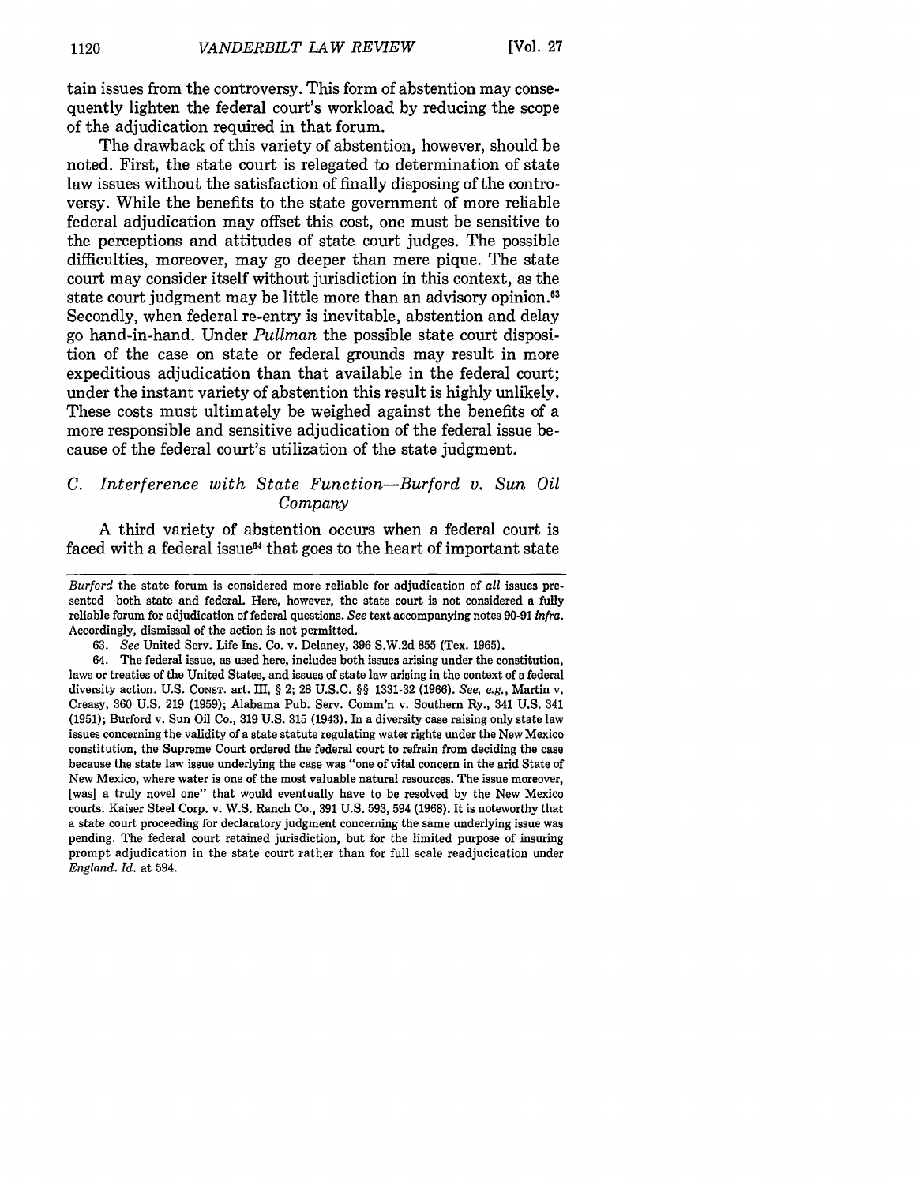tain issues from the controversy. This form of abstention may consequently lighten the federal court's workload by reducing the scope of the adjudication required in that forum.

The drawback of this variety of abstention, however, should be noted. First, the state court is relegated to determination of state law issues without the satisfaction of finally disposing of the controversy. While the benefits to the state government of more reliable federal adjudication may offset this cost, one must be sensitive to the perceptions and attitudes of state court judges. The possible difficulties, moreover, may go deeper than mere pique. The state court may consider itself without jurisdiction in this context, as the state court judgment may be little more than an advisory opinion.[63] Secondly, when federal re-entry is inevitable, abstention and delay go hand-in-hand. Under *Pullman* the possible state court disposition of the case on state or federal grounds may result in more expeditious adjudication than that available in the federal court; under the instant variety of abstention this result is highly unlikely. These costs must ultimately be weighed against the benefits of a more responsible and sensitive adjudication of the federal issue because of the federal court's utilization of the state judgment.

### C. *Interference with State Function—Burford v. Sun Oil Company*

A third variety of abstention occurs when a federal court is faced with a federal issue[64] that goes to the heart of important state

---

*Burford* the state forum is considered more reliable for adjudication of *all* issues presented—both state and federal. Here, however, the state court is not considered a fully reliable forum for adjudication of federal questions. *See* text accompanying notes 90-91 *infra*. Accordingly, dismissal of the action is not permitted.

63. *See* United Serv. Life Ins. Co. v. Delaney, 396 S.W.2d 855 (Tex. 1965).

64. The federal issue, as used here, includes both issues arising under the constitution, laws or treaties of the United States, and issues of state law arising in the context of a federal diversity action. U.S. CONST. art. III, § 2; 28 U.S.C. §§ 1331-32 (1966). *See, e.g.*, Martin v. Creasy, 360 U.S. 219 (1959); Alabama Pub. Serv. Comm'n v. Southern Ry., 341 U.S. 341 (1951); Burford v. Sun Oil Co., 319 U.S. 315 (1943). In a diversity case raising only state law issues concerning the validity of a state statute regulating water rights under the New Mexico constitution, the Supreme Court ordered the federal court to refrain from deciding the case because the state law issue underlying the case was "one of vital concern in the arid State of New Mexico, where water is one of the most valuable natural resources. The issue moreover, [was] a truly novel one" that would eventually have to be resolved by the New Mexico courts. Kaiser Steel Corp. v. W.S. Ranch Co., 391 U.S. 593, 594 (1968). It is noteworthy that a state court proceeding for declaratory judgment concerning the same underlying issue was pending. The federal court retained jurisdiction, but for the limited purpose of insuring prompt adjudication in the state court rather than for full scale readjucication under *England*. *Id.* at 594.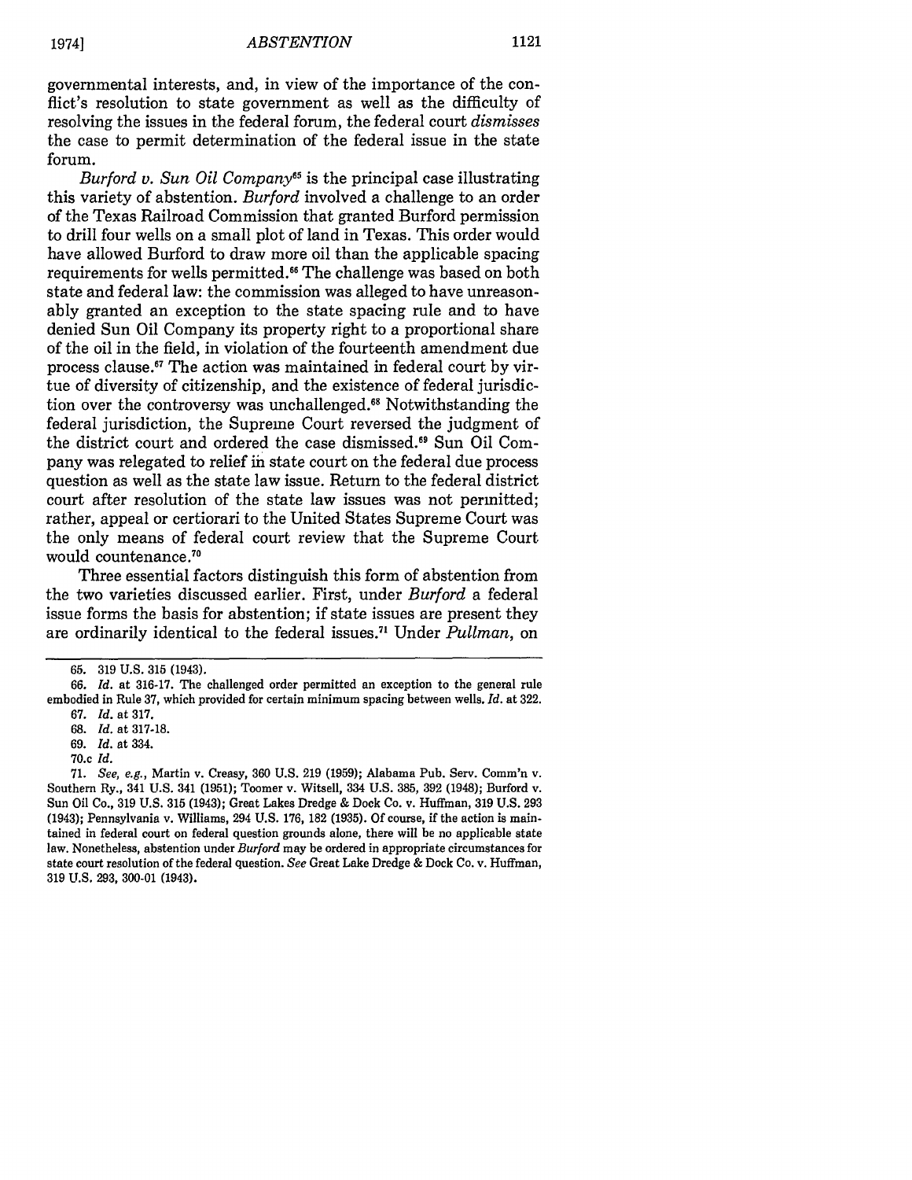governmental interests, and, in view of the importance of the conflict's resolution to state government as well as the difficulty of resolving the issues in the federal forum, the federal court *dismisses* the case to permit determination of the federal issue in the state forum.

*Burford v. Sun Oil Company*[65] is the principal case illustrating this variety of abstention. *Burford* involved a challenge to an order of the Texas Railroad Commission that granted Burford permission to drill four wells on a small plot of land in Texas. This order would have allowed Burford to draw more oil than the applicable spacing requirements for wells permitted.[66] The challenge was based on both state and federal law: the commission was alleged to have unreasonably granted an exception to the state spacing rule and to have denied Sun Oil Company its property right to a proportional share of the oil in the field, in violation of the fourteenth amendment due process clause.[67] The action was maintained in federal court by virtue of diversity of citizenship, and the existence of federal jurisdiction over the controversy was unchallenged.[68] Notwithstanding the federal jurisdiction, the Supreme Court reversed the judgment of the district court and ordered the case dismissed.[69] Sun Oil Company was relegated to relief in state court on the federal due process question as well as the state law issue. Return to the federal district court after resolution of the state law issues was not permitted; rather, appeal or certiorari to the United States Supreme Court was the only means of federal court review that the Supreme Court would countenance.[70]

Three essential factors distinguish this form of abstention from the two varieties discussed earlier. First, under *Burford* a federal issue forms the basis for abstention; if state issues are present they are ordinarily identical to the federal issues.[71] Under *Pullman*, on

---

65. 319 U.S. 315 (1943).

66. *Id.* at 316-17. The challenged order permitted an exception to the general rule embodied in Rule 37, which provided for certain minimum spacing between wells. *Id.* at 322.

67. *Id.* at 317.

68. *Id.* at 317-18.

69. *Id.* at 334.

70.c *Id.*

71. *See, e.g.*, Martin v. Creasy, 360 U.S. 219 (1959); Alabama Pub. Serv. Comm'n v. Southern Ry., 341 U.S. 341 (1951); Toomer v. Witsell, 334 U.S. 385, 392 (1948); Burford v. Sun Oil Co., 319 U.S. 315 (1943); Great Lakes Dredge & Dock Co. v. Huffman, 319 U.S. 293 (1943); Pennsylvania v. Williams, 294 U.S. 176, 182 (1935). Of course, if the action is maintained in federal court on federal question grounds alone, there will be no applicable state law. Nonetheless, abstention under *Burford* may be ordered in appropriate circumstances for state court resolution of the federal question. *See* Great Lake Dredge & Dock Co. v. Huffman, 319 U.S. 293, 300-01 (1943).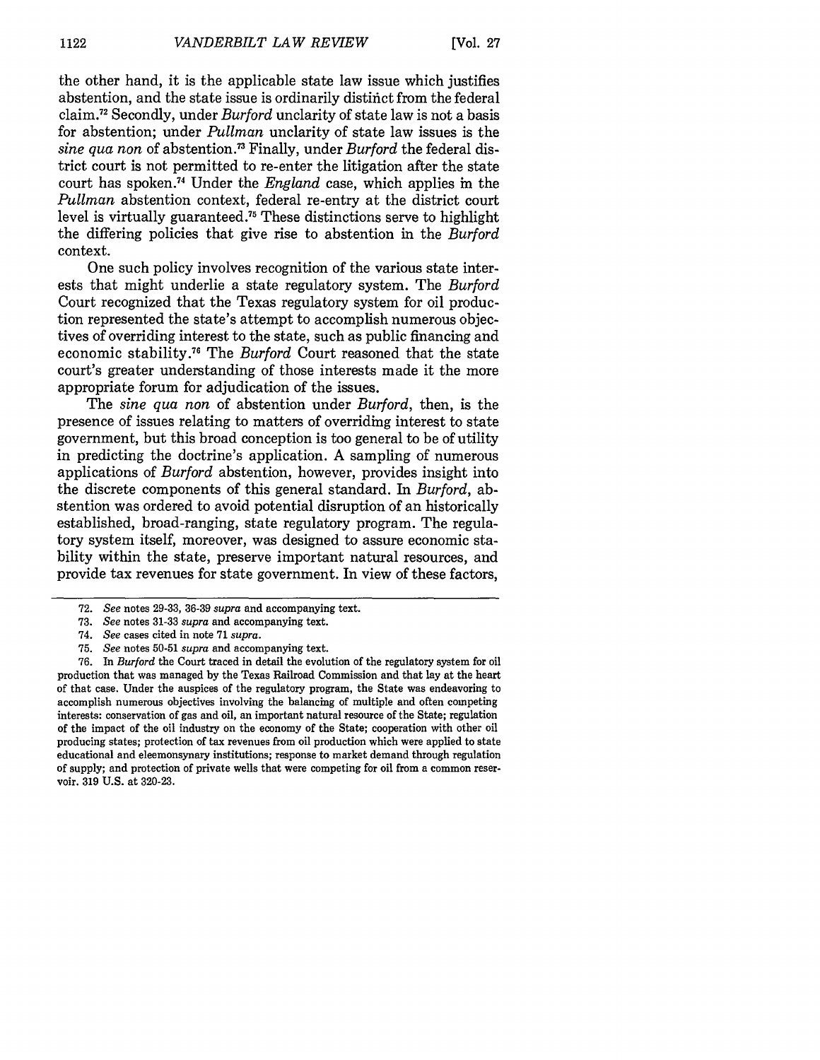the other hand, it is the applicable state law issue which justifies abstention, and the state issue is ordinarily distinct from the federal claim.[72] Secondly, under *Burford* unclarity of state law is not a basis for abstention; under *Pullman* unclarity of state law issues is the *sine qua non* of abstention.[73] Finally, under *Burford* the federal district court is not permitted to re-enter the litigation after the state court has spoken.[74] Under the *England* case, which applies in the *Pullman* abstention context, federal re-entry at the district court level is virtually guaranteed.[75] These distinctions serve to highlight the differing policies that give rise to abstention in the *Burford* context.

One such policy involves recognition of the various state interests that might underlie a state regulatory system. The *Burford* Court recognized that the Texas regulatory system for oil production represented the state's attempt to accomplish numerous objectives of overriding interest to the state, such as public financing and economic stability.[76] The *Burford* Court reasoned that the state court's greater understanding of those interests made it the more appropriate forum for adjudication of the issues.

The *sine qua non* of abstention under *Burford*, then, is the presence of issues relating to matters of overriding interest to state government, but this broad conception is too general to be of utility in predicting the doctrine's application. A sampling of numerous applications of *Burford* abstention, however, provides insight into the discrete components of this general standard. In *Burford*, abstention was ordered to avoid potential disruption of an historically established, broad-ranging, state regulatory program. The regulatory system itself, moreover, was designed to assure economic stability within the state, preserve important natural resources, and provide tax revenues for state government. In view of these factors,

---

72. *See* notes 29-33, 36-39 *supra* and accompanying text.

73. *See* notes 31-33 *supra* and accompanying text.

74. *See* cases cited in note 71 *supra*.

75. *See* notes 50-51 *supra* and accompanying text.

76. In *Burford* the Court traced in detail the evolution of the regulatory system for oil production that was managed by the Texas Railroad Commission and that lay at the heart of that case. Under the auspices of the regulatory program, the State was endeavoring to accomplish numerous objectives involving the balancing of multiple and often competing interests: conservation of gas and oil, an important natural resource of the State; regulation of the impact of the oil industry on the economy of the State; cooperation with other oil producing states; protection of tax revenues from oil production which were applied to state educational and eleemonsynary institutions; response to market demand through regulation of supply; and protection of private wells that were competing for oil from a common reservoir. 319 U.S. at 320-23.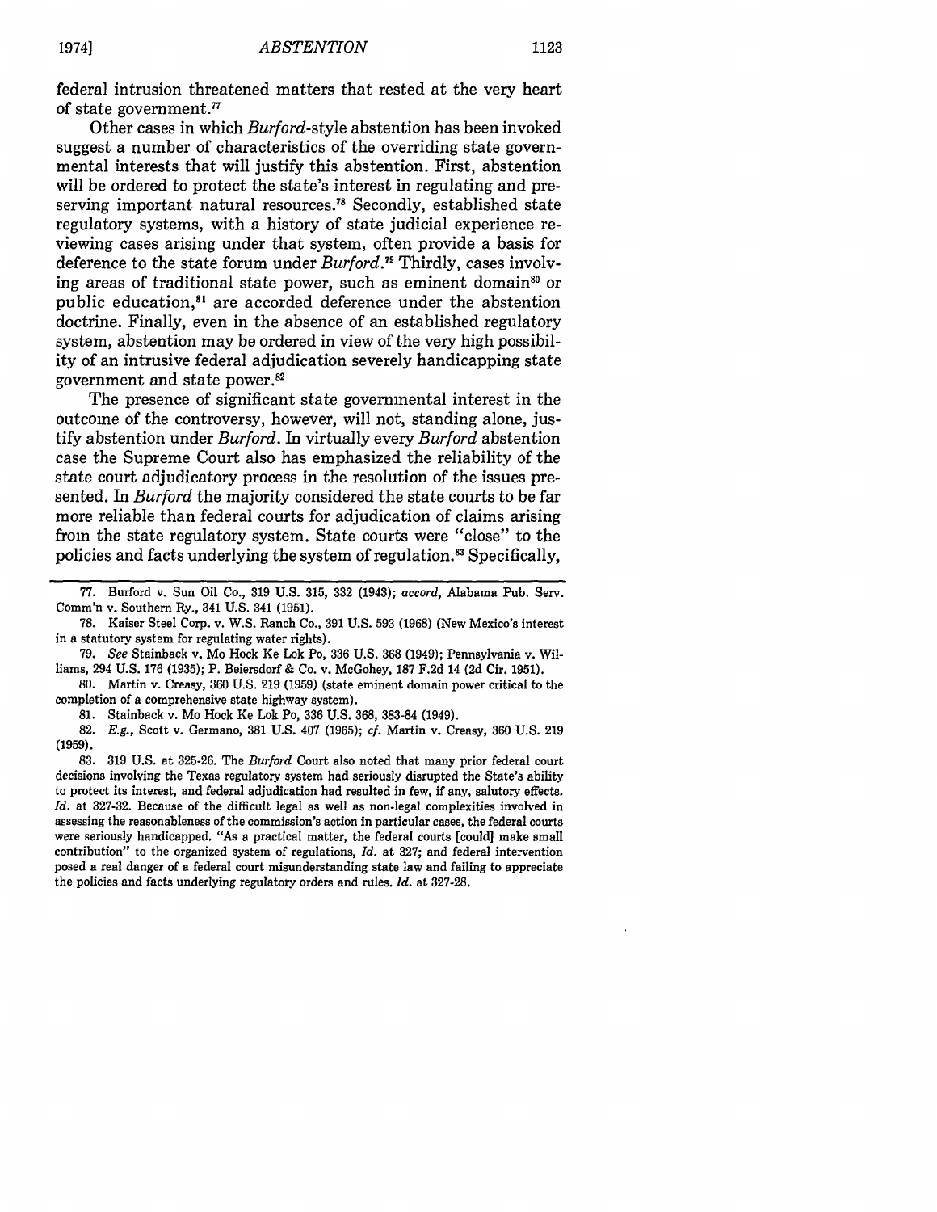federal intrusion threatened matters that rested at the very heart of state government.[77]

Other cases in which *Burford*-style abstention has been invoked suggest a number of characteristics of the overriding state governmental interests that will justify this abstention. First, abstention will be ordered to protect the state's interest in regulating and preserving important natural resources.[78] Secondly, established state regulatory systems, with a history of state judicial experience reviewing cases arising under that system, often provide a basis for deference to the state forum under *Burford*.[79] Thirdly, cases involving areas of traditional state power, such as eminent domain[80] or public education,[81] are accorded deference under the abstention doctrine. Finally, even in the absence of an established regulatory system, abstention may be ordered in view of the very high possibility of an intrusive federal adjudication severely handicapping state government and state power.[82]

The presence of significant state governmental interest in the outcome of the controversy, however, will not, standing alone, justify abstention under *Burford*. In virtually every *Burford* abstention case the Supreme Court also has emphasized the reliability of the state court adjudicatory process in the resolution of the issues presented. In *Burford* the majority considered the state courts to be far more reliable than federal courts for adjudication of claims arising from the state regulatory system. State courts were "close" to the policies and facts underlying the system of regulation.[83] Specifically,

---

77. Burford v. Sun Oil Co., 319 U.S. 315, 332 (1943); *accord*, Alabama Pub. Serv. Comm'n v. Southern Ry., 341 U.S. 341 (1951).

78. Kaiser Steel Corp. v. W.S. Ranch Co., 391 U.S. 593 (1968) (New Mexico's interest in a statutory system for regulating water rights).

79. *See* Stainback v. Mo Hock Ke Lok Po, 336 U.S. 368 (1949); Pennsylvania v. Williams, 294 U.S. 176 (1935); P. Beiersdorf & Co. v. McGohey, 187 F.2d 14 (2d Cir. 1951).

80. Martin v. Creasy, 360 U.S. 219 (1959) (state eminent domain power critical to the completion of a comprehensive state highway system).

81. Stainback v. Mo Hock Ke Lok Po, 336 U.S. 368, 383-84 (1949).

82. *E.g.*, Scott v. Germano, 381 U.S. 407 (1965); *cf.* Martin v. Creasy, 360 U.S. 219 (1959).

83. 319 U.S. at 325-26. The *Burford* Court also noted that many prior federal court decisions involving the Texas regulatory system had seriously disrupted the State's ability to protect its interest, and federal adjudication had resulted in few, if any, salutory effects. *Id.* at 327-32. Because of the difficult legal as well as non-legal complexities involved in assessing the reasonableness of the commission's action in particular cases, the federal courts were seriously handicapped. "As a practical matter, the federal courts [could] make small contribution" to the organized system of regulations, *Id.* at 327; and federal intervention posed a real danger of a federal court misunderstanding state law and failing to appreciate the policies and facts underlying regulatory orders and rules. *Id.* at 327-28.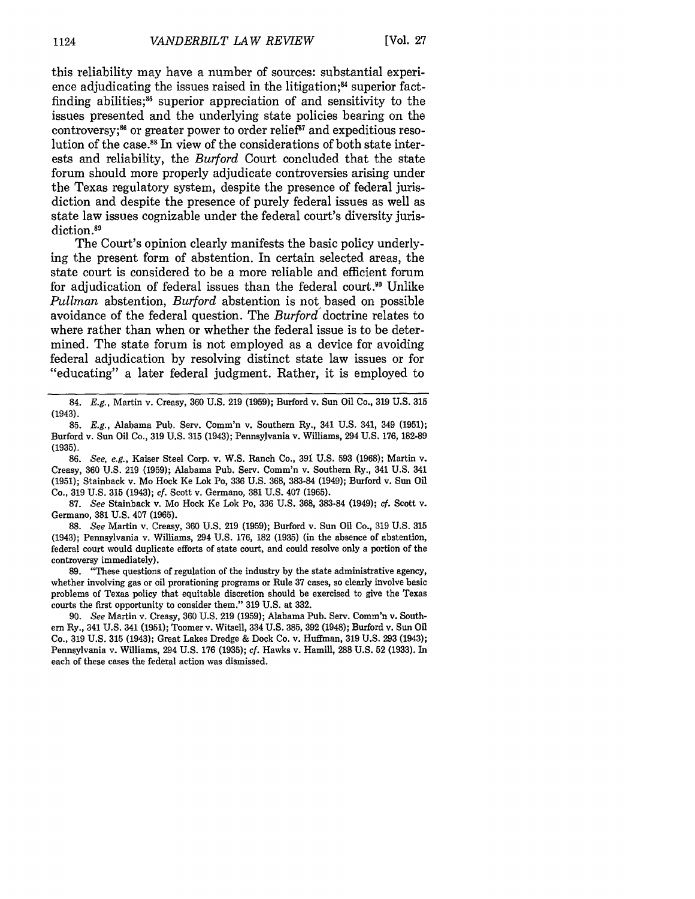this reliability may have a number of sources: substantial experience adjudicating the issues raised in the litigation;[84] superior fact-finding abilities;[85] superior appreciation of and sensitivity to the issues presented and the underlying state policies bearing on the controversy;[86] or greater power to order relief[87] and expeditious resolution of the case.[88] In view of the considerations of both state interests and reliability, the *Burford* Court concluded that the state forum should more properly adjudicate controversies arising under the Texas regulatory system, despite the presence of federal jurisdiction and despite the presence of purely federal issues as well as state law issues cognizable under the federal court's diversity jurisdiction.[89]

The Court's opinion clearly manifests the basic policy underlying the present form of abstention. In certain selected areas, the state court is considered to be a more reliable and efficient forum for adjudication of federal issues than the federal court.[90] Unlike *Pullman* abstention, *Burford* abstention is not based on possible avoidance of the federal question. The *Burford* doctrine relates to where rather than when or whether the federal issue is to be determined. The state forum is not employed as a device for avoiding federal adjudication by resolving distinct state law issues or for "educating" a later federal judgment. Rather, it is employed to

---

84. *E.g.*, Martin v. Creasy, 360 U.S. 219 (1959); Burford v. Sun Oil Co., 319 U.S. 315 (1943).

85. *E.g.*, Alabama Pub. Serv. Comm'n v. Southern Ry., 341 U.S. 341, 349 (1951); Burford v. Sun Oil Co., 319 U.S. 315 (1943); Pennsylvania v. Williams, 294 U.S. 176, 182-89 (1935).

86. *See, e.g.*, Kaiser Steel Corp. v. W.S. Ranch Co., 391 U.S. 593 (1968); Martin v. Creasy, 360 U.S. 219 (1959); Alabama Pub. Serv. Comm'n v. Southern Ry., 341 U.S. 341 (1951); Stainback v. Mo Hock Ke Lok Po, 336 U.S. 368, 383-84 (1949); Burford v. Sun Oil Co., 319 U.S. 315 (1943); *cf.* Scott v. Germano, 381 U.S. 407 (1965).

87. *See* Stainback v. Mo Hock Ke Lok Po, 336 U.S. 368, 383-84 (1949); *cf.* Scott v. Germano, 381 U.S. 407 (1965).

88. *See* Martin v. Creasy, 360 U.S. 219 (1959); Burford v. Sun Oil Co., 319 U.S. 315 (1943); Pennsylvania v. Williams, 294 U.S. 176, 182 (1935) (in the absence of abstention, federal court would duplicate efforts of state court, and could resolve only a portion of the controversy immediately).

89. "These questions of regulation of the industry by the state administrative agency, whether involving gas or oil prorationing programs or Rule 37 cases, so clearly involve basic problems of Texas policy that equitable discretion should be exercised to give the Texas courts the first opportunity to consider them." 319 U.S. at 332.

90. *See* Martin v. Creasy, 360 U.S. 219 (1959); Alabama Pub. Serv. Comm'n v. Southern Ry., 341 U.S. 341 (1951); Toomer v. Witsell, 334 U.S. 385, 392 (1948); Burford v. Sun Oil Co., 319 U.S. 315 (1943); Great Lakes Dredge & Dock Co. v. Huffman, 319 U.S. 293 (1943); Pennsylvania v. Williams, 294 U.S. 176 (1935); *cf.* Hawks v. Hamill, 288 U.S. 52 (1933). In each of these cases the federal action was dismissed.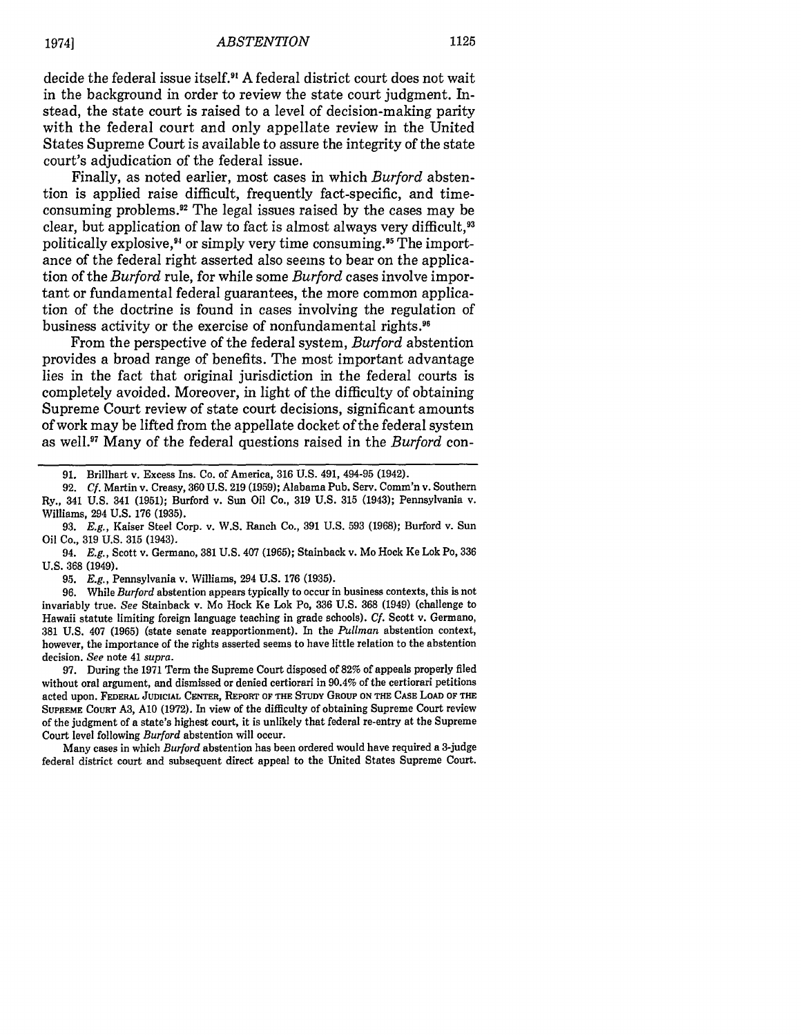decide the federal issue itself.[91] A federal district court does not wait in the background in order to review the state court judgment. Instead, the state court is raised to a level of decision-making parity with the federal court and only appellate review in the United States Supreme Court is available to assure the integrity of the state court's adjudication of the federal issue.

Finally, as noted earlier, most cases in which *Burford* abstention is applied raise difficult, frequently fact-specific, and time-consuming problems.[92] The legal issues raised by the cases may be clear, but application of law to fact is almost always very difficult,[93] politically explosive,[94] or simply very time consuming.[95] The importance of the federal right asserted also seems to bear on the application of the *Burford* rule, for while some *Burford* cases involve important or fundamental federal guarantees, the more common application of the doctrine is found in cases involving the regulation of business activity or the exercise of nonfundamental rights.[96]

From the perspective of the federal system, *Burford* abstention provides a broad range of benefits. The most important advantage lies in the fact that original jurisdiction in the federal courts is completely avoided. Moreover, in light of the difficulty of obtaining Supreme Court review of state court decisions, significant amounts of work may be lifted from the appellate docket of the federal system as well.[97] Many of the federal questions raised in the *Burford* con-

---

91. Brillhart v. Excess Ins. Co. of America, 316 U.S. 491, 494-95 (1942).

92. *Cf.* Martin v. Creasy, 360 U.S. 219 (1959); Alabama Pub. Serv. Comm'n v. Southern Ry., 341 U.S. 341 (1951); Burford v. Sun Oil Co., 319 U.S. 315 (1943); Pennsylvania v. Williams, 294 U.S. 176 (1935).

93. *E.g.*, Kaiser Steel Corp. v. W.S. Ranch Co., 391 U.S. 593 (1968); Burford v. Sun Oil Co., 319 U.S. 315 (1943).

94. *E.g.*, Scott v. Germano, 381 U.S. 407 (1965); Stainback v. Mo Hock Ke Lok Po, 336 U.S. 368 (1949).

95. *E.g.*, Pennsylvania v. Williams, 294 U.S. 176 (1935).

96. While *Burford* abstention appears typically to occur in business contexts, this is not invariably true. *See* Stainback v. Mo Hock Ke Lok Po, 336 U.S. 368 (1949) (challenge to Hawaii statute limiting foreign language teaching in grade schools). *Cf.* Scott v. Germano, 381 U.S. 407 (1965) (state senate reapportionment). In the *Pullman* abstention context, however, the importance of the rights asserted seems to have little relation to the abstention decision. *See* note 41 *supra*.

97. During the 1971 Term the Supreme Court disposed of 82% of appeals properly filed without oral argument, and dismissed or denied certiorari in 90.4% of the certiorari petitions acted upon. FEDERAL JUDICIAL CENTER, REPORT OF THE STUDY GROUP ON THE CASE LOAD OF THE SUPREME COURT A3, A10 (1972). In view of the difficulty of obtaining Supreme Court review of the judgment of a state's highest court, it is unlikely that federal re-entry at the Supreme Court level following *Burford* abstention will occur.

Many cases in which *Burford* abstention has been ordered would have required a 3-judge federal district court and subsequent direct appeal to the United States Supreme Court.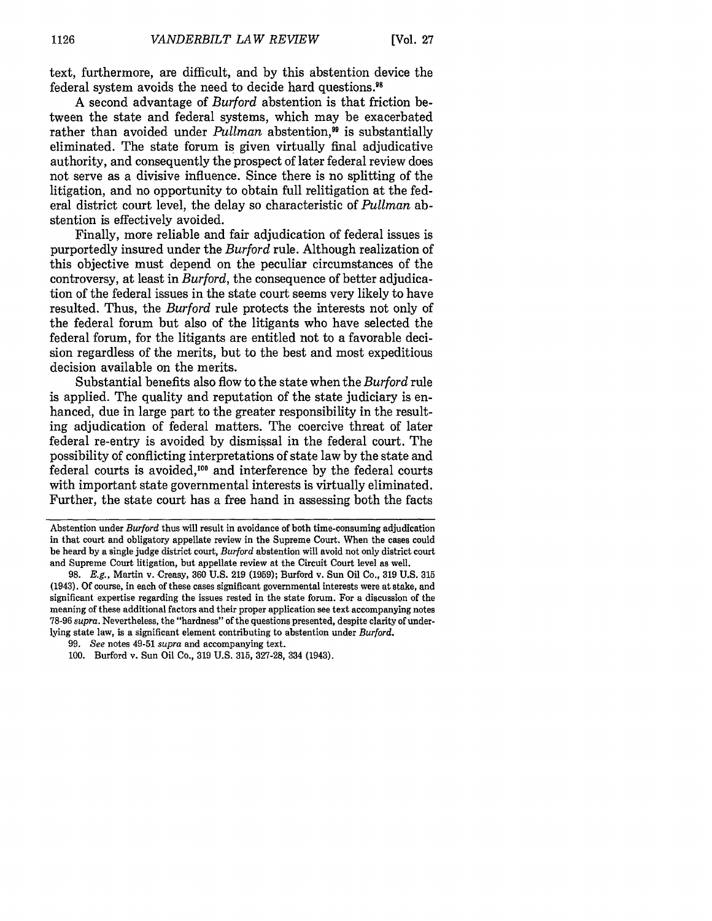text, furthermore, are difficult, and by this abstention device the federal system avoids the need to decide hard questions.[98]

A second advantage of *Burford* abstention is that friction between the state and federal systems, which may be exacerbated rather than avoided under *Pullman* abstention,[99] is substantially eliminated. The state forum is given virtually final adjudicative authority, and consequently the prospect of later federal review does not serve as a divisive influence. Since there is no splitting of the litigation, and no opportunity to obtain full relitigation at the federal district court level, the delay so characteristic of *Pullman* abstention is effectively avoided.

Finally, more reliable and fair adjudication of federal issues is purportedly insured under the *Burford* rule. Although realization of this objective must depend on the peculiar circumstances of the controversy, at least in *Burford*, the consequence of better adjudication of the federal issues in the state court seems very likely to have resulted. Thus, the *Burford* rule protects the interests not only of the federal forum but also of the litigants who have selected the federal forum, for the litigants are entitled not to a favorable decision regardless of the merits, but to the best and most expeditious decision available on the merits.

Substantial benefits also flow to the state when the *Burford* rule is applied. The quality and reputation of the state judiciary is enhanced, due in large part to the greater responsibility in the resulting adjudication of federal matters. The coercive threat of later federal re-entry is avoided by dismissal in the federal court. The possibility of conflicting interpretations of state law by the state and federal courts is avoided,[100] and interference by the federal courts with important state governmental interests is virtually eliminated. Further, the state court has a free hand in assessing both the facts

---

Abstention under *Burford* thus will result in avoidance of both time-consuming adjudication in that court and obligatory appellate review in the Supreme Court. When the cases could be heard by a single judge district court, *Burford* abstention will avoid not only district court and Supreme Court litigation, but appellate review at the Circuit Court level as well.

98. *E.g.*, Martin v. Creasy, 360 U.S. 219 (1959); Burford v. Sun Oil Co., 319 U.S. 315 (1943). Of course, in each of these cases significant governmental interests were at stake, and significant expertise regarding the issues rested in the state forum. For a discussion of the meaning of these additional factors and their proper application see text accompanying notes 78-96 *supra*. Nevertheless, the "hardness" of the questions presented, despite clarity of underlying state law, is a significant element contributing to abstention under *Burford*.

99. *See* notes 49-51 *supra* and accompanying text.

100. Burford v. Sun Oil Co., 319 U.S. 315, 327-28, 334 (1943).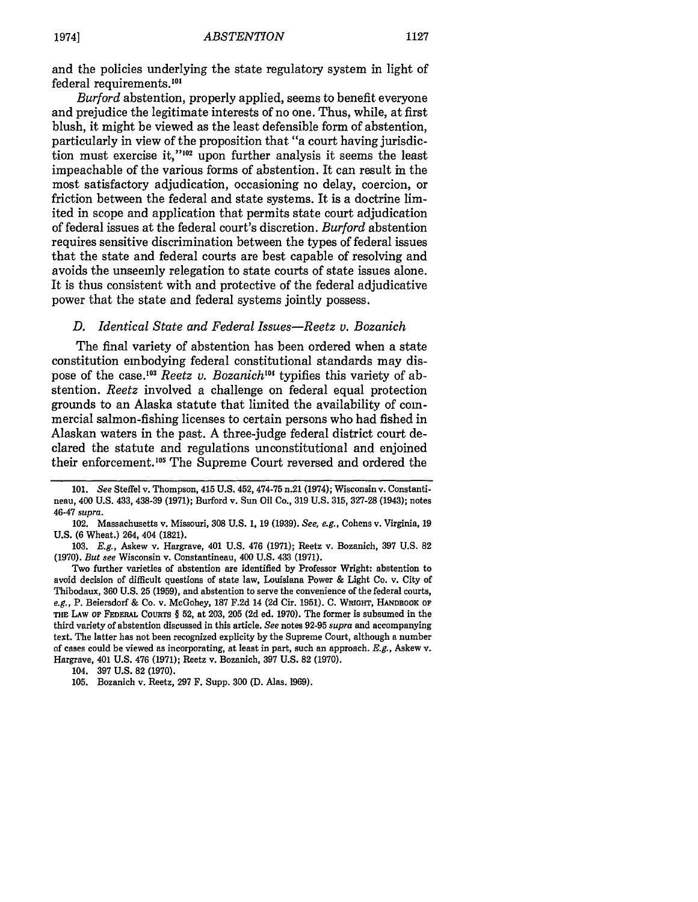and the policies underlying the state regulatory system in light of federal requirements.[101]

*Burford* abstention, properly applied, seems to benefit everyone and prejudice the legitimate interests of no one. Thus, while, at first blush, it might be viewed as the least defensible form of abstention, particularly in view of the proposition that "a court having jurisdiction must exercise it,"[102] upon further analysis it seems the least impeachable of the various forms of abstention. It can result in the most satisfactory adjudication, occasioning no delay, coercion, or friction between the federal and state systems. It is a doctrine limited in scope and application that permits state court adjudication of federal issues at the federal court's discretion. *Burford* abstention requires sensitive discrimination between the types of federal issues that the state and federal courts are best capable of resolving and avoids the unseemly relegation to state courts of state issues alone. It is thus consistent with and protective of the federal adjudicative power that the state and federal systems jointly possess.

### *D. Identical State and Federal Issues—Reetz v. Bozanich*

The final variety of abstention has been ordered when a state constitution embodying federal constitutional standards may dispose of the case.[103] *Reetz v. Bozanich*[104] typifies this variety of abstention. *Reetz* involved a challenge on federal equal protection grounds to an Alaska statute that limited the availability of commercial salmon-fishing licenses to certain persons who had fished in Alaskan waters in the past. A three-judge federal district court declared the statute and regulations unconstitutional and enjoined their enforcement.[105] The Supreme Court reversed and ordered the

---

101. *See* Steffel v. Thompson, 415 U.S. 452, 474-75 n.21 (1974); Wisconsin v. Constantineau, 400 U.S. 433, 438-39 (1971); Burford v. Sun Oil Co., 319 U.S. 315, 327-28 (1943); notes 46-47 *supra*.

102. Massachusetts v. Missouri, 308 U.S. 1, 19 (1939). *See, e.g.*, Cohens v. Virginia, 19 U.S. (6 Wheat.) 264, 404 (1821).

103. *E.g.*, Askew v. Hargrave, 401 U.S. 476 (1971); Reetz v. Bozanich, 397 U.S. 82 (1970). *But see* Wisconsin v. Constantineau, 400 U.S. 433 (1971).

Two further varieties of abstention are identified by Professor Wright: abstention to avoid decision of difficult questions of state law, Louisiana Power & Light Co. v. City of Thibodaux, 360 U.S. 25 (1959), and abstention to serve the convenience of the federal courts, *e.g.*, P. Beiersdorf & Co. v. McGohey, 187 F.2d 14 (2d Cir. 1951). C. WRIGHT, HANDBOOK OF THE LAW OF FEDERAL COURTS § 52, at 203, 205 (2d ed. 1970). The former is subsumed in the third variety of abstention discussed in this article. *See* notes 92-95 *supra* and accompanying text. The latter has not been recognized explicity by the Supreme Court, although a number of cases could be viewed as incorporating, at least in part, such an approach. *E.g.*, Askew v. Hargrave, 401 U.S. 476 (1971); Reetz v. Bozanich, 397 U.S. 82 (1970).

104. 397 U.S. 82 (1970).

105. Bozanich v. Reetz, 297 F. Supp. 300 (D. Alas. 1969).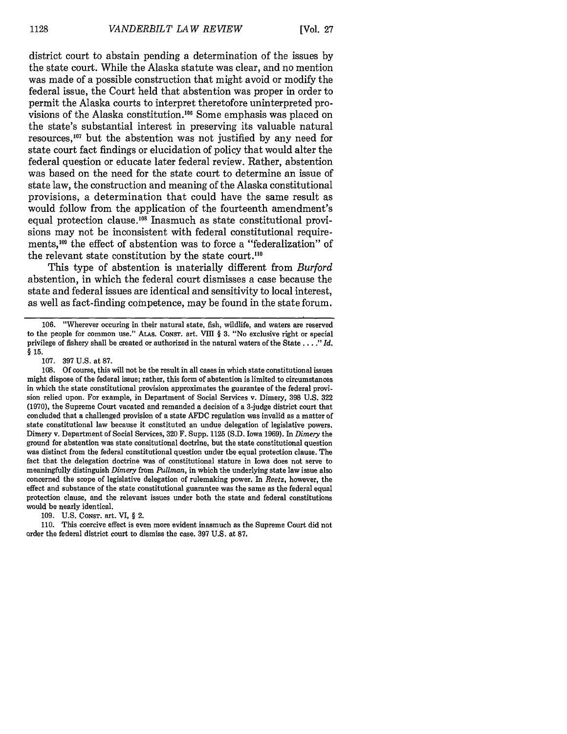district court to abstain pending a determination of the issues by the state court. While the Alaska statute was clear, and no mention was made of a possible construction that might avoid or modify the federal issue, the Court held that abstention was proper in order to permit the Alaska courts to interpret theretofore uninterpreted provisions of the Alaska constitution.[106] Some emphasis was placed on the state's substantial interest in preserving its valuable natural resources,[107] but the abstention was not justified by any need for state court fact findings or elucidation of policy that would alter the federal question or educate later federal review. Rather, abstention was based on the need for the state court to determine an issue of state law, the construction and meaning of the Alaska constitutional provisions, a determination that could have the same result as would follow from the application of the fourteenth amendment's equal protection clause.[108] Inasmuch as state constitutional provisions may not be inconsistent with federal constitutional requirements,[109] the effect of abstention was to force a "federalization" of the relevant state constitution by the state court.[110]

This type of abstention is materially different from *Burford* abstention, in which the federal court dismisses a case because the state and federal issues are identical and sensitivity to local interest, as well as fact-finding competence, may be found in the state forum.

---

106. "Wherever occuring in their natural state, fish, wildlife, and waters are reserved to the people for common use." ALAS. CONST. art. VIII § 3. "No exclusive right or special privilege of fishery shall be created or authorized in the natural waters of the State . . . ." *Id.* § 15.

107. 397 U.S. at 87.

108. Of course, this will not be the result in all cases in which state constitutional issues might dispose of the federal issue; rather, this form of abstention is limited to circumstances in which the state constitutional provision approximates the guarantee of the federal provision relied upon. For example, in Department of Social Services v. Dimery, 398 U.S. 322 (1970), the Supreme Court vacated and remanded a decision of a 3-judge district court that concluded that a challenged provision of a state AFDC regulation was invalid as a matter of state constitutional law because it constituted an undue delegation of legislative powers. Dimery v. Department of Social Services, 320 F. Supp. 1125 (S.D. Iowa 1969). In *Dimery* the ground for abstention was state consitutional doctrine, but the state constitutional question was distinct from the federal constitutional question under the equal protection clause. The fact that the delegation doctrine was of constitutional stature in Iowa does not serve to meaningfully distinguish *Dimery* from *Pullman*, in which the underlying state law issue also concerned the scope of legislative delegation of rulemaking power. In *Reetz*, however, the effect and substance of the state constitutional guarantee was the same as the federal equal protection clause, and the relevant issues under both the state and federal constitutions would be nearly identical.

109. U.S. CONST. art. VI, § 2.

110. This coercive effect is even more evident inasmuch as the Supreme Court did not order the federal district court to dismiss the case. 397 U.S. at 87.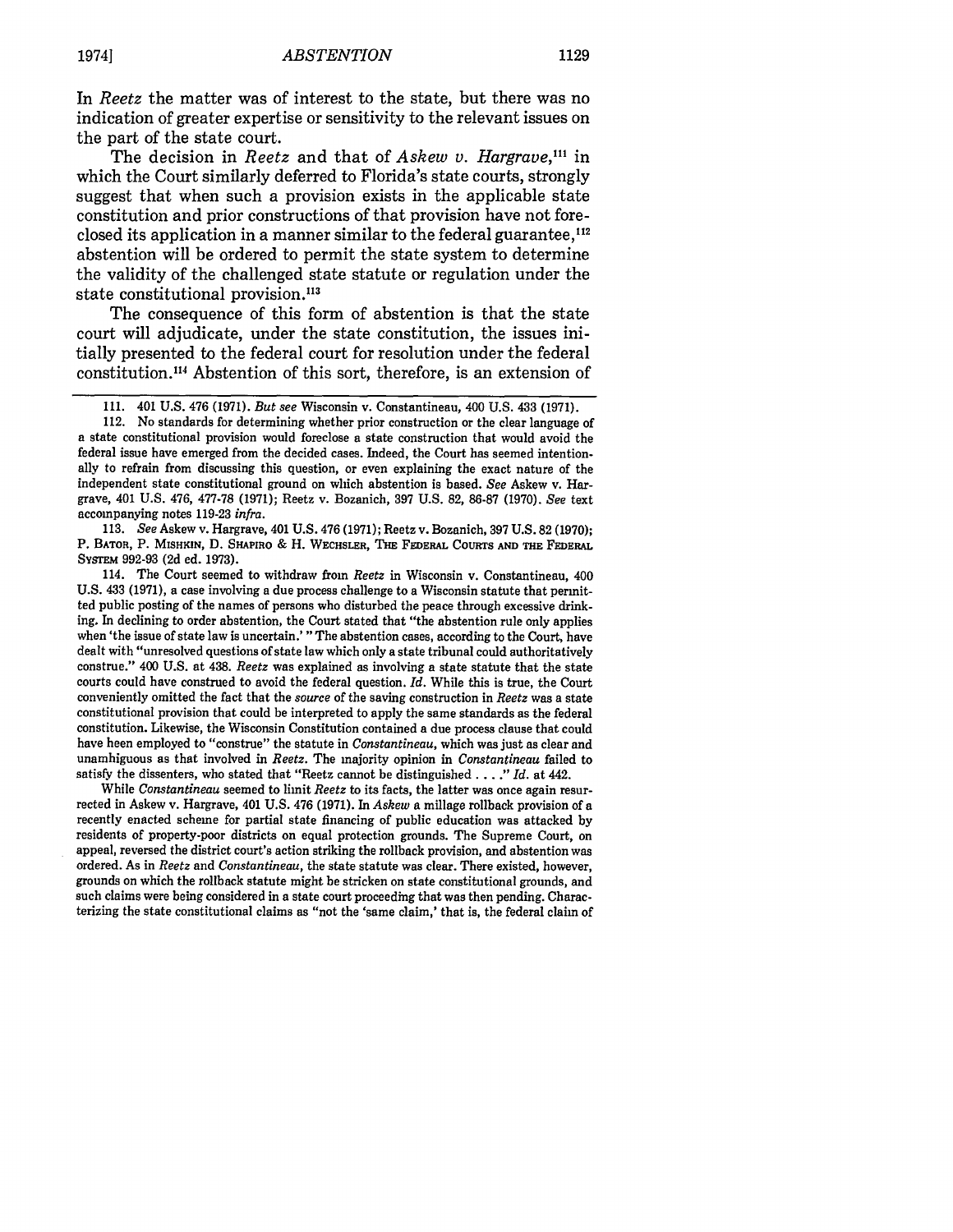In *Reetz* the matter was of interest to the state, but there was no indication of greater expertise or sensitivity to the relevant issues on the part of the state court.

The decision in *Reetz* and that of *Askew v. Hargrave*,[111] in which the Court similarly deferred to Florida's state courts, strongly suggest that when such a provision exists in the applicable state constitution and prior constructions of that provision have not foreclosed its application in a manner similar to the federal guarantee,[112] abstention will be ordered to permit the state system to determine the validity of the challenged state statute or regulation under the state constitutional provision.[113]

The consequence of this form of abstention is that the state court will adjudicate, under the state constitution, the issues initially presented to the federal court for resolution under the federal constitution.[114] Abstention of this sort, therefore, is an extension of

---

111. 401 U.S. 476 (1971). *But see* Wisconsin v. Constantineau, 400 U.S. 433 (1971).

112. No standards for determining whether prior construction or the clear language of a state constitutional provision would foreclose a state construction that would avoid the federal issue have emerged from the decided cases. Indeed, the Court has seemed intentionally to refrain from discussing this question, or even explaining the exact nature of the independent state constitutional ground on which abstention is based. *See* Askew v. Hargrave, 401 U.S. 476, 477-78 (1971); Reetz v. Bozanich, 397 U.S. 82, 86-87 (1970). *See* text accompanying notes 119-23 *infra*.

113. *See* Askew v. Hargrave, 401 U.S. 476 (1971); Reetz v. Bozanich, 397 U.S. 82 (1970); P. Bator, P. Mishkin, D. Shapiro & H. Wechsler, The Federal Courts and the Federal System 992-93 (2d ed. 1973).

114. The Court seemed to withdraw from *Reetz* in Wisconsin v. Constantineau, 400 U.S. 433 (1971), a case involving a due process challenge to a Wisconsin statute that permitted public posting of the names of persons who disturbed the peace through excessive drinking. In declining to order abstention, the Court stated that "the abstention rule only applies when 'the issue of state law is uncertain.' " The abstention cases, according to the Court, have dealt with "unresolved questions of state law which only a state tribunal could authoritatively construe." 400 U.S. at 438. *Reetz* was explained as involving a state statute that the state courts could have construed to avoid the federal question. *Id.* While this is true, the Court conveniently omitted the fact that the *source* of the saving construction in *Reetz* was a state constitutional provision that could be interpreted to apply the same standards as the federal constitution. Likewise, the Wisconsin Constitution contained a due process clause that could have been employed to "construe" the statute in *Constantineau*, which was just as clear and unambiguous as that involved in *Reetz*. The majority opinion in *Constantineau* failed to satisfy the dissenters, who stated that "Reetz cannot be distinguished . . . ." *Id.* at 442.

While *Constantineau* seemed to limit *Reetz* to its facts, the latter was once again resurrected in Askew v. Hargrave, 401 U.S. 476 (1971). In *Askew* a millage rollback provision of a recently enacted scheme for partial state financing of public education was attacked by residents of property-poor districts on equal protection grounds. The Supreme Court, on appeal, reversed the district court's action striking the rollback provision, and abstention was ordered. As in *Reetz* and *Constantineau*, the state statute was clear. There existed, however, grounds on which the rollback statute might be stricken on state constitutional grounds, and such claims were being considered in a state court proceeding that was then pending. Characterizing the state constitutional claims as "not the 'same claim,' that is, the federal claim of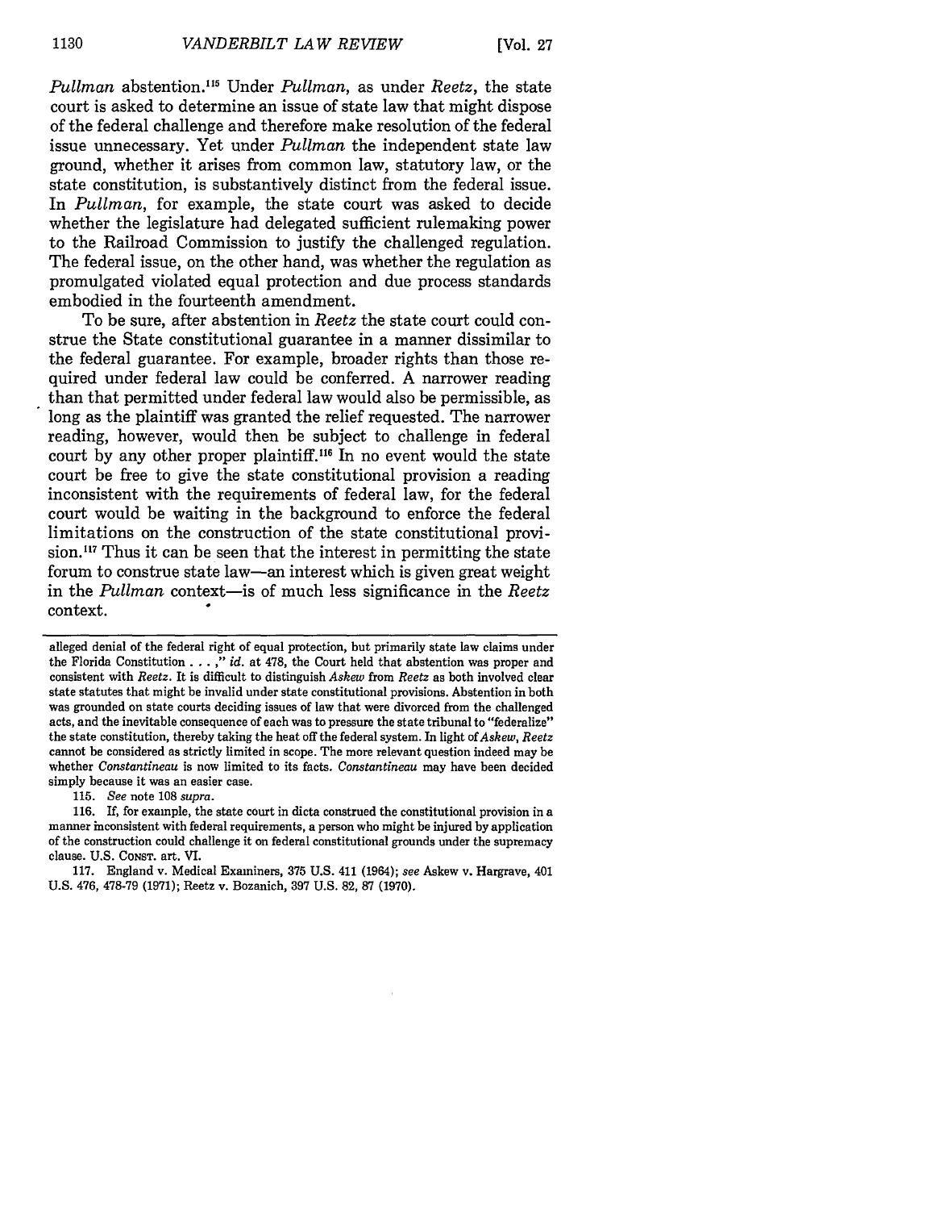*Pullman* abstention.[115] Under *Pullman*, as under *Reetz*, the state court is asked to determine an issue of state law that might dispose of the federal challenge and therefore make resolution of the federal issue unnecessary. Yet under *Pullman* the independent state law ground, whether it arises from common law, statutory law, or the state constitution, is substantively distinct from the federal issue. In *Pullman*, for example, the state court was asked to decide whether the legislature had delegated sufficient rulemaking power to the Railroad Commission to justify the challenged regulation. The federal issue, on the other hand, was whether the regulation as promulgated violated equal protection and due process standards embodied in the fourteenth amendment.

To be sure, after abstention in *Reetz* the state court could construe the State constitutional guarantee in a manner dissimilar to the federal guarantee. For example, broader rights than those required under federal law could be conferred. A narrower reading than that permitted under federal law would also be permissible, as long as the plaintiff was granted the relief requested. The narrower reading, however, would then be subject to challenge in federal court by any other proper plaintiff.[116] In no event would the state court be free to give the state constitutional provision a reading inconsistent with the requirements of federal law, for the federal court would be waiting in the background to enforce the federal limitations on the construction of the state constitutional provision.[117] Thus it can be seen that the interest in permitting the state forum to construe state law—an interest which is given great weight in the *Pullman* context—is of much less significance in the *Reetz* context.

---

alleged denial of the federal right of equal protection, but primarily state law claims under the Florida Constitution . . . ," *id.* at 478, the Court held that abstention was proper and consistent with *Reetz*. It is difficult to distinguish *Askew* from *Reetz* as both involved clear state statutes that might be invalid under state constitutional provisions. Abstention in both was grounded on state courts deciding issues of law that were divorced from the challenged acts, and the inevitable consequence of each was to pressure the state tribunal to "federalize" the state constitution, thereby taking the heat off the federal system. In light of *Askew*, *Reetz* cannot be considered as strictly limited in scope. The more relevant question indeed may be whether *Constantineau* is now limited to its facts. *Constantineau* may have been decided simply because it was an easier case.

115. *See* note 108 *supra*.

116. If, for example, the state court in dicta construed the constitutional provision in a manner inconsistent with federal requirements, a person who might be injured by application of the construction could challenge it on federal constitutional grounds under the supremacy clause. U.S. CONST. art. VI.

117. England v. Medical Examiners, 375 U.S. 411 (1964); *see* Askew v. Hargrave, 401 U.S. 476, 478-79 (1971); Reetz v. Bozanich, 397 U.S. 82, 87 (1970).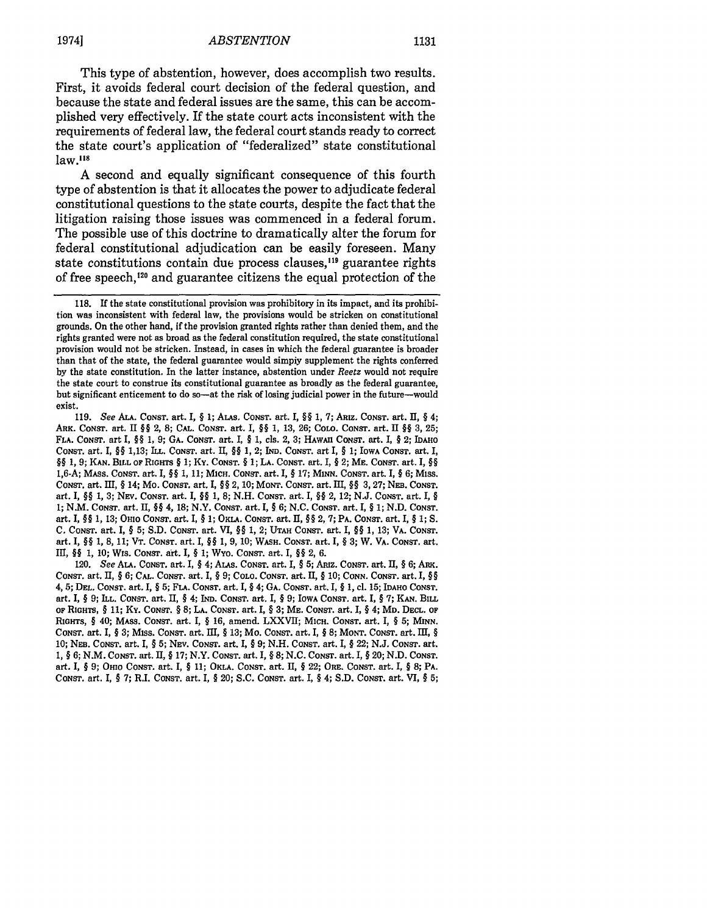This type of abstention, however, does accomplish two results. First, it avoids federal court decision of the federal question, and because the state and federal issues are the same, this can be accomplished very effectively. If the state court acts inconsistent with the requirements of federal law, the federal court stands ready to correct the state court's application of "federalized" state constitutional law.[118]

A second and equally significant consequence of this fourth type of abstention is that it allocates the power to adjudicate federal constitutional questions to the state courts, despite the fact that the litigation raising those issues was commenced in a federal forum. The possible use of this doctrine to dramatically alter the forum for federal constitutional adjudication can be easily foreseen. Many state constitutions contain due process clauses,[119] guarantee rights of free speech,[120] and guarantee citizens the equal protection of the

---

118. If the state constitutional provision was prohibitory in its impact, and its prohibition was inconsistent with federal law, the provisions would be stricken on constitutional grounds. On the other hand, if the provision granted rights rather than denied them, and the rights granted were not as broad as the federal constitution required, the state constitutional provision would not be stricken. Instead, in cases in which the federal guarantee is broader than that of the state, the federal guarantee would simpiy supplement the rights conferred by the state constitution. In the latter instance, abstention under *Reetz* would not require the state court to construe its constitutional guarantee as broadly as the federal guarantee, but significant enticement to do so—at the risk of losing judicial power in the future—would exist.

119. *See* ALA. CONST. art. I, § 1; ALAS. CONST. art. I, §§ 1, 7; ARIZ. CONST. art. II, § 4; ARK. CONST. art II §§ 2, 8; CAL. CONST. art. I, §§ 1, 13, 26; COLO. CONST. art. II §§ 3, 25; FLA. CONST. art I, §§ 1, 9; GA. CONST. art. I, § 1, cls. 2, 3; HAWAII CONST. art. I, § 2; IDAHO CONST. art. I, §§ 1,13; ILL. CONST. art. II, §§ 1, 2; IND. CONST. art I, § 1; IOWA CONST. art. I, §§ 1, 9; KAN. BILL OF RIGHTS § 1; KY. CONST. § 1; LA. CONST. art. I, § 2; ME. CONST. art. I, §§ 1,6-A; MASS. CONST. art. I, §§ 1, 11; MICH. CONST. art. I, § 17; MINN. CONST. art. I, § 6; MISS. CONST. art. III, § 14; MO. CONST. art. I, §§ 2, 10; MONT. CONST. art. III, §§ 3, 27; NEB. CONST. art. I, §§ 1, 3; NEV. CONST. art. I, §§ 1, 8; N.H. CONST. art. I, §§ 2, 12; N.J. CONST. art. I, § 1; N.M. CONST. art. II, §§ 4, 18; N.Y. CONST. art. I, § 6; N.C. CONST. art. I, § 1; N.D. CONST. art. I, §§ 1, 13; OHIO CONST. art. I, § 1; OKLA. CONST. art. II, §§ 2, 7; PA. CONST. art. I, § 1; S. C. CONST. art. I, § 5; S.D. CONST. art. VI, §§ 1, 2; UTAH CONST. art. I, §§ 1, 13; VA. CONST. art. I, §§ 1, 8, 11; VT. CONST. art. I, §§ 1, 9, 10; WASH. CONST. art. I, § 3; W. VA. CONST. art. III, §§ 1, 10; WIS. CONST. art. I, § 1; WYO. CONST. art. I, §§ 2, 6.

120. *See* ALA. CONST. art. I, § 4; ALAS. CONST. art. I, § 5; ARIZ. CONST. art. II, § 6; ARK. CONST. art. II, § 6; CAL. CONST. art. I, § 9; COLO. CONST. art. II, § 10; CONN. CONST. art. I, §§ 4, 5; DEL. CONST. art. I, § 5; FLA. CONST. art. I, § 4; GA. CONST. art. I, § 1, cl. 15; IDAHO CONST. art. I, § 9; ILL. CONST. art. II, § 4; IND. CONST. art. I, § 9; IOWA CONST. art. I, § 7; KAN. BILL OF RIGHTS, § 11; KY. CONST. § 8; LA. CONST. art. I, § 3; ME. CONST. art. I, § 4; MD. DECL. OF RIGHTS, § 40; MASS. CONST. art. I, § 16, amend. LXXVII; MICH. CONST. art. I, § 5; MINN. CONST. art. I, § 3; MISS. CONST. art. III, § 13; MO. CONST. art. I, § 8; MONT. CONST. art. III, § 10; NEB. CONST. art. I, § 5; NEV. CONST. art. I, § 9; N.H. CONST. art. I, § 22; N.J. CONST. art. 1, § 6; N.M. CONST. art. II, § 17; N.Y. CONST. art. I, § 8; N.C. CONST. art. I, § 20; N.D. CONST. art. I, § 9; OHIO CONST. art. I, § 11; OKLA. CONST. art. II, § 22; ORE. CONST. art. I, § 8; PA. CONST. art. I, § 7; R.I. CONST. art. I, § 20; S.C. CONST. art. I, § 4; S.D. CONST. art. VI, § 5;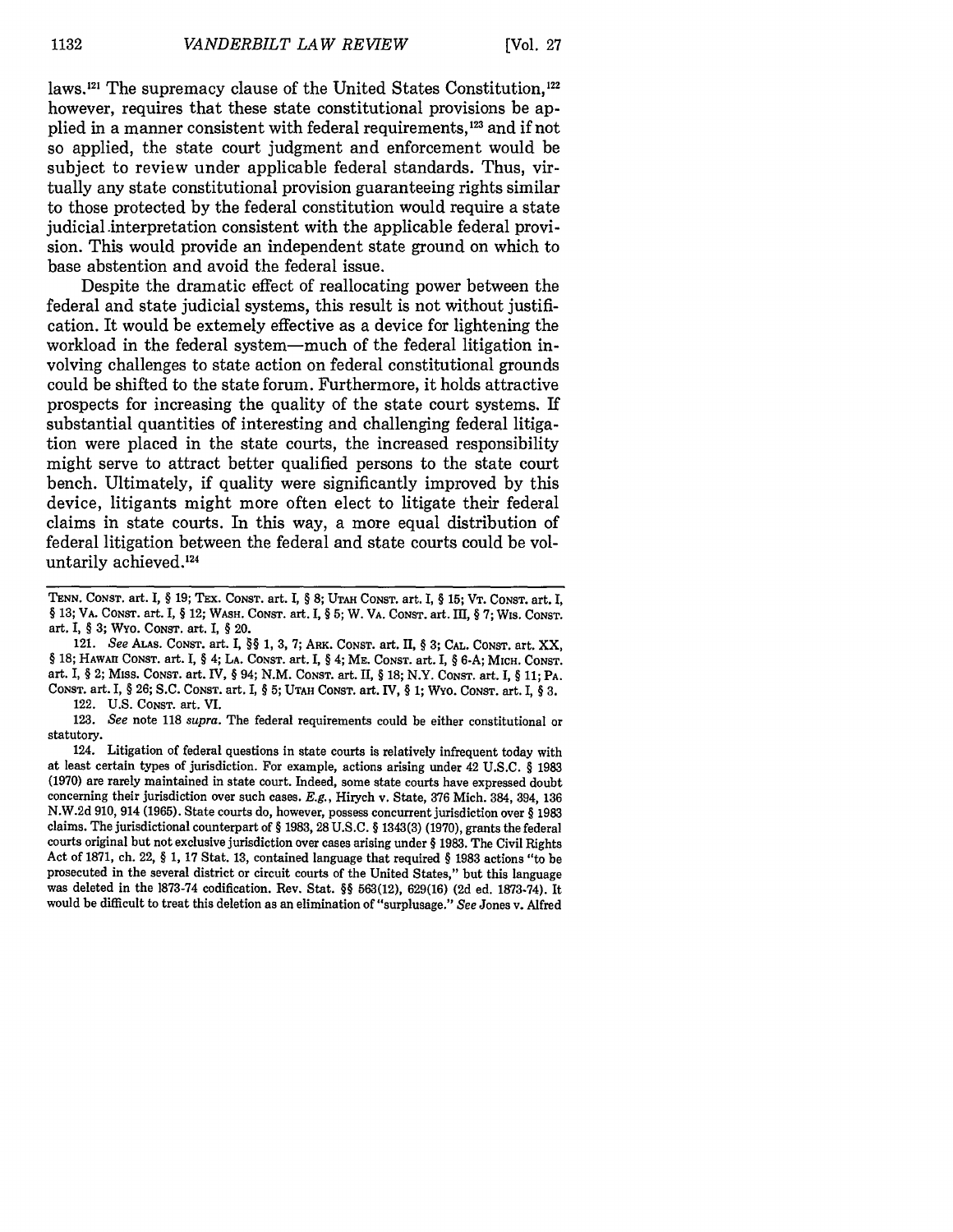laws.[121] The supremacy clause of the United States Constitution,[122] however, requires that these state constitutional provisions be applied in a manner consistent with federal requirements,[123] and if not so applied, the state court judgment and enforcement would be subject to review under applicable federal standards. Thus, virtually any state constitutional provision guaranteeing rights similar to those protected by the federal constitution would require a state judicial interpretation consistent with the applicable federal provision. This would provide an independent state ground on which to base abstention and avoid the federal issue.

Despite the dramatic effect of reallocating power between the federal and state judicial systems, this result is not without justification. It would be extemely effective as a device for lightening the workload in the federal system—much of the federal litigation involving challenges to state action on federal constitutional grounds could be shifted to the state forum. Furthermore, it holds attractive prospects for increasing the quality of the state court systems. If substantial quantities of interesting and challenging federal litigation were placed in the state courts, the increased responsibility might serve to attract better qualified persons to the state court bench. Ultimately, if quality were significantly improved by this device, litigants might more often elect to litigate their federal claims in state courts. In this way, a more equal distribution of federal litigation between the federal and state courts could be voluntarily achieved.[124]

---

TENN. CONST. art. I, § 19; TEX. CONST. art. I, § 8; UTAH CONST. art. I, § 15; VT. CONST. art. I, § 13; VA. CONST. art. I, § 12; WASH. CONST. art. I, § 5; W. VA. CONST. art. III, § 7; WIS. CONST. art. I, § 3; WYO. CONST. art. I, § 20.

121. *See* ALAS. CONST. art. I, §§ 1, 3, 7; ARK. CONST. art. II, § 3; CAL. CONST. art. XX, § 18; HAWAII CONST. art. I, § 4; LA. CONST. art. I, § 4; ME. CONST. art. I, § 6-A; MICH. CONST. art. I, § 2; MISS. CONST. art. IV, § 94; N.M. CONST. art. II, § 18; N.Y. CONST. art. I, § 11; PA. CONST. art. I, § 26; S.C. CONST. art. I, § 5; UTAH CONST. art. IV, § 1; WYO. CONST. art. I, § 3.

122. U.S. CONST. art. VI.

123. *See* note 118 *supra*. The federal requirements could be either constitutional or statutory.

124. Litigation of federal questions in state courts is relatively infrequent today with at least certain types of jurisdiction. For example, actions arising under 42 U.S.C. § 1983 (1970) are rarely maintained in state court. Indeed, some state courts have expressed doubt concerning their jurisdiction over such cases. *E.g.*, Hirych v. State, 376 Mich. 384, 394, 136 N.W.2d 910, 914 (1965). State courts do, however, possess concurrent jurisdiction over § 1983 claims. The jurisdictional counterpart of § 1983, 28 U.S.C. § 1343(3) (1970), grants the federal courts original but not exclusive jurisdiction over cases arising under § 1983. The Civil Rights Act of 1871, ch. 22, § 1, 17 Stat. 13, contained language that required § 1983 actions "to be prosecuted in the several district or circuit courts of the United States," but this language was deleted in the 1873-74 codification. Rev. Stat. §§ 563(12), 629(16) (2d ed. 1873-74). It would be difficult to treat this deletion as an elimination of "surplusage." *See* Jones v. Alfred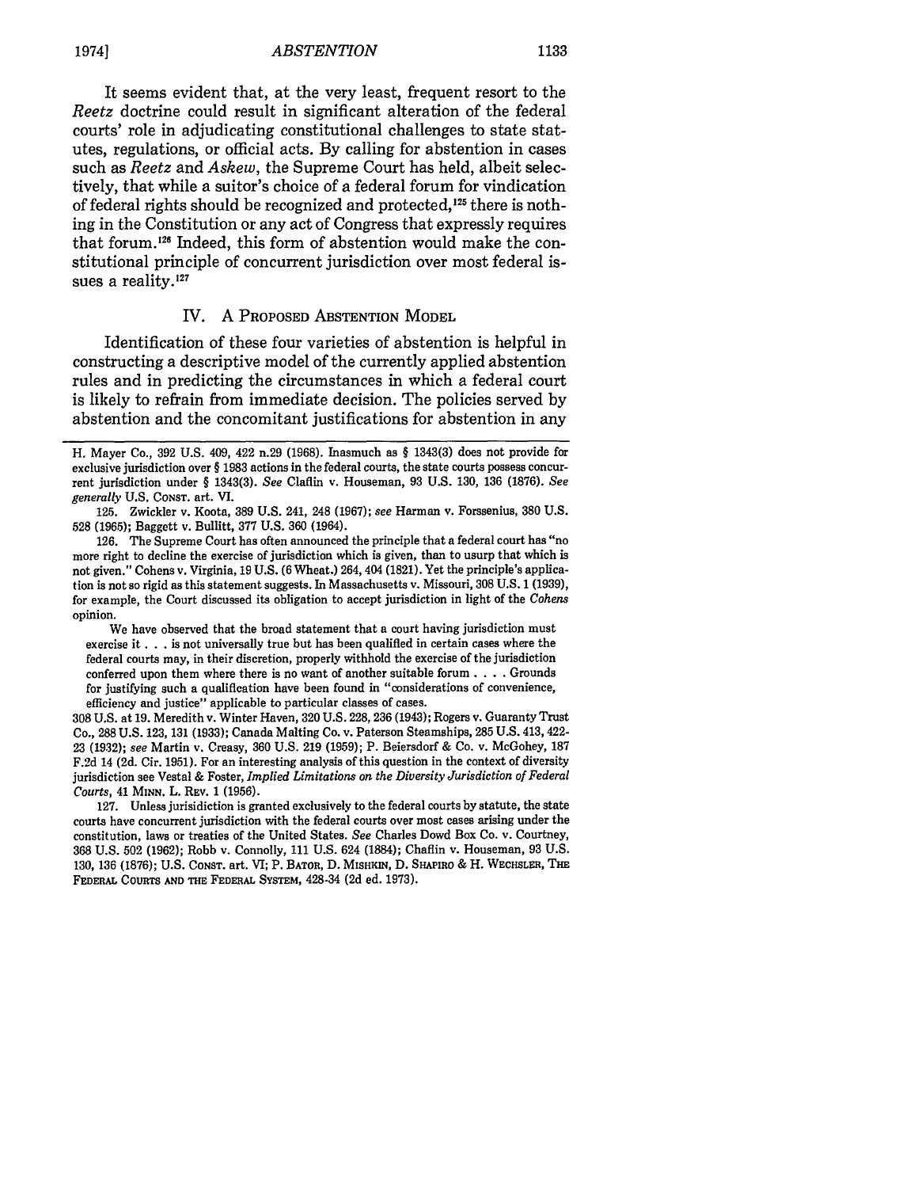It seems evident that, at the very least, frequent resort to the *Reetz* doctrine could result in significant alteration of the federal courts' role in adjudicating constitutional challenges to state statutes, regulations, or official acts. By calling for abstention in cases such as *Reetz* and *Askew*, the Supreme Court has held, albeit selectively, that while a suitor's choice of a federal forum for vindication of federal rights should be recognized and protected,[125] there is nothing in the Constitution or any act of Congress that expressly requires that forum.[126] Indeed, this form of abstention would make the constitutional principle of concurrent jurisdiction over most federal issues a reality.[127]

## IV. A Proposed Abstention Model

Identification of these four varieties of abstention is helpful in constructing a descriptive model of the currently applied abstention rules and in predicting the circumstances in which a federal court is likely to refrain from immediate decision. The policies served by abstention and the concomitant justifications for abstention in any

---

H. Mayer Co., 392 U.S. 409, 422 n.29 (1968). Inasmuch as § 1343(3) does not provide for exclusive jurisdiction over § 1983 actions in the federal courts, the state courts possess concurrent jurisdiction under § 1343(3). *See* Claflin v. Houseman, 93 U.S. 130, 136 (1876). *See generally* U.S. Const. art. VI.

125. Zwickler v. Koota, 389 U.S. 241, 248 (1967); *see* Harman v. Forssenius, 380 U.S. 528 (1965); Baggett v. Bullitt, 377 U.S. 360 (1964).

126. The Supreme Court has often announced the principle that a federal court has "no more right to decline the exercise of jurisdiction which is given, than to usurp that which is not given." Cohens v. Virginia, 19 U.S. (6 Wheat.) 264, 404 (1821). Yet the principle's application is not so rigid as this statement suggests. In Massachusetts v. Missouri, 308 U.S. 1 (1939), for example, the Court discussed its obligation to accept jurisdiction in light of the *Cohens* opinion.

> We have observed that the broad statement that a court having jurisdiction must exercise it . . . is not universally true but has been qualified in certain cases where the federal courts may, in their discretion, properly withhold the exercise of the jurisdiction conferred upon them where there is no want of another suitable forum . . . . Grounds for justifying such a qualification have been found in "considerations of convenience, efficiency and justice" applicable to particular classes of cases.

308 U.S. at 19. Meredith v. Winter Haven, 320 U.S. 228, 236 (1943); Rogers v. Guaranty Trust Co., 288 U.S. 123, 131 (1933); Canada Malting Co. v. Paterson Steamships, 285 U.S. 413, 422-23 (1932); *see* Martin v. Creasy, 360 U.S. 219 (1959); P. Beiersdorf & Co. v. McGohey, 187 F.2d 14 (2d. Cir. 1951). For an interesting analysis of this question in the context of diversity jurisdiction see Vestal & Foster, *Implied Limitations on the Diversity Jurisdiction of Federal Courts*, 41 Minn. L. Rev. 1 (1956).

127. Unless jurisdiction is granted exclusively to the federal courts by statute, the state courts have concurrent jurisdiction with the federal courts over most cases arising under the constitution, laws or treaties of the United States. *See* Charles Dowd Box Co. v. Courtney, 368 U.S. 502 (1962); Robb v. Connolly, 111 U.S. 624 (1884); Chaflin v. Houseman, 93 U.S. 130, 136 (1876); U.S. Const. art. VI; P. Bator, D. Mishkin, D. Shapiro & H. Wechsler, The Federal Courts and the Federal System, 428-34 (2d ed. 1973).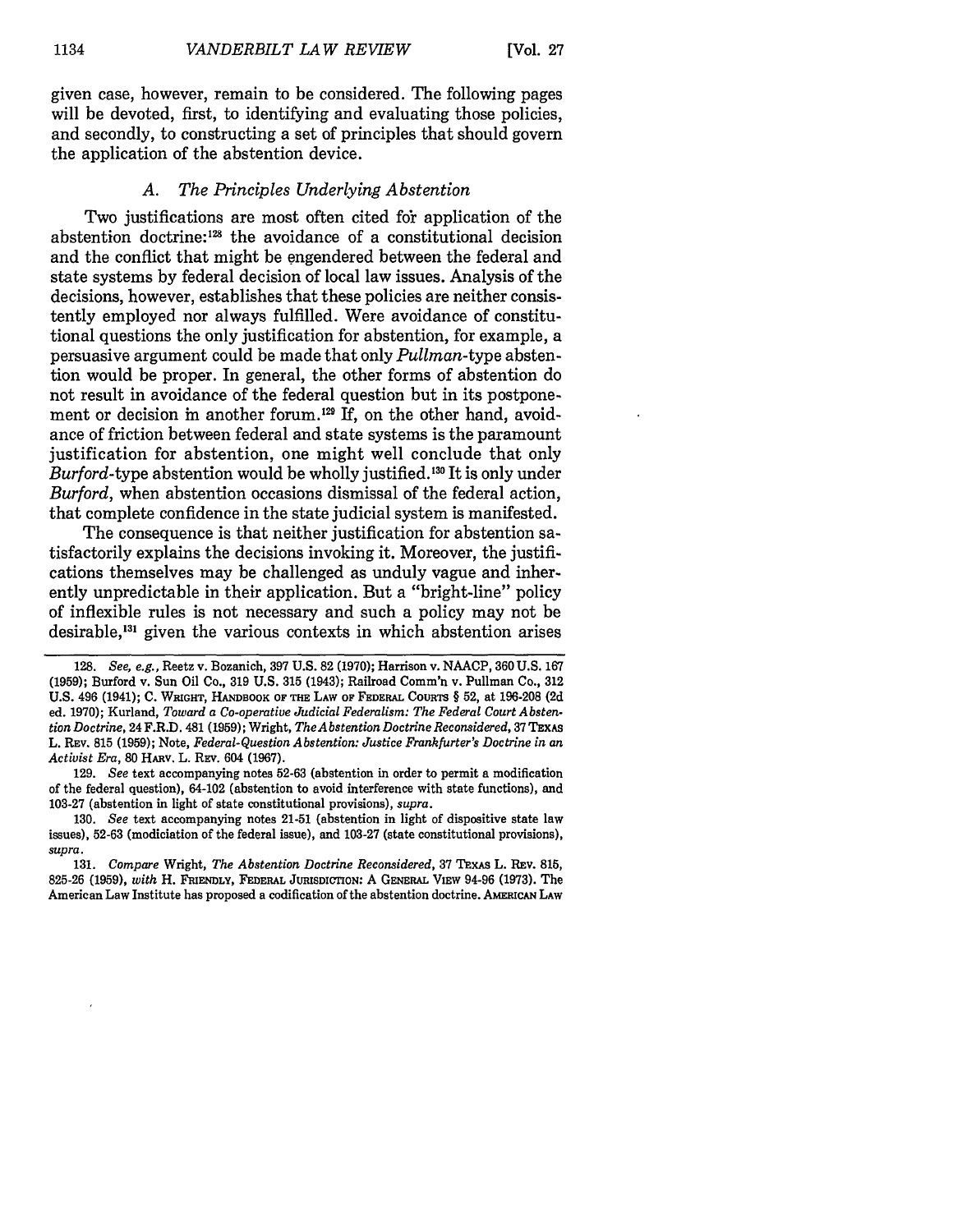given case, however, remain to be considered. The following pages will be devoted, first, to identifying and evaluating those policies, and secondly, to constructing a set of principles that should govern the application of the abstention device.

### *A. The Principles Underlying Abstention*

Two justifications are most often cited for application of the abstention doctrine:[128] the avoidance of a constitutional decision and the conflict that might be engendered between the federal and state systems by federal decision of local law issues. Analysis of the decisions, however, establishes that these policies are neither consistently employed nor always fulfilled. Were avoidance of constitutional questions the only justification for abstention, for example, a persuasive argument could be made that only *Pullman*-type abstention would be proper. In general, the other forms of abstention do not result in avoidance of the federal question but in its postponement or decision in another forum.[129] If, on the other hand, avoidance of friction between federal and state systems is the paramount justification for abstention, one might well conclude that only *Burford*-type abstention would be wholly justified.[130] It is only under *Burford*, when abstention occasions dismissal of the federal action, that complete confidence in the state judicial system is manifested.

The consequence is that neither justification for abstention satisfactorily explains the decisions invoking it. Moreover, the justifications themselves may be challenged as unduly vague and inherently unpredictable in their application. But a "bright-line" policy of inflexible rules is not necessary and such a policy may not be desirable,[131] given the various contexts in which abstention arises

---

128. *See, e.g.*, Reetz v. Bozanich, 397 U.S. 82 (1970); Harrison v. NAACP, 360 U.S. 167 (1959); Burford v. Sun Oil Co., 319 U.S. 315 (1943); Railroad Comm'n v. Pullman Co., 312 U.S. 496 (1941); C. WRIGHT, HANDBOOK OF THE LAW OF FEDERAL COURTS § 52, at 196-208 (2d ed. 1970); Kurland, *Toward a Co-operative Judicial Federalism: The Federal Court Abstention Doctrine*, 24 F.R.D. 481 (1959); Wright, *The Abstention Doctrine Reconsidered*, 37 TEXAS L. REV. 815 (1959); Note, *Federal-Question Abstention: Justice Frankfurter's Doctrine in an Activist Era*, 80 HARV. L. REV. 604 (1967).

129. *See* text accompanying notes 52-63 (abstention in order to permit a modification of the federal question), 64-102 (abstention to avoid interference with state functions), and 103-27 (abstention in light of state constitutional provisions), *supra*.

130. *See* text accompanying notes 21-51 (abstention in light of dispositive state law issues), 52-63 (modiciation of the federal issue), and 103-27 (state constitutional provisions), *supra*.

131. *Compare* Wright, *The Abstention Doctrine Reconsidered*, 37 TEXAS L. REV. 815, 825-26 (1959), *with* H. FRIENDLY, FEDERAL JURISDICTION: A GENERAL VIEW 94-96 (1973). The American Law Institute has proposed a codification of the abstention doctrine. AMERICAN LAW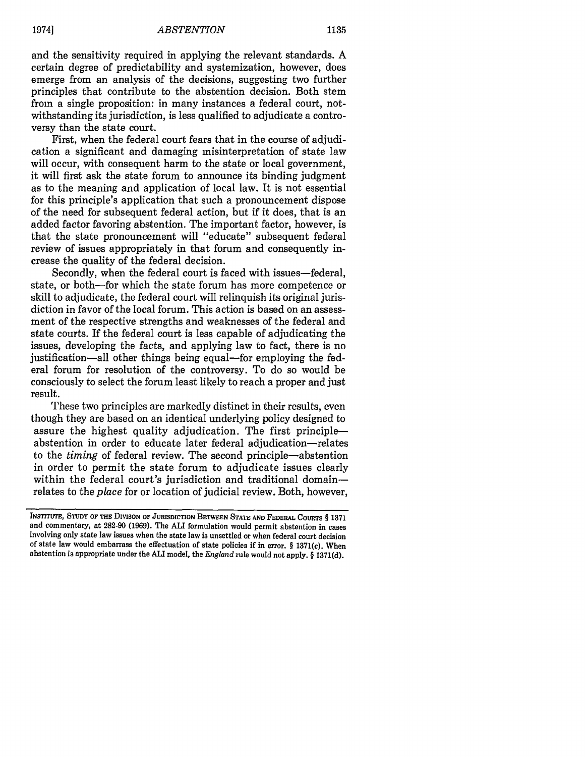and the sensitivity required in applying the relevant standards. A certain degree of predictability and systemization, however, does emerge from an analysis of the decisions, suggesting two further principles that contribute to the abstention decision. Both stem from a single proposition: in many instances a federal court, notwithstanding its jurisdiction, is less qualified to adjudicate a controversy than the state court.

First, when the federal court fears that in the course of adjudication a significant and damaging misinterpretation of state law will occur, with consequent harm to the state or local government, it will first ask the state forum to announce its binding judgment as to the meaning and application of local law. It is not essential for this principle's application that such a pronouncement dispose of the need for subsequent federal action, but if it does, that is an added factor favoring abstention. The important factor, however, is that the state pronouncement will "educate" subsequent federal review of issues appropriately in that forum and consequently increase the quality of the federal decision.

Secondly, when the federal court is faced with issues—federal, state, or both—for which the state forum has more competence or skill to adjudicate, the federal court will relinquish its original jurisdiction in favor of the local forum. This action is based on an assessment of the respective strengths and weaknesses of the federal and state courts. If the federal court is less capable of adjudicating the issues, developing the facts, and applying law to fact, there is no justification—all other things being equal—for employing the federal forum for resolution of the controversy. To do so would be consciously to select the forum least likely to reach a proper and just result.

These two principles are markedly distinct in their results, even though they are based on an identical underlying policy designed to assure the highest quality adjudication. The first principle—abstention in order to educate later federal adjudication—relates to the *timing* of federal review. The second principle—abstention in order to permit the state forum to adjudicate issues clearly within the federal court's jurisdiction and traditional domain—relates to the *place* for or location of judicial review. Both, however,

---

INSTITUTE, STUDY OF THE DIVISON OF JURISDICTION BETWEEN STATE AND FEDERAL COURTS § 1371 and commentary, at 282-90 (1969). The ALI formulation would permit abstention in cases involving only state law issues when the state law is unsettled or when federal court decision of state law would embarrass the effectuation of state policies if in error. § 1371(c). When abstention is appropriate under the ALI model, the *England* rule would not apply. § 1371(d).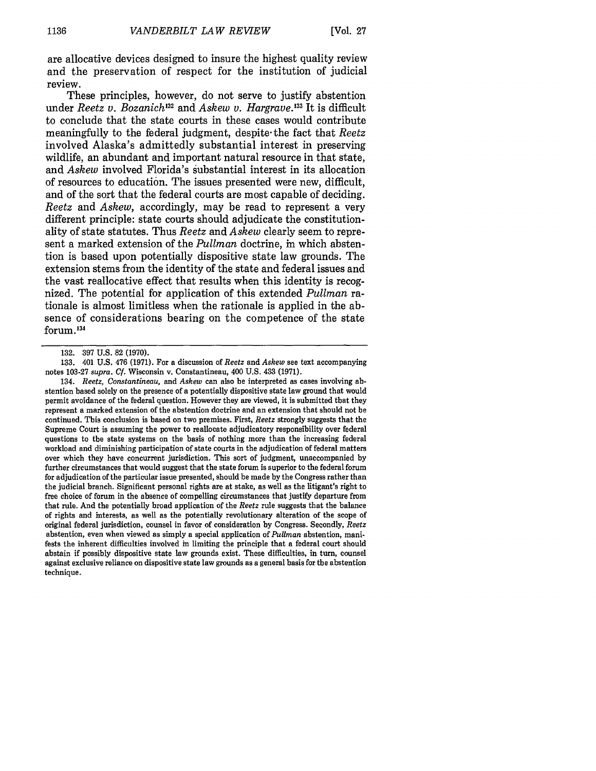are allocative devices designed to insure the highest quality review and the preservation of respect for the institution of judicial review.

These principles, however, do not serve to justify abstention under *Reetz v. Bozanich*[132] and *Askew v. Hargrave*.[133] It is difficult to conclude that the state courts in these cases would contribute meaningfully to the federal judgment, despite the fact that *Reetz* involved Alaska's admittedly substantial interest in preserving wildlife, an abundant and important natural resource in that state, and *Askew* involved Florida's substantial interest in its allocation of resources to education. The issues presented were new, difficult, and of the sort that the federal courts are most capable of deciding. *Reetz* and *Askew*, accordingly, may be read to represent a very different principle: state courts should adjudicate the constitutionality of state statutes. Thus *Reetz* and *Askew* clearly seem to represent a marked extension of the *Pullman* doctrine, in which abstention is based upon potentially dispositive state law grounds. The extension stems from the identity of the state and federal issues and the vast reallocative effect that results when this identity is recognized. The potential for application of this extended *Pullman* rationale is almost limitless when the rationale is applied in the absence of considerations bearing on the competence of the state forum.[134]

---

132. 397 U.S. 82 (1970).

133. 401 U.S. 476 (1971). For a discussion of *Reetz* and *Askew* see text accompanying notes 103-27 *supra*. *Cf.* Wisconsin v. Constantineau, 400 U.S. 433 (1971).

134. *Reetz, Constantineau,* and *Askew* can also be interpreted as cases involving abstention based solely on the presence of a potentially dispositive state law ground that would permit avoidance of the federal question. However they are viewed, it is submitted that they represent a marked extension of the abstention doctrine and an extension that should not be continued. This conclusion is based on two premises. First, *Reetz* strongly suggests that the Supreme Court is assuming the power to reallocate adjudicatory responsibility over federal questions to the state systems on the basis of nothing more than the increasing federal workload and diminishing participation of state courts in the adjudication of federal matters over which they have concurrent jurisdiction. This sort of judgment, unaccompanied by further circumstances that would suggest that the state forum is superior to the federal forum for adjudication of the particular issue presented, should be made by the Congress rather than the judicial branch. Significant personal rights are at stake, as well as the litigant's right to free choice of forum in the absence of compelling circumstances that justify departure from that rule. And the potentially broad application of the *Reetz* rule suggests that the balance of rights and interests, as well as the potentially revolutionary alteration of the scope of original federal jurisdiction, counsel in favor of consideration by Congress. Secondly, *Reetz* abstention, even when viewed as simply a special application of *Pullman* abstention, manifests the inherent difficulties involved in limiting the principle that a federal court should abstain if possibly dispositive state law grounds exist. These difficulties, in turn, counsel against exclusive reliance on dispositive state law grounds as a general basis for the abstention technique.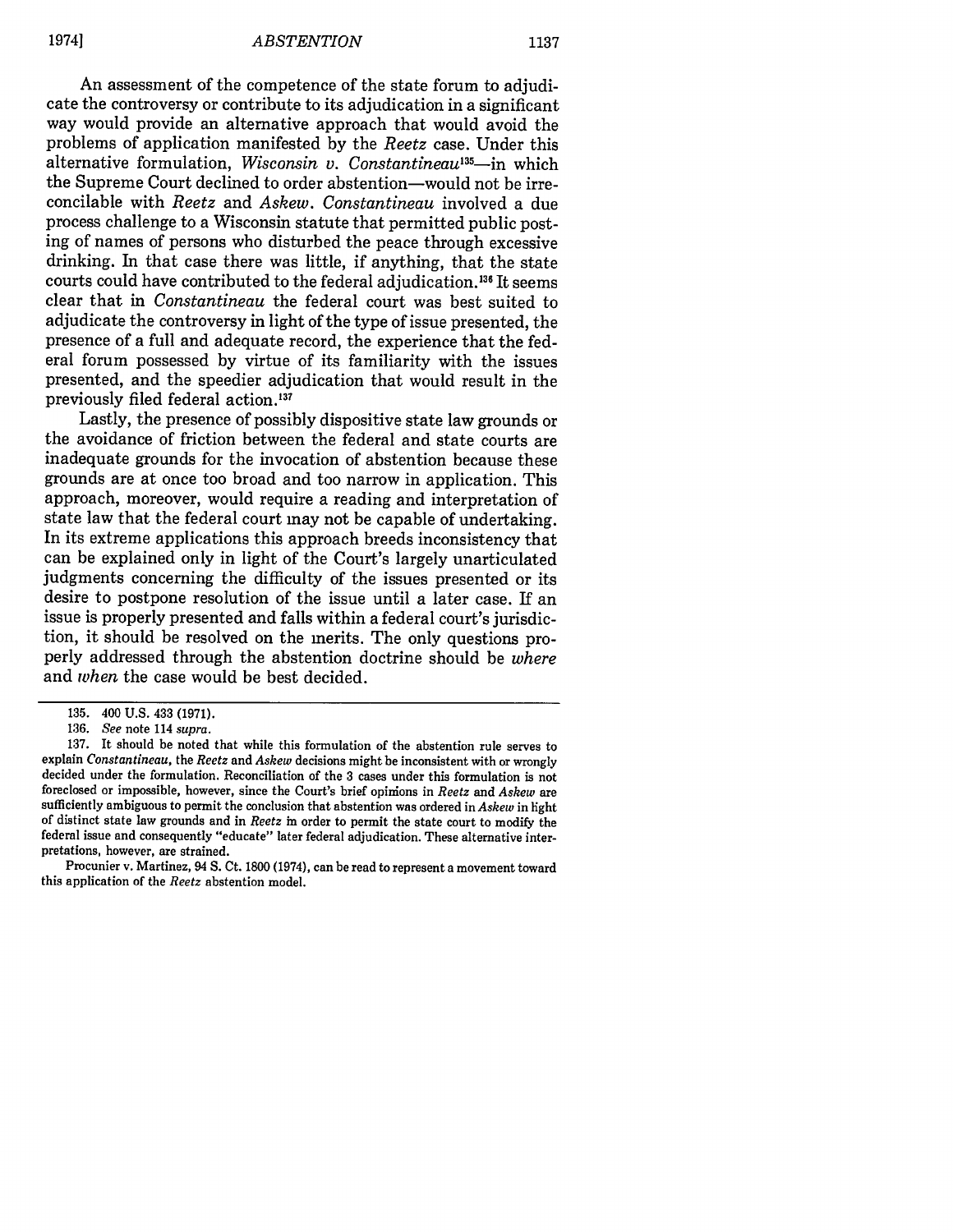An assessment of the competence of the state forum to adjudicate the controversy or contribute to its adjudication in a significant way would provide an alternative approach that would avoid the problems of application manifested by the *Reetz* case. Under this alternative formulation, *Wisconsin v. Constantineau*[135]—in which the Supreme Court declined to order abstention—would not be irreconcilable with *Reetz* and *Askew*. *Constantineau* involved a due process challenge to a Wisconsin statute that permitted public posting of names of persons who disturbed the peace through excessive drinking. In that case there was little, if anything, that the state courts could have contributed to the federal adjudication.[136] It seems clear that in *Constantineau* the federal court was best suited to adjudicate the controversy in light of the type of issue presented, the presence of a full and adequate record, the experience that the federal forum possessed by virtue of its familiarity with the issues presented, and the speedier adjudication that would result in the previously filed federal action.[137]

Lastly, the presence of possibly dispositive state law grounds or the avoidance of friction between the federal and state courts are inadequate grounds for the invocation of abstention because these grounds are at once too broad and too narrow in application. This approach, moreover, would require a reading and interpretation of state law that the federal court may not be capable of undertaking. In its extreme applications this approach breeds inconsistency that can be explained only in light of the Court's largely unarticulated judgments concerning the difficulty of the issues presented or its desire to postpone resolution of the issue until a later case. If an issue is properly presented and falls within a federal court's jurisdiction, it should be resolved on the merits. The only questions properly addressed through the abstention doctrine should be *where* and *when* the case would be best decided.

---

135. 400 U.S. 433 (1971).

136. *See* note 114 *supra*.

137. It should be noted that while this formulation of the abstention rule serves to explain *Constantineau*, the *Reetz* and *Askew* decisions might be inconsistent with or wrongly decided under the formulation. Reconciliation of the 3 cases under this formulation is not foreclosed or impossible, however, since the Court's brief opinions in *Reetz* and *Askew* are sufficiently ambiguous to permit the conclusion that abstention was ordered in *Askew* in light of distinct state law grounds and in *Reetz* in order to permit the state court to modify the federal issue and consequently "educate" later federal adjudication. These alternative interpretations, however, are strained.

Procunier v. Martinez, 94 S. Ct. 1800 (1974), can be read to represent a movement toward this application of the *Reetz* abstention model.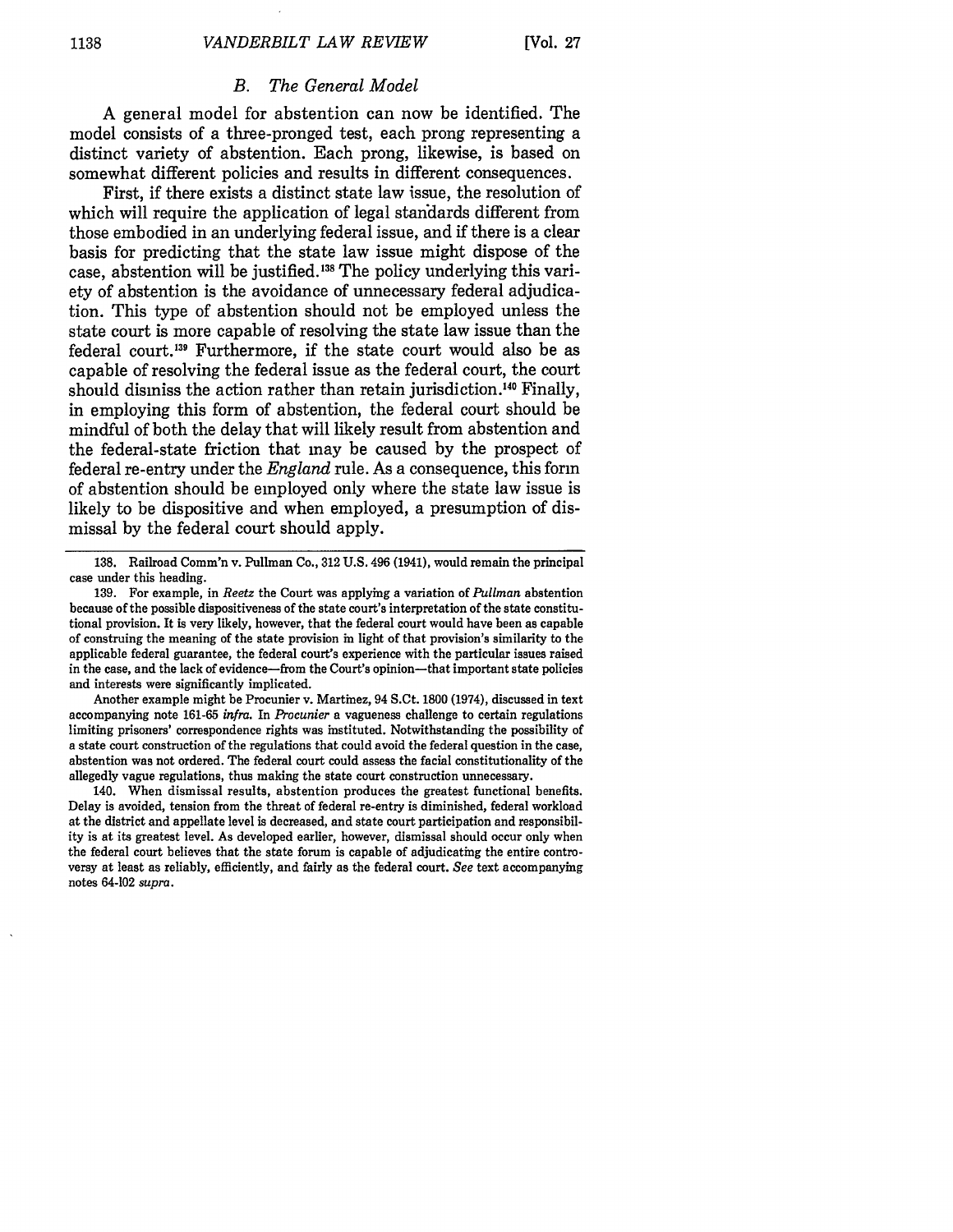### *B. The General Model*

A general model for abstention can now be identified. The model consists of a three-pronged test, each prong representing a distinct variety of abstention. Each prong, likewise, is based on somewhat different policies and results in different consequences.

First, if there exists a distinct state law issue, the resolution of which will require the application of legal standards different from those embodied in an underlying federal issue, and if there is a clear basis for predicting that the state law issue might dispose of the case, abstention will be justified.[138] The policy underlying this variety of abstention is the avoidance of unnecessary federal adjudication. This type of abstention should not be employed unless the state court is more capable of resolving the state law issue than the federal court.[139] Furthermore, if the state court would also be as capable of resolving the federal issue as the federal court, the court should dismiss the action rather than retain jurisdiction.[140] Finally, in employing this form of abstention, the federal court should be mindful of both the delay that will likely result from abstention and the federal-state friction that may be caused by the prospect of federal re-entry under the *England* rule. As a consequence, this form of abstention should be employed only where the state law issue is likely to be dispositive and when employed, a presumption of dismissal by the federal court should apply.

---

138. Railroad Comm'n v. Pullman Co., 312 U.S. 496 (1941), would remain the principal case under this heading.

139. For example, in *Reetz* the Court was applying a variation of *Pullman* abstention because of the possible dispositiveness of the state court's interpretation of the state constitutional provision. It is very likely, however, that the federal court would have been as capable of construing the meaning of the state provision in light of that provision's similarity to the applicable federal guarantee, the federal court's experience with the particular issues raised in the case, and the lack of evidence—from the Court's opinion—that important state policies and interests were significantly implicated.

Another example might be Procunier v. Martinez, 94 S.Ct. 1800 (1974), discussed in text accompanying note 161-65 *infra*. In *Procunier* a vagueness challenge to certain regulations limiting prisoners' correspondence rights was instituted. Notwithstanding the possibility of a state court construction of the regulations that could avoid the federal question in the case, abstention was not ordered. The federal court could assess the facial constitutionality of the allegedly vague regulations, thus making the state court construction unnecessary.

140. When dismissal results, abstention produces the greatest functional benefits. Delay is avoided, tension from the threat of federal re-entry is diminished, federal workload at the district and appellate level is decreased, and state court participation and responsibility is at its greatest level. As developed earlier, however, dismissal should occur only when the federal court believes that the state forum is capable of adjudicating the entire controversy at least as reliably, efficiently, and fairly as the federal court. *See* text accompanying notes 64-102 *supra*.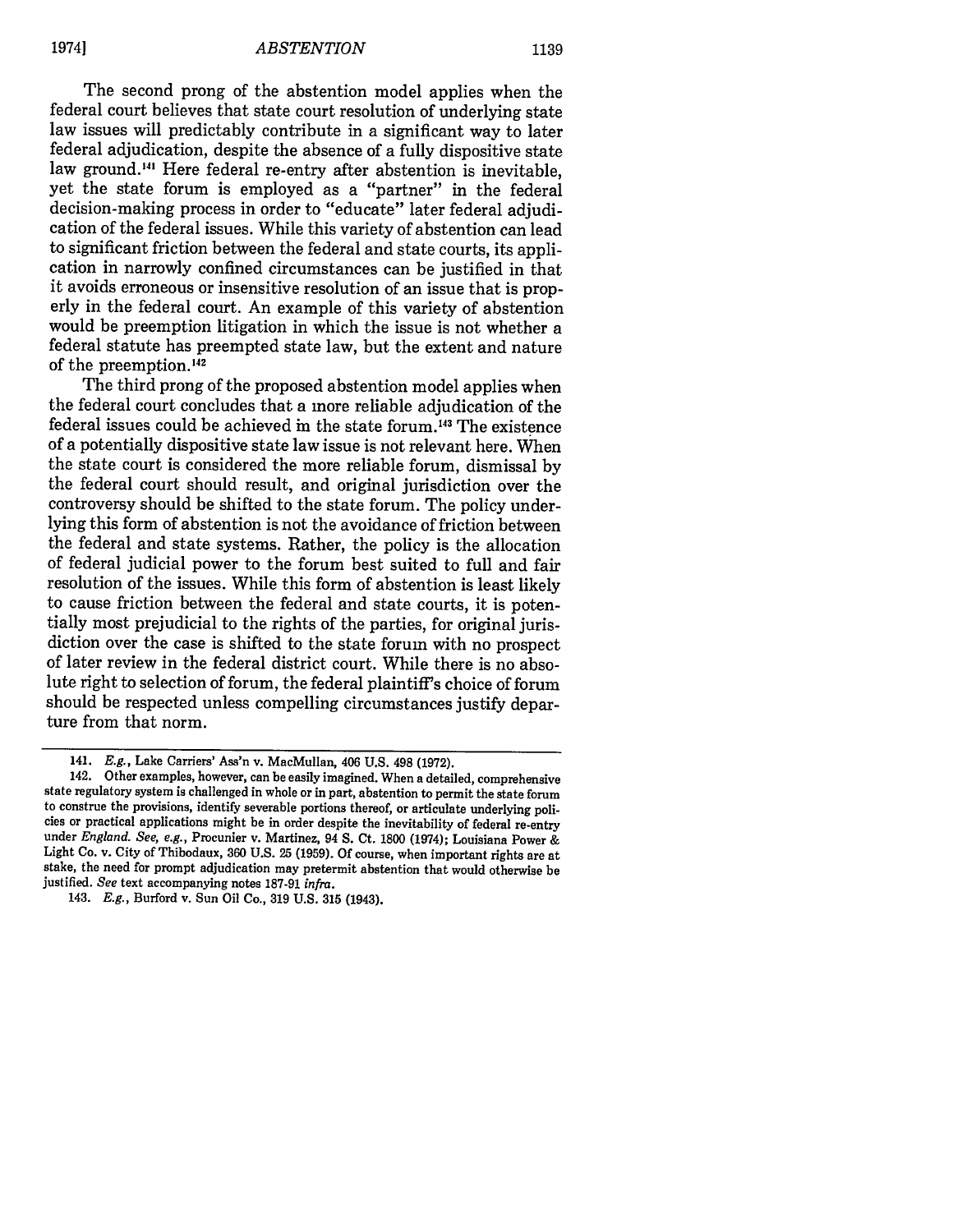The second prong of the abstention model applies when the federal court believes that state court resolution of underlying state law issues will predictably contribute in a significant way to later federal adjudication, despite the absence of a fully dispositive state law ground.[141] Here federal re-entry after abstention is inevitable, yet the state forum is employed as a "partner" in the federal decision-making process in order to "educate" later federal adjudication of the federal issues. While this variety of abstention can lead to significant friction between the federal and state courts, its application in narrowly confined circumstances can be justified in that it avoids erroneous or insensitive resolution of an issue that is properly in the federal court. An example of this variety of abstention would be preemption litigation in which the issue is not whether a federal statute has preempted state law, but the extent and nature of the preemption.[142]

The third prong of the proposed abstention model applies when the federal court concludes that a more reliable adjudication of the federal issues could be achieved in the state forum.[143] The existence of a potentially dispositive state law issue is not relevant here. When the state court is considered the more reliable forum, dismissal by the federal court should result, and original jurisdiction over the controversy should be shifted to the state forum. The policy underlying this form of abstention is not the avoidance of friction between the federal and state systems. Rather, the policy is the allocation of federal judicial power to the forum best suited to full and fair resolution of the issues. While this form of abstention is least likely to cause friction between the federal and state courts, it is potentially most prejudicial to the rights of the parties, for original jurisdiction over the case is shifted to the state forum with no prospect of later review in the federal district court. While there is no absolute right to selection of forum, the federal plaintiff's choice of forum should be respected unless compelling circumstances justify departure from that norm.

---

141. *E.g.*, Lake Carriers' Ass'n v. MacMullan, 406 U.S. 498 (1972).

142. Other examples, however, can be easily imagined. When a detailed, comprehensive state regulatory system is challenged in whole or in part, abstention to permit the state forum to construe the provisions, identify severable portions thereof, or articulate underlying policies or practical applications might be in order despite the inevitability of federal re-entry under *England*. *See, e.g.*, Procunier v. Martinez, 94 S. Ct. 1800 (1974); Louisiana Power & Light Co. v. City of Thibodaux, 360 U.S. 25 (1959). Of course, when important rights are at stake, the need for prompt adjudication may pretermit abstention that would otherwise be justified. *See* text accompanying notes 187-91 *infra*.

143. *E.g.*, Burford v. Sun Oil Co., 319 U.S. 315 (1943).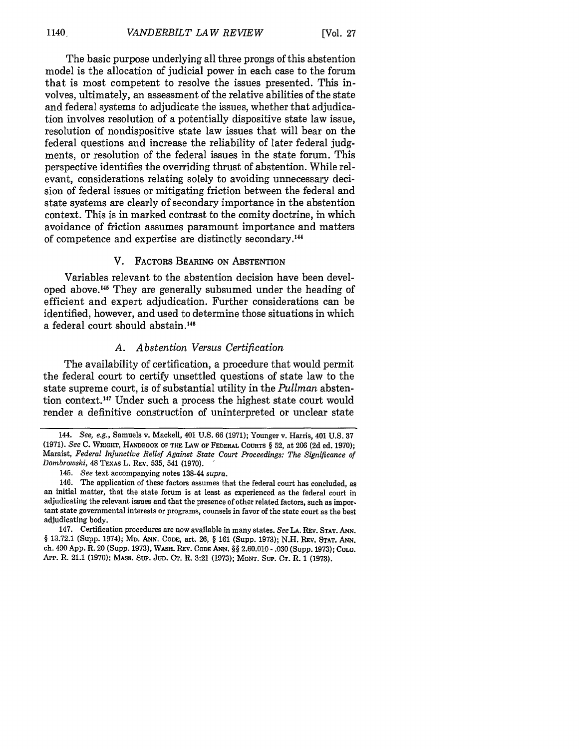The basic purpose underlying all three prongs of this abstention model is the allocation of judicial power in each case to the forum that is most competent to resolve the issues presented. This involves, ultimately, an assessment of the relative abilities of the state and federal systems to adjudicate the issues, whether that adjudication involves resolution of a potentially dispositive state law issue, resolution of nondispositive state law issues that will bear on the federal questions and increase the reliability of later federal judgments, or resolution of the federal issues in the state forum. This perspective identifies the overriding thrust of abstention. While relevant, considerations relating solely to avoiding unnecessary decision of federal issues or mitigating friction between the federal and state systems are clearly of secondary importance in the abstention context. This is in marked contrast to the comity doctrine, in which avoidance of friction assumes paramount importance and matters of competence and expertise are distinctly secondary.[144]

## V. Factors Bearing on Abstention

Variables relevant to the abstention decision have been developed above.[145] They are generally subsumed under the heading of efficient and expert adjudication. Further considerations can be identified, however, and used to determine those situations in which a federal court should abstain.[146]

### *A. Abstention Versus Certification*

The availability of certification, a procedure that would permit the federal court to certify unsettled questions of state law to the state supreme court, is of substantial utility in the *Pullman* abstention context.[147] Under such a process the highest state court would render a definitive construction of uninterpreted or unclear state

---

144. *See, e.g.*, Samuels v. Mackell, 401 U.S. 66 (1971); Younger v. Harris, 401 U.S. 37 (1971). *See* C. Wright, Handbook of the Law of Federal Courts § 52, at 206 (2d ed. 1970); Maraist, *Federal Injunctive Relief Against State Court Proceedings: The Significance of Dombrowski*, 48 Texas L. Rev. 535, 541 (1970).

145. *See* text accompanying notes 138-44 *supra*.

146. The application of these factors assumes that the federal court has concluded, as an initial matter, that the state forum is at least as experienced as the federal court in adjudicating the relevant issues and that the presence of other related factors, such as important state governmental interests or programs, counsels in favor of the state court as the best adjudicating body.

147. Certification procedures are now available in many states. *See* La. Rev. Stat. Ann. § 13.72.1 (Supp. 1974); Md. Ann. Code, art. 26, § 161 (Supp. 1973); N.H. Rev. Stat. Ann. ch. 490 App. R. 20 (Supp. 1973), Wash. Rev. Code Ann. §§ 2.60.010 - .030 (Supp. 1973); Colo. App. R. 21.1 (1970); Mass. Sup. Jud. Ct. R. 3:21 (1973); Mont. Sup. Ct. R. 1 (1973).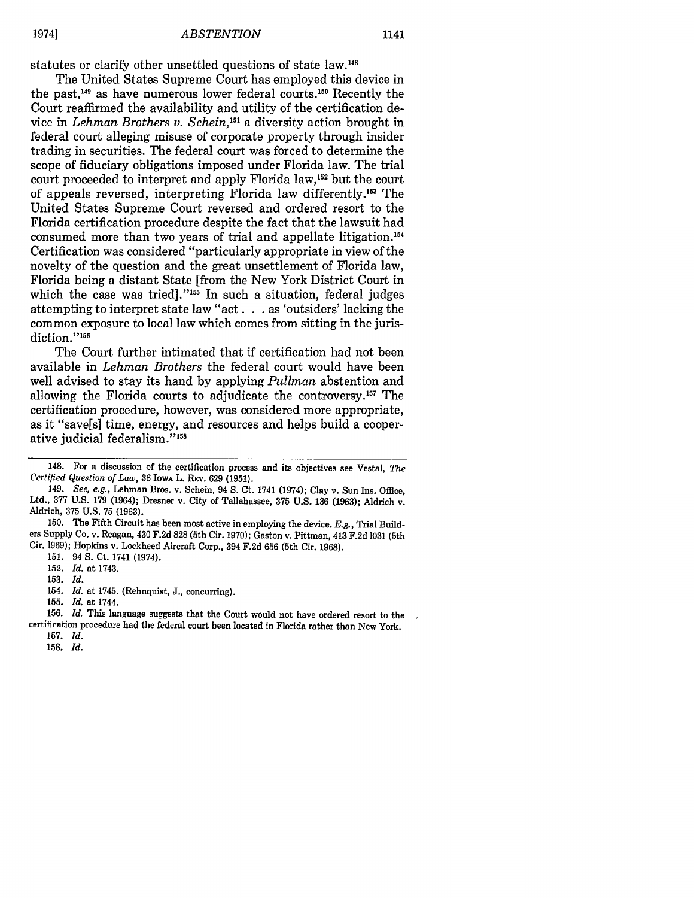statutes or clarify other unsettled questions of state law.[148]

The United States Supreme Court has employed this device in the past,[149] as have numerous lower federal courts.[150] Recently the Court reaffirmed the availability and utility of the certification device in *Lehman Brothers v. Schein*,[151] a diversity action brought in federal court alleging misuse of corporate property through insider trading in securities. The federal court was forced to determine the scope of fiduciary obligations imposed under Florida law. The trial court proceeded to interpret and apply Florida law,[152] but the court of appeals reversed, interpreting Florida law differently.[153] The United States Supreme Court reversed and ordered resort to the Florida certification procedure despite the fact that the lawsuit had consumed more than two years of trial and appellate litigation.[154] Certification was considered "particularly appropriate in view of the novelty of the question and the great unsettlement of Florida law, Florida being a distant State [from the New York District Court in which the case was tried]."[155] In such a situation, federal judges attempting to interpret state law "act . . . as 'outsiders' lacking the common exposure to local law which comes from sitting in the jurisdiction."[156]

The Court further intimated that if certification had not been available in *Lehman Brothers* the federal court would have been well advised to stay its hand by applying *Pullman* abstention and allowing the Florida courts to adjudicate the controversy.[157] The certification procedure, however, was considered more appropriate, as it "save[s] time, energy, and resources and helps build a cooperative judicial federalism."[158]

---

148. For a discussion of the certification process and its objectives see Vestal, *The Certified Question of Law*, 36 Iowa L. Rev. 629 (1951).

149. *See, e.g.*, Lehman Bros. v. Schein, 94 S. Ct. 1741 (1974); Clay v. Sun Ins. Office, Ltd., 377 U.S. 179 (1964); Dresner v. City of Tallahassee, 375 U.S. 136 (1963); Aldrich v. Aldrich, 375 U.S. 75 (1963).

150. The Fifth Circuit has been most active in employing the device. *E.g.*, Trial Builders Supply Co. v. Reagan, 430 F.2d 828 (5th Cir. 1970); Gaston v. Pittman, 413 F.2d 1031 (5th Cir. 1969); Hopkins v. Lockheed Aircraft Corp., 394 F.2d 656 (5th Cir. 1968).

151. 94 S. Ct. 1741 (1974).

152. *Id.* at 1743.

153. *Id.*

154. *Id.* at 1745. (Rehnquist, J., concurring).

155. *Id.* at 1744.

156. *Id.* This language suggests that the Court would not have ordered resort to the certification procedure had the federal court been located in Florida rather than New York.

157. *Id.*

158. *Id.*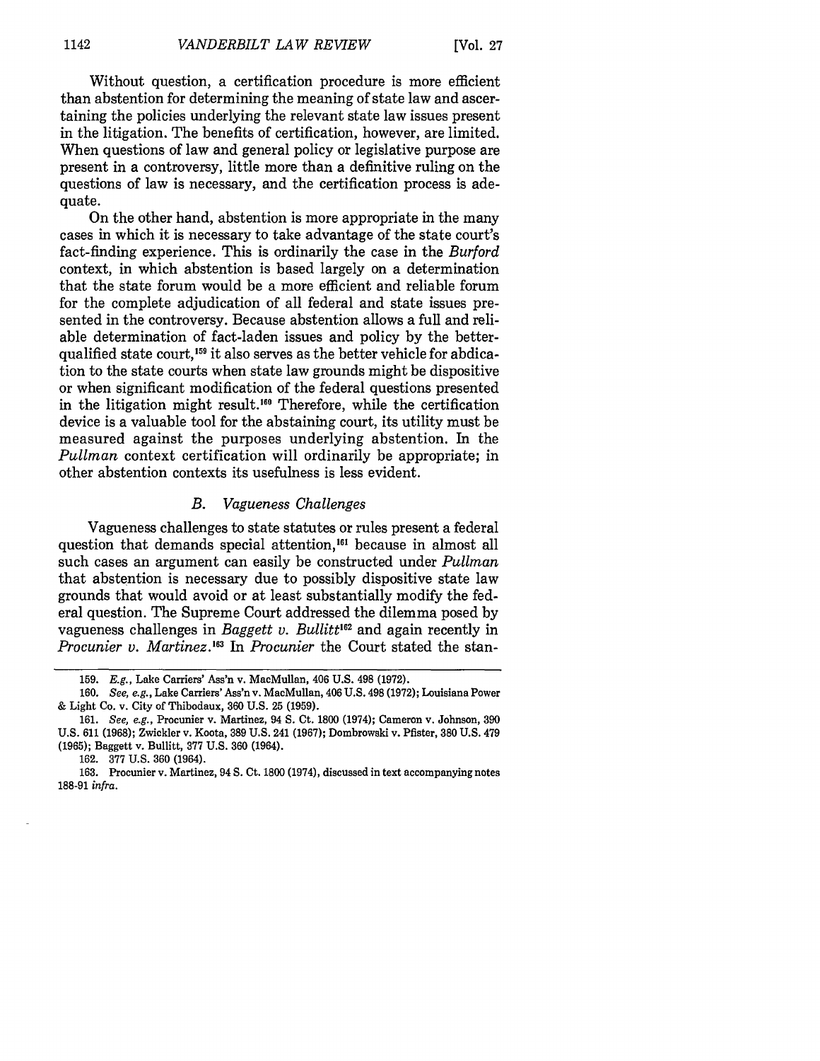Without question, a certification procedure is more efficient than abstention for determining the meaning of state law and ascertaining the policies underlying the relevant state law issues present in the litigation. The benefits of certification, however, are limited. When questions of law and general policy or legislative purpose are present in a controversy, little more than a definitive ruling on the questions of law is necessary, and the certification process is adequate.

On the other hand, abstention is more appropriate in the many cases in which it is necessary to take advantage of the state court's fact-finding experience. This is ordinarily the case in the *Burford* context, in which abstention is based largely on a determination that the state forum would be a more efficient and reliable forum for the complete adjudication of all federal and state issues presented in the controversy. Because abstention allows a full and reliable determination of fact-laden issues and policy by the better-qualified state court,[159] it also serves as the better vehicle for abdication to the state courts when state law grounds might be dispositive or when significant modification of the federal questions presented in the litigation might result.[160] Therefore, while the certification device is a valuable tool for the abstaining court, its utility must be measured against the purposes underlying abstention. In the *Pullman* context certification will ordinarily be appropriate; in other abstention contexts its usefulness is less evident.

### *B. Vagueness Challenges*

Vagueness challenges to state statutes or rules present a federal question that demands special attention,[161] because in almost all such cases an argument can easily be constructed under *Pullman* that abstention is necessary due to possibly dispositive state law grounds that would avoid or at least substantially modify the federal question. The Supreme Court addressed the dilemma posed by vagueness challenges in *Baggett v. Bullitt*[162] and again recently in *Procunier v. Martinez*.[163] In *Procunier* the Court stated the stan-

---

159. *E.g.*, Lake Carriers' Ass'n v. MacMullan, 406 U.S. 498 (1972).

160. *See, e.g.*, Lake Carriers' Ass'n v. MacMullan, 406 U.S. 498 (1972); Louisiana Power & Light Co. v. City of Thibodaux, 360 U.S. 25 (1959).

161. *See, e.g.*, Procunier v. Martinez, 94 S. Ct. 1800 (1974); Cameron v. Johnson, 390 U.S. 611 (1968); Zwickler v. Koota, 389 U.S. 241 (1967); Dombrowski v. Pfister, 380 U.S. 479 (1965); Baggett v. Bullitt, 377 U.S. 360 (1964).

162. 377 U.S. 360 (1964).

163. Procunier v. Martinez, 94 S. Ct. 1800 (1974), discussed in text accompanying notes 188-91 *infra*.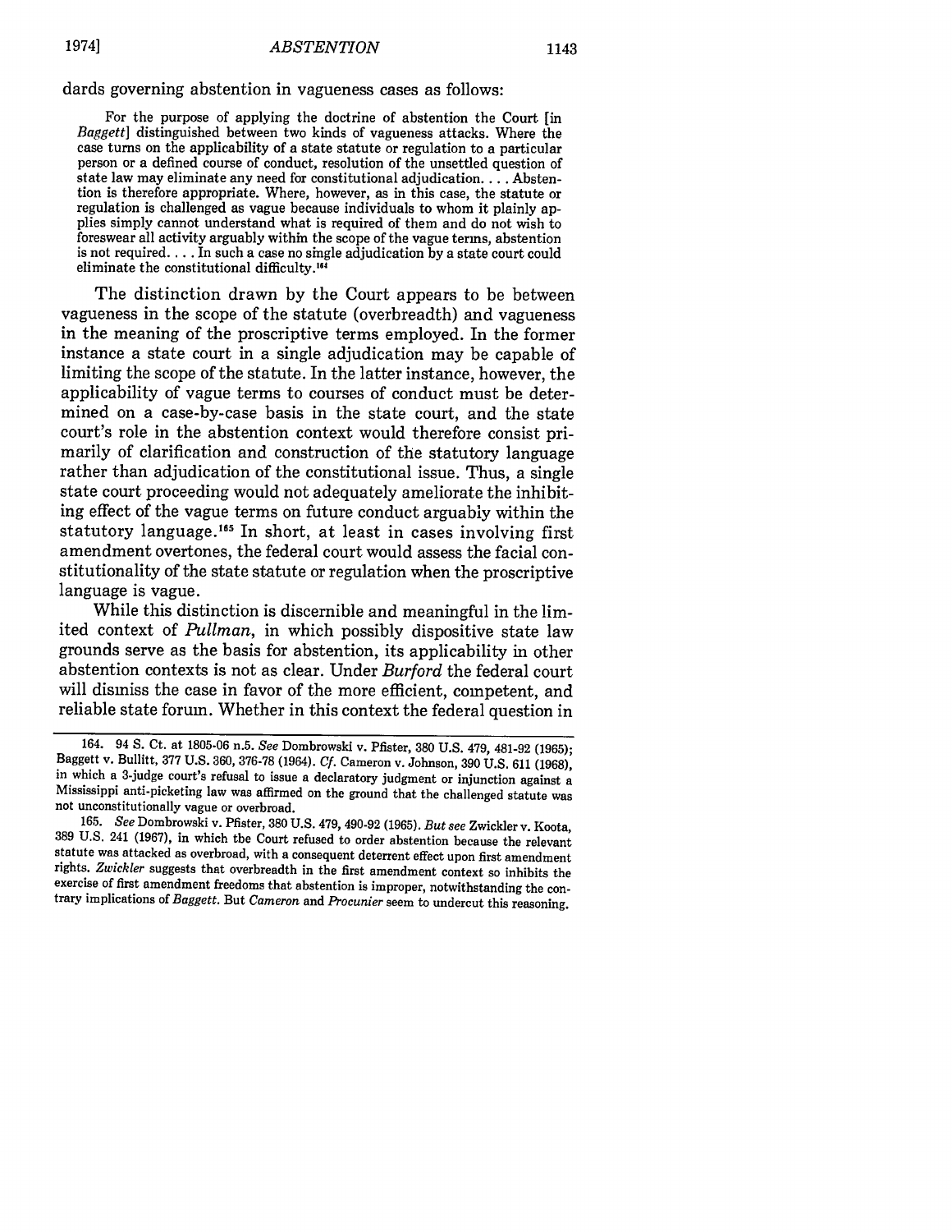dards governing abstention in vagueness cases as follows:

> For the purpose of applying the doctrine of abstention the Court [in *Baggett*] distinguished between two kinds of vagueness attacks. Where the case turns on the applicability of a state statute or regulation to a particular person or a defined course of conduct, resolution of the unsettled question of state law may eliminate any need for constitutional adjudication. . . . Abstention is therefore appropriate. Where, however, as in this case, the statute or regulation is challenged as vague because individuals to whom it plainly applies simply cannot understand what is required of them and do not wish to foreswear all activity arguably within the scope of the vague terms, abstention is not required. . . . In such a case no single adjudication by a state court could eliminate the constitutional difficulty.[164]

The distinction drawn by the Court appears to be between vagueness in the scope of the statute (overbreadth) and vagueness in the meaning of the proscriptive terms employed. In the former instance a state court in a single adjudication may be capable of limiting the scope of the statute. In the latter instance, however, the applicability of vague terms to courses of conduct must be determined on a case-by-case basis in the state court, and the state court's role in the abstention context would therefore consist primarily of clarification and construction of the statutory language rather than adjudication of the constitutional issue. Thus, a single state court proceeding would not adequately ameliorate the inhibiting effect of the vague terms on future conduct arguably within the statutory language.[165] In short, at least in cases involving first amendment overtones, the federal court would assess the facial constitutionality of the state statute or regulation when the proscriptive language is vague.

While this distinction is discernible and meaningful in the limited context of *Pullman*, in which possibly dispositive state law grounds serve as the basis for abstention, its applicability in other abstention contexts is not as clear. Under *Burford* the federal court will dismiss the case in favor of the more efficient, competent, and reliable state forum. Whether in this context the federal question in

---

164. 94 S. Ct. at 1805-06 n.5. *See* Dombrowski v. Pfister, 380 U.S. 479, 481-92 (1965); Baggett v. Bullitt, 377 U.S. 360, 376-78 (1964). *Cf.* Cameron v. Johnson, 390 U.S. 611 (1968), in which a 3-judge court's refusal to issue a declaratory judgment or injunction against a Mississippi anti-picketing law was affirmed on the ground that the challenged statute was not unconstitutionally vague or overbroad.

165. *See* Dombrowski v. Pfister, 380 U.S. 479, 490-92 (1965). *But see* Zwickler v. Koota, 389 U.S. 241 (1967), in which the Court refused to order abstention because the relevant statute was attacked as overbroad, with a consequent deterrent effect upon first amendment rights. *Zwickler* suggests that overbreadth in the first amendment context so inhibits the exercise of first amendment freedoms that abstention is improper, notwithstanding the contrary implications of *Baggett*. But *Cameron* and *Procunier* seem to undercut this reasoning.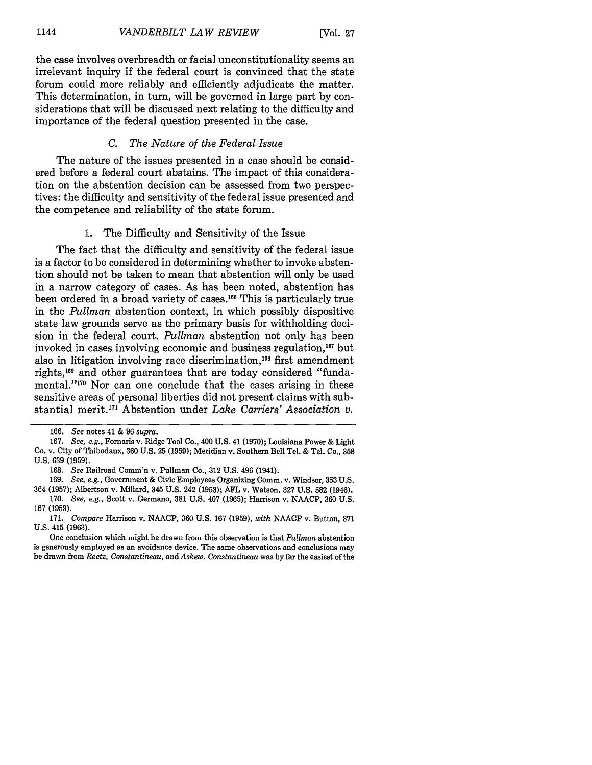the case involves overbreadth or facial unconstitutionality seems an irrelevant inquiry if the federal court is convinced that the state forum could more reliably and efficiently adjudicate the matter. This determination, in turn, will be governed in large part by considerations that will be discussed next relating to the difficulty and importance of the federal question presented in the case.

### *C. The Nature of the Federal Issue*

The nature of the issues presented in a case should be considered before a federal court abstains. The impact of this consideration on the abstention decision can be assessed from two perspectives: the difficulty and sensitivity of the federal issue presented and the competence and reliability of the state forum.

#### 1. The Difficulty and Sensitivity of the Issue

The fact that the difficulty and sensitivity of the federal issue is a factor to be considered in determining whether to invoke abstention should not be taken to mean that abstention will only be used in a narrow category of cases. As has been noted, abstention has been ordered in a broad variety of cases.[166] This is particularly true in the *Pullman* abstention context, in which possibly dispositive state law grounds serve as the primary basis for withholding decision in the federal court. *Pullman* abstention not only has been invoked in cases involving economic and business regulation,[167] but also in litigation involving race discrimination,[168] first amendment rights,[169] and other guarantees that are today considered "fundamental."[170] Nor can one conclude that the cases arising in these sensitive areas of personal liberties did not present claims with substantial merit.[171] Abstention under *Lake Carriers' Association v.*

---

166. *See* notes 41 & 96 *supra*.

167. *See, e.g.*, Fornaris v. Ridge Tool Co., 400 U.S. 41 (1970); Louisiana Power & Light Co. v. City of Thibodaux, 360 U.S. 25 (1959); Meridian v. Southern Bell Tel. & Tel. Co., 358 U.S. 639 (1959).

168. *See* Railroad Comm'n v. Pullman Co., 312 U.S. 496 (1941).

169. *See, e.g.*, Government & Civic Employees Organizing Comm. v. Windsor, 353 U.S. 364 (1957); Albertson v. Millard, 345 U.S. 242 (1953); AFL v. Watson, 327 U.S. 582 (1946).

170. *See, e.g.*, Scott v. Germano, 381 U.S. 407 (1965); Harrison v. NAACP, 360 U.S. 167 (1959).

171. *Compare* Harrison v. NAACP, 360 U.S. 167 (1959), *with* NAACP v. Button, 371 U.S. 415 (1963).

One conclusion which might be drawn from this observation is that *Pullman* abstention is generously employed as an avoidance device. The same observations and conclusions may be drawn from *Reetz*, *Constantineau*, and *Askew*. *Constantineau* was by far the easiest of the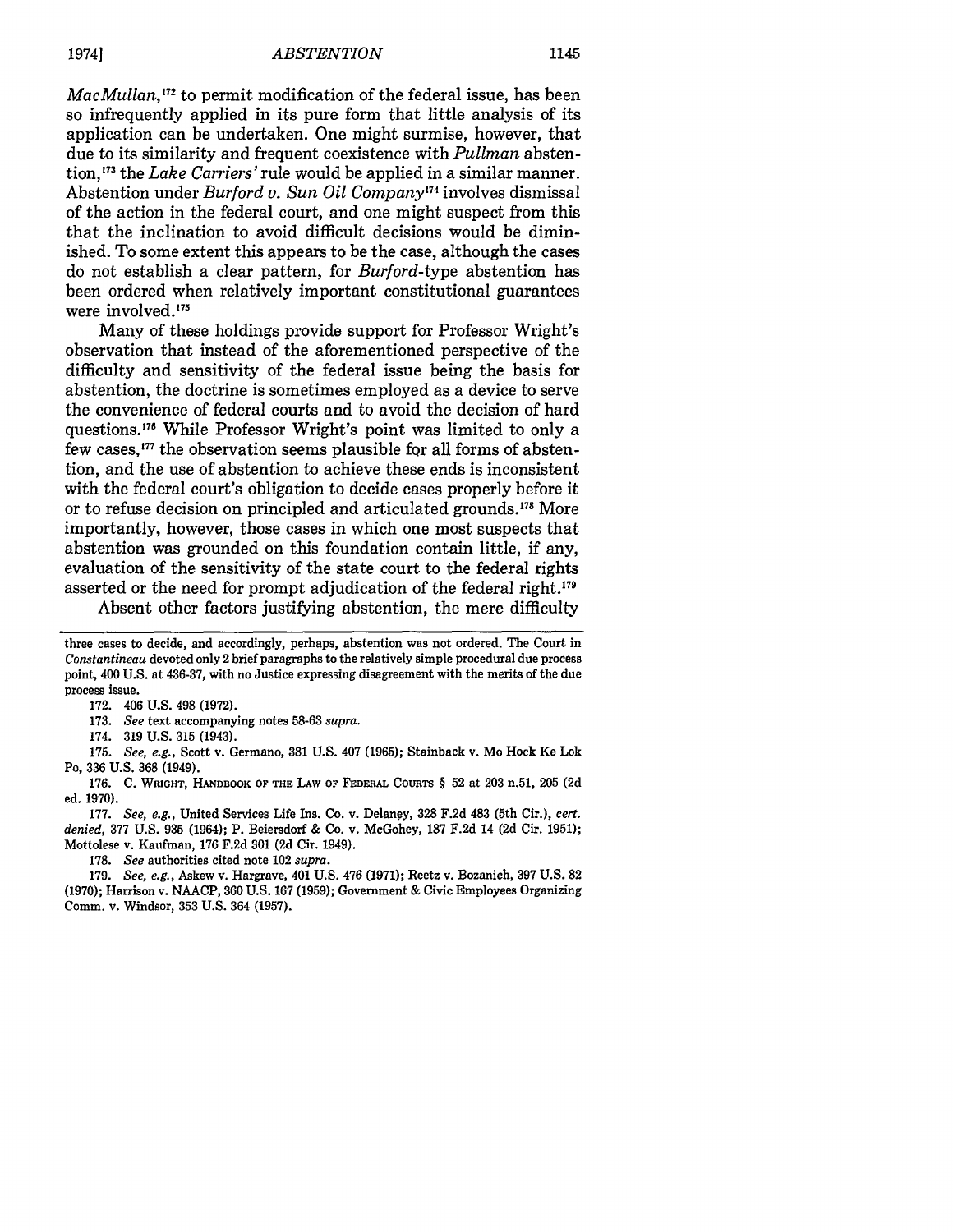*MacMullan*,[172] to permit modification of the federal issue, has been so infrequently applied in its pure form that little analysis of its application can be undertaken. One might surmise, however, that due to its similarity and frequent coexistence with *Pullman* abstention,[173] the *Lake Carriers'* rule would be applied in a similar manner. Abstention under *Burford v. Sun Oil Company*[174] involves dismissal of the action in the federal court, and one might suspect from this that the inclination to avoid difficult decisions would be diminished. To some extent this appears to be the case, although the cases do not establish a clear pattern, for *Burford*-type abstention has been ordered when relatively important constitutional guarantees were involved.[175]

Many of these holdings provide support for Professor Wright's observation that instead of the aforementioned perspective of the difficulty and sensitivity of the federal issue being the basis for abstention, the doctrine is sometimes employed as a device to serve the convenience of federal courts and to avoid the decision of hard questions.[176] While Professor Wright's point was limited to only a few cases,[177] the observation seems plausible for all forms of abstention, and the use of abstention to achieve these ends is inconsistent with the federal court's obligation to decide cases properly before it or to refuse decision on principled and articulated grounds.[178] More importantly, however, those cases in which one most suspects that abstention was grounded on this foundation contain little, if any, evaluation of the sensitivity of the state court to the federal rights asserted or the need for prompt adjudication of the federal right.[179]

Absent other factors justifying abstention, the mere difficulty

---

three cases to decide, and accordingly, perhaps, abstention was not ordered. The Court in *Constantineau* devoted only 2 brief paragraphs to the relatively simple procedural due process point, 400 U.S. at 436-37, with no Justice expressing disagreement with the merits of the due process issue.

172. 406 U.S. 498 (1972).

173. *See* text accompanying notes 58-63 *supra*.

174. 319 U.S. 315 (1943).

175. *See, e.g.*, Scott v. Germano, 381 U.S. 407 (1965); Stainback v. Mo Hock Ke Lok Po, 336 U.S. 368 (1949).

176. C. Wright, Handbook of the Law of Federal Courts § 52 at 203 n.51, 205 (2d ed. 1970).

177. *See, e.g.*, United Services Life Ins. Co. v. Delaney, 328 F.2d 483 (5th Cir.), *cert. denied*, 377 U.S. 935 (1964); P. Beiersdorf & Co. v. McGohey, 187 F.2d 14 (2d Cir. 1951); Mottolese v. Kaufman, 176 F.2d 301 (2d Cir. 1949).

178. *See* authorities cited note 102 *supra*.

179. *See, e.g.*, Askew v. Hargrave, 401 U.S. 476 (1971); Reetz v. Bozanich, 397 U.S. 82 (1970); Harrison v. NAACP, 360 U.S. 167 (1959); Government & Civic Employees Organizing Comm. v. Windsor, 353 U.S. 364 (1957).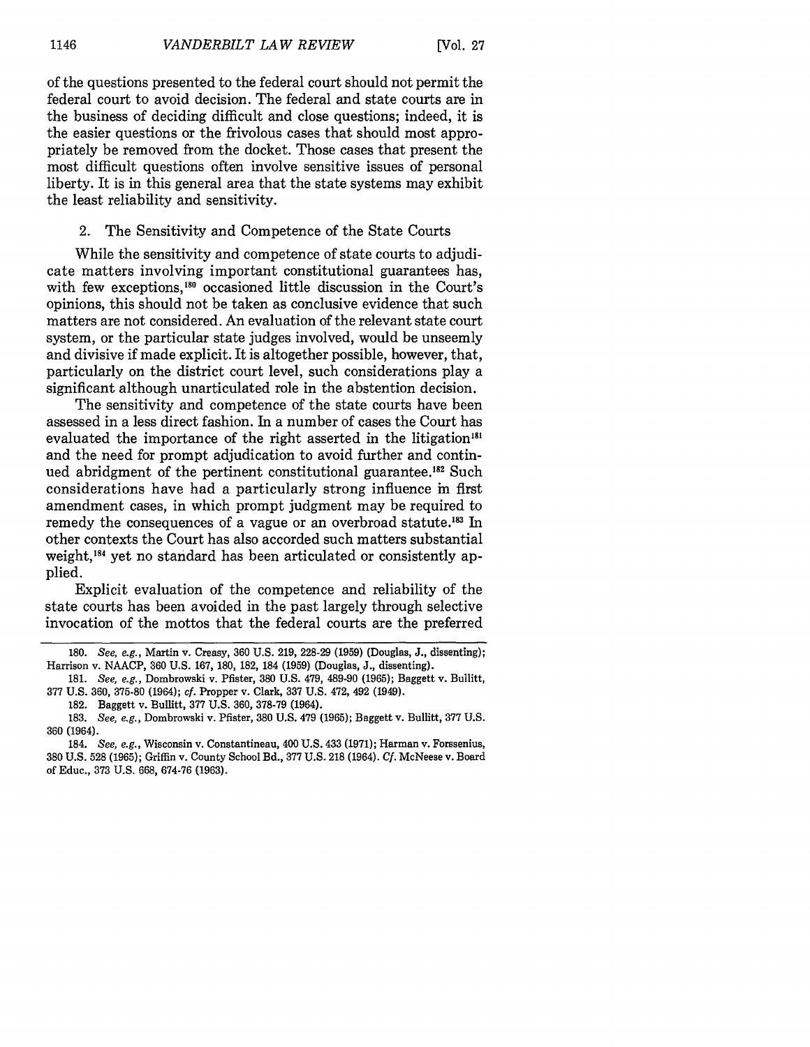of the questions presented to the federal court should not permit the federal court to avoid decision. The federal and state courts are in the business of deciding difficult and close questions; indeed, it is the easier questions or the frivolous cases that should most appropriately be removed from the docket. Those cases that present the most difficult questions often involve sensitive issues of personal liberty. It is in this general area that the state systems may exhibit the least reliability and sensitivity.

### 2. The Sensitivity and Competence of the State Courts

While the sensitivity and competence of state courts to adjudicate matters involving important constitutional guarantees has, with few exceptions,[180] occasioned little discussion in the Court's opinions, this should not be taken as conclusive evidence that such matters are not considered. An evaluation of the relevant state court system, or the particular state judges involved, would be unseemly and divisive if made explicit. It is altogether possible, however, that, particularly on the district court level, such considerations play a significant although unarticulated role in the abstention decision.

The sensitivity and competence of the state courts have been assessed in a less direct fashion. In a number of cases the Court has evaluated the importance of the right asserted in the litigation[181] and the need for prompt adjudication to avoid further and continued abridgment of the pertinent constitutional guarantee.[182] Such considerations have had a particularly strong influence in first amendment cases, in which prompt judgment may be required to remedy the consequences of a vague or an overbroad statute.[183] In other contexts the Court has also accorded such matters substantial weight,[184] yet no standard has been articulated or consistently applied.

Explicit evaluation of the competence and reliability of the state courts has been avoided in the past largely through selective invocation of the mottos that the federal courts are the preferred

---

180. *See, e.g.*, Martin v. Creasy, 360 U.S. 219, 228-29 (1959) (Douglas, J., dissenting); Harrison v. NAACP, 360 U.S. 167, 180, 182, 184 (1959) (Douglas, J., dissenting).

181. *See, e.g.*, Dombrowski v. Pfister, 380 U.S. 479, 489-90 (1965); Baggett v. Bullitt, 377 U.S. 360, 375-80 (1964); *cf.* Propper v. Clark, 337 U.S. 472, 492 (1949).

182. Baggett v. Bullitt, 377 U.S. 360, 378-79 (1964).

183. *See, e.g.*, Dombrowski v. Pfister, 380 U.S. 479 (1965); Baggett v. Bullitt, 377 U.S. 360 (1964).

184. *See, e.g.*, Wisconsin v. Constantineau, 400 U.S. 433 (1971); Harman v. Forssenius, 380 U.S. 528 (1965); Griffin v. County School Bd., 377 U.S. 218 (1964). *Cf.* McNeese v. Board of Educ., 373 U.S. 668, 674-76 (1963).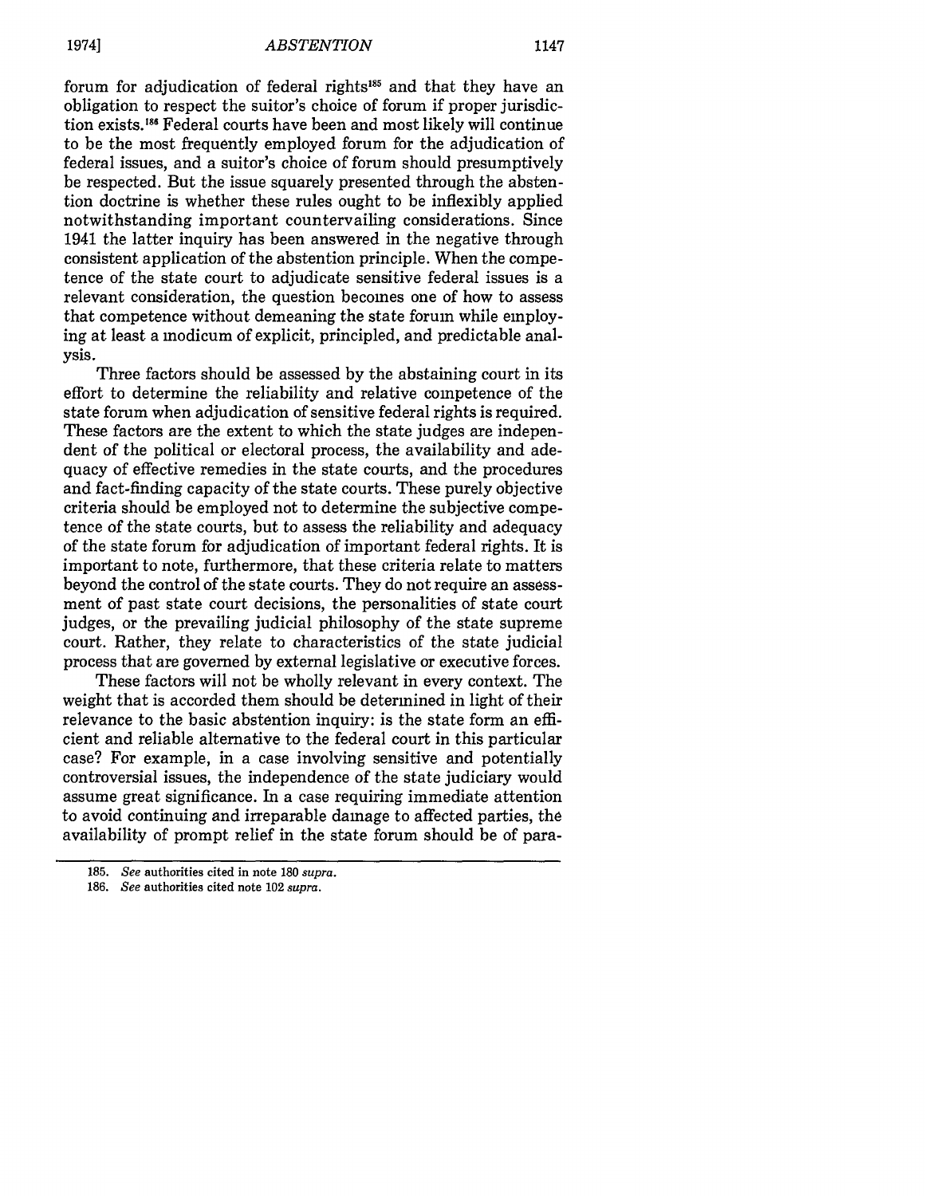forum for adjudication of federal rights[185] and that they have an obligation to respect the suitor's choice of forum if proper jurisdiction exists.[186] Federal courts have been and most likely will continue to be the most frequently employed forum for the adjudication of federal issues, and a suitor's choice of forum should presumptively be respected. But the issue squarely presented through the abstention doctrine is whether these rules ought to be inflexibly applied notwithstanding important countervailing considerations. Since 1941 the latter inquiry has been answered in the negative through consistent application of the abstention principle. When the competence of the state court to adjudicate sensitive federal issues is a relevant consideration, the question becomes one of how to assess that competence without demeaning the state forum while employing at least a modicum of explicit, principled, and predictable analysis.

Three factors should be assessed by the abstaining court in its effort to determine the reliability and relative competence of the state forum when adjudication of sensitive federal rights is required. These factors are the extent to which the state judges are independent of the political or electoral process, the availability and adequacy of effective remedies in the state courts, and the procedures and fact-finding capacity of the state courts. These purely objective criteria should be employed not to determine the subjective competence of the state courts, but to assess the reliability and adequacy of the state forum for adjudication of important federal rights. It is important to note, furthermore, that these criteria relate to matters beyond the control of the state courts. They do not require an assessment of past state court decisions, the personalities of state court judges, or the prevailing judicial philosophy of the state supreme court. Rather, they relate to characteristics of the state judicial process that are governed by external legislative or executive forces.

These factors will not be wholly relevant in every context. The weight that is accorded them should be determined in light of their relevance to the basic abstention inquiry: is the state form an efficient and reliable alternative to the federal court in this particular case? For example, in a case involving sensitive and potentially controversial issues, the independence of the state judiciary would assume great significance. In a case requiring immediate attention to avoid continuing and irreparable damage to affected parties, the availability of prompt relief in the state forum should be of para-

185. *See* authorities cited in note 180 *supra*.

186. *See* authorities cited note 102 *supra*.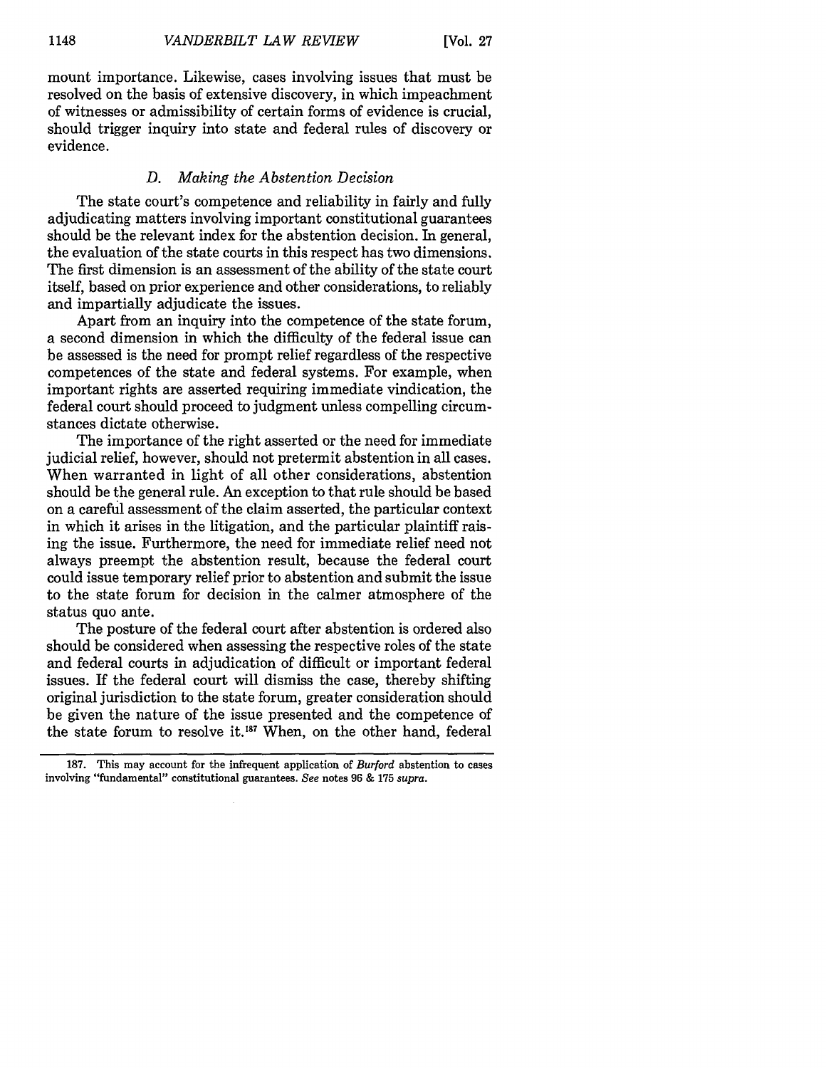mount importance. Likewise, cases involving issues that must be resolved on the basis of extensive discovery, in which impeachment of witnesses or admissibility of certain forms of evidence is crucial, should trigger inquiry into state and federal rules of discovery or evidence.

### *D. Making the Abstention Decision*

The state court's competence and reliability in fairly and fully adjudicating matters involving important constitutional guarantees should be the relevant index for the abstention decision. In general, the evaluation of the state courts in this respect has two dimensions. The first dimension is an assessment of the ability of the state court itself, based on prior experience and other considerations, to reliably and impartially adjudicate the issues.

Apart from an inquiry into the competence of the state forum, a second dimension in which the difficulty of the federal issue can be assessed is the need for prompt relief regardless of the respective competences of the state and federal systems. For example, when important rights are asserted requiring immediate vindication, the federal court should proceed to judgment unless compelling circumstances dictate otherwise.

The importance of the right asserted or the need for immediate judicial relief, however, should not pretermit abstention in all cases. When warranted in light of all other considerations, abstention should be the general rule. An exception to that rule should be based on a careful assessment of the claim asserted, the particular context in which it arises in the litigation, and the particular plaintiff raising the issue. Furthermore, the need for immediate relief need not always preempt the abstention result, because the federal court could issue temporary relief prior to abstention and submit the issue to the state forum for decision in the calmer atmosphere of the status quo ante.

The posture of the federal court after abstention is ordered also should be considered when assessing the respective roles of the state and federal courts in adjudication of difficult or important federal issues. If the federal court will dismiss the case, thereby shifting original jurisdiction to the state forum, greater consideration should be given the nature of the issue presented and the competence of the state forum to resolve it.[187] When, on the other hand, federal

---

187. This may account for the infrequent application of *Burford* abstention to cases involving "fundamental" constitutional guarantees. *See* notes 96 & 175 *supra*.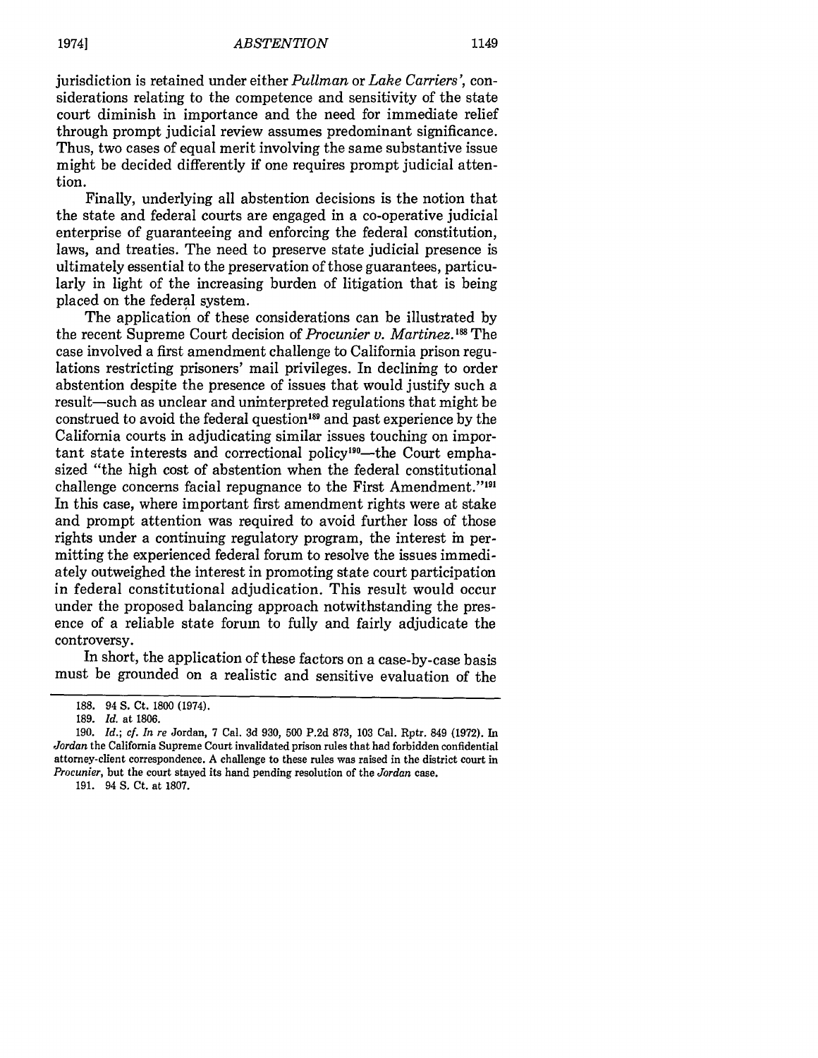jurisdiction is retained under either *Pullman* or *Lake Carriers'*, considerations relating to the competence and sensitivity of the state court diminish in importance and the need for immediate relief through prompt judicial review assumes predominant significance. Thus, two cases of equal merit involving the same substantive issue might be decided differently if one requires prompt judicial attention.

Finally, underlying all abstention decisions is the notion that the state and federal courts are engaged in a co-operative judicial enterprise of guaranteeing and enforcing the federal constitution, laws, and treaties. The need to preserve state judicial presence is ultimately essential to the preservation of those guarantees, particularly in light of the increasing burden of litigation that is being placed on the federal system.

The application of these considerations can be illustrated by the recent Supreme Court decision of *Procunier v. Martinez.*[188] The case involved a first amendment challenge to California prison regulations restricting prisoners' mail privileges. In declining to order abstention despite the presence of issues that would justify such a result—such as unclear and uninterpreted regulations that might be construed to avoid the federal question[189] and past experience by the California courts in adjudicating similar issues touching on important state interests and correctional policy[190]—the Court emphasized "the high cost of abstention when the federal constitutional challenge concerns facial repugnance to the First Amendment."[191] In this case, where important first amendment rights were at stake and prompt attention was required to avoid further loss of those rights under a continuing regulatory program, the interest in permitting the experienced federal forum to resolve the issues immediately outweighed the interest in promoting state court participation in federal constitutional adjudication. This result would occur under the proposed balancing approach notwithstanding the presence of a reliable state forum to fully and fairly adjudicate the controversy.

In short, the application of these factors on a case-by-case basis must be grounded on a realistic and sensitive evaluation of the

---

188. 94 S. Ct. 1800 (1974).

189. *Id.* at 1806.

190. *Id.*; *cf. In re* Jordan, 7 Cal. 3d 930, 500 P.2d 873, 103 Cal. Rptr. 849 (1972). In *Jordan* the California Supreme Court invalidated prison rules that had forbidden confidential attorney-client correspondence. A challenge to these rules was raised in the district court in *Procunier*, but the court stayed its hand pending resolution of the *Jordan* case.

191. 94 S. Ct. at 1807.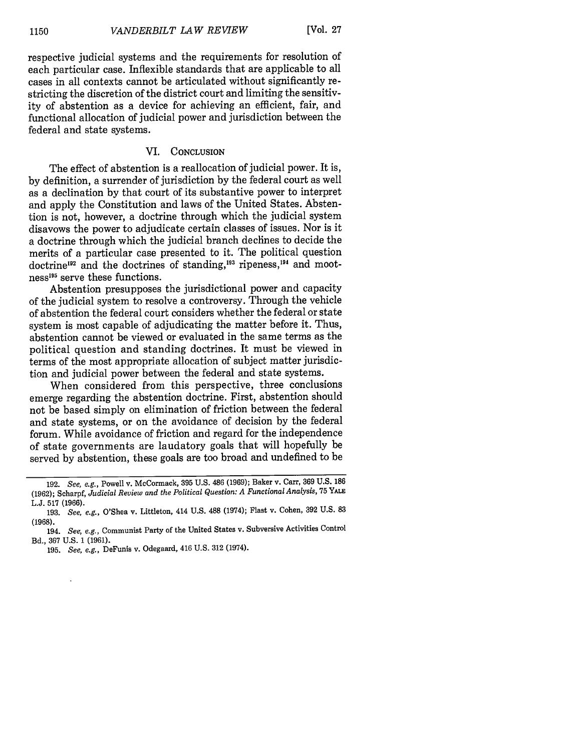respective judicial systems and the requirements for resolution of each particular case. Inflexible standards that are applicable to all cases in all contexts cannot be articulated without significantly restricting the discretion of the district court and limiting the sensitivity of abstention as a device for achieving an efficient, fair, and functional allocation of judicial power and jurisdiction between the federal and state systems.

## VI. Conclusion

The effect of abstention is a reallocation of judicial power. It is, by definition, a surrender of jurisdiction by the federal court as well as a declination by that court of its substantive power to interpret and apply the Constitution and laws of the United States. Abstention is not, however, a doctrine through which the judicial system disavows the power to adjudicate certain classes of issues. Nor is it a doctrine through which the judicial branch declines to decide the merits of a particular case presented to it. The political question doctrine[192] and the doctrines of standing,[193] ripeness,[194] and mootness[195] serve these functions.

Abstention presupposes the jurisdictional power and capacity of the judicial system to resolve a controversy. Through the vehicle of abstention the federal court considers whether the federal or state system is most capable of adjudicating the matter before it. Thus, abstention cannot be viewed or evaluated in the same terms as the political question and standing doctrines. It must be viewed in terms of the most appropriate allocation of subject matter jurisdiction and judicial power between the federal and state systems.

When considered from this perspective, three conclusions emerge regarding the abstention doctrine. First, abstention should not be based simply on elimination of friction between the federal and state systems, or on the avoidance of decision by the federal forum. While avoidance of friction and regard for the independence of state governments are laudatory goals that will hopefully be served by abstention, these goals are too broad and undefined to be

---

192. *See, e.g.,* Powell v. McCormack, 395 U.S. 486 (1969); Baker v. Carr, 369 U.S. 186 (1962); Scharpf, *Judicial Review and the Political Question: A Functional Analysis,* 75 Yale L.J. 517 (1966).

193. *See, e.g.,* O'Shea v. Littleton, 414 U.S. 488 (1974); Flast v. Cohen, 392 U.S. 83 (1968).

194. *See, e.g.,* Communist Party of the United States v. Subversive Activities Control Bd., 367 U.S. 1 (1961).

195. *See, e.g.,* DeFunis v. Odegaard, 416 U.S. 312 (1974).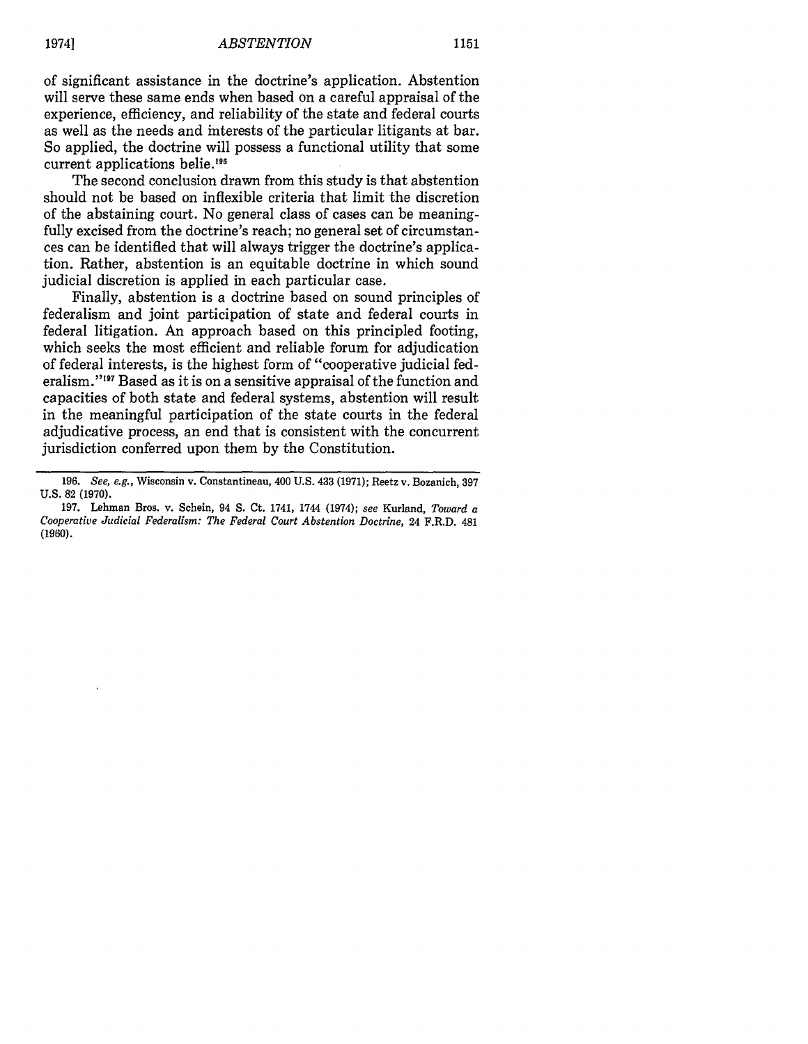of significant assistance in the doctrine's application. Abstention will serve these same ends when based on a careful appraisal of the experience, efficiency, and reliability of the state and federal courts as well as the needs and interests of the particular litigants at bar. So applied, the doctrine will possess a functional utility that some current applications belie.[196]

The second conclusion drawn from this study is that abstention should not be based on inflexible criteria that limit the discretion of the abstaining court. No general class of cases can be meaningfully excised from the doctrine's reach; no general set of circumstances can be identified that will always trigger the doctrine's application. Rather, abstention is an equitable doctrine in which sound judicial discretion is applied in each particular case.

Finally, abstention is a doctrine based on sound principles of federalism and joint participation of state and federal courts in federal litigation. An approach based on this principled footing, which seeks the most efficient and reliable forum for adjudication of federal interests, is the highest form of "cooperative judicial federalism."[197] Based as it is on a sensitive appraisal of the function and capacities of both state and federal systems, abstention will result in the meaningful participation of the state courts in the federal adjudicative process, an end that is consistent with the concurrent jurisdiction conferred upon them by the Constitution.

---

196. *See, e.g.*, Wisconsin v. Constantineau, 400 U.S. 433 (1971); Reetz v. Bozanich, 397 U.S. 82 (1970).

197. Lehman Bros. v. Schein, 94 S. Ct. 1741, 1744 (1974); *see* Kurland, *Toward a Cooperative Judicial Federalism: The Federal Court Abstention Doctrine*, 24 F.R.D. 481 (1960).